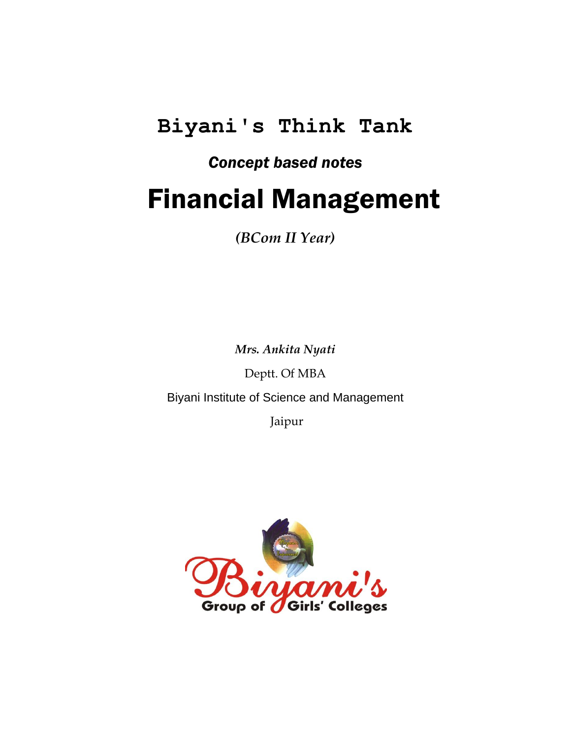# Biyani's Think Tank

***Concept based notes***

# Financial Management

***(BCom II Year)***

***Mrs. Ankita Nyati***

Deptt. Of MBA

Biyani Institute of Science and Management

Jaipur

Biyani's Group of Girls' Colleges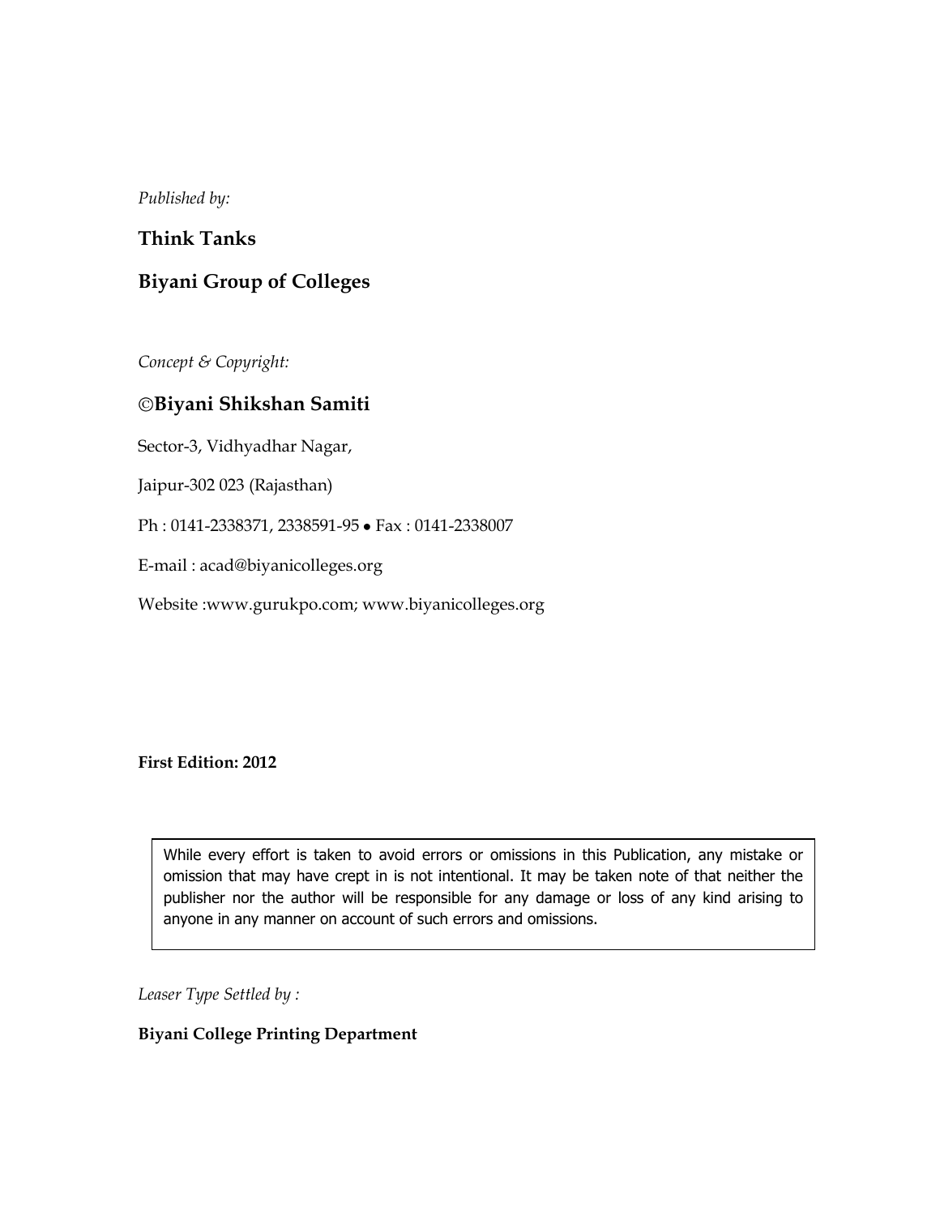*Published by:*

**Think Tanks**

**Biyani Group of Colleges**

*Concept & Copyright:*

**©Biyani Shikshan Samiti**

Sector-3, Vidhyadhar Nagar,

Jaipur-302 023 (Rajasthan)

Ph : 0141-2338371, 2338591-95 • Fax : 0141-2338007

E-mail : acad@biyanicolleges.org

Website :www.gurukpo.com; www.biyanicolleges.org

**First Edition: 2012**

While every effort is taken to avoid errors or omissions in this Publication, any mistake or omission that may have crept in is not intentional. It may be taken note of that neither the publisher nor the author will be responsible for any damage or loss of any kind arising to anyone in any manner on account of such errors and omissions.

*Leaser Type Settled by :*

**Biyani College Printing Department**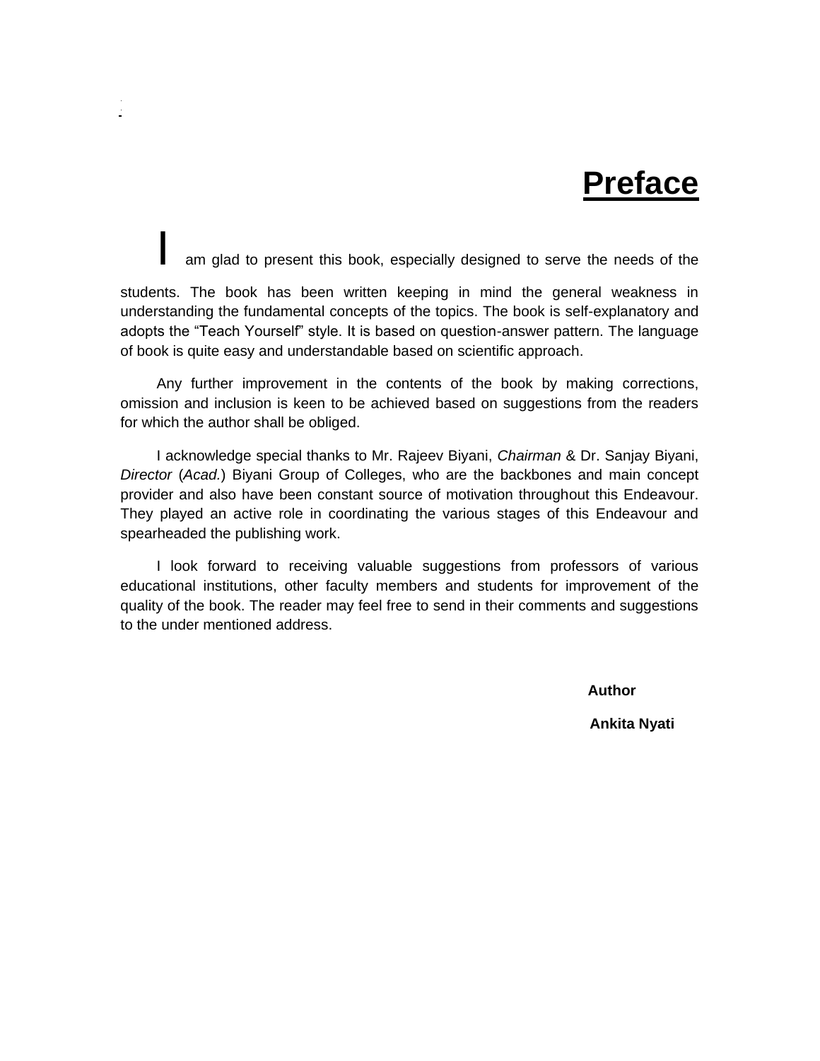# Preface

I am glad to present this book, especially designed to serve the needs of the students. The book has been written keeping in mind the general weakness in understanding the fundamental concepts of the topics. The book is self-explanatory and adopts the "Teach Yourself" style. It is based on question-answer pattern. The language of book is quite easy and understandable based on scientific approach.

Any further improvement in the contents of the book by making corrections, omission and inclusion is keen to be achieved based on suggestions from the readers for which the author shall be obliged.

I acknowledge special thanks to Mr. Rajeev Biyani, *Chairman* & Dr. Sanjay Biyani, *Director* (*Acad.*) Biyani Group of Colleges, who are the backbones and main concept provider and also have been constant source of motivation throughout this Endeavour. They played an active role in coordinating the various stages of this Endeavour and spearheaded the publishing work.

I look forward to receiving valuable suggestions from professors of various educational institutions, other faculty members and students for improvement of the quality of the book. The reader may feel free to send in their comments and suggestions to the under mentioned address.

**Author**

**Ankita Nyati**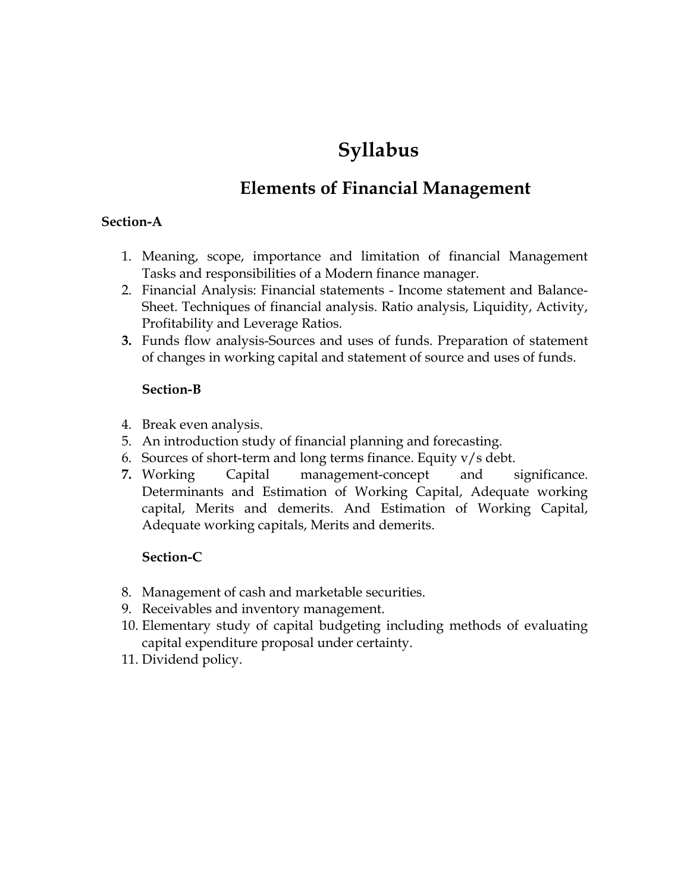# Syllabus

## Elements of Financial Management

**Section-A**

1. Meaning, scope, importance and limitation of financial Management Tasks and responsibilities of a Modern finance manager.
2. Financial Analysis: Financial statements - Income statement and Balance-Sheet. Techniques of financial analysis. Ratio analysis, Liquidity, Activity, Profitability and Leverage Ratios.
3. Funds flow analysis-Sources and uses of funds. Preparation of statement of changes in working capital and statement of source and uses of funds.

**Section-B**

4. Break even analysis.
5. An introduction study of financial planning and forecasting.
6. Sources of short-term and long terms finance. Equity v/s debt.
7. Working Capital management-concept and significance. Determinants and Estimation of Working Capital, Adequate working capital, Merits and demerits. And Estimation of Working Capital, Adequate working capitals, Merits and demerits.

**Section-C**

8. Management of cash and marketable securities.
9. Receivables and inventory management.
10. Elementary study of capital budgeting including methods of evaluating capital expenditure proposal under certainty.
11. Dividend policy.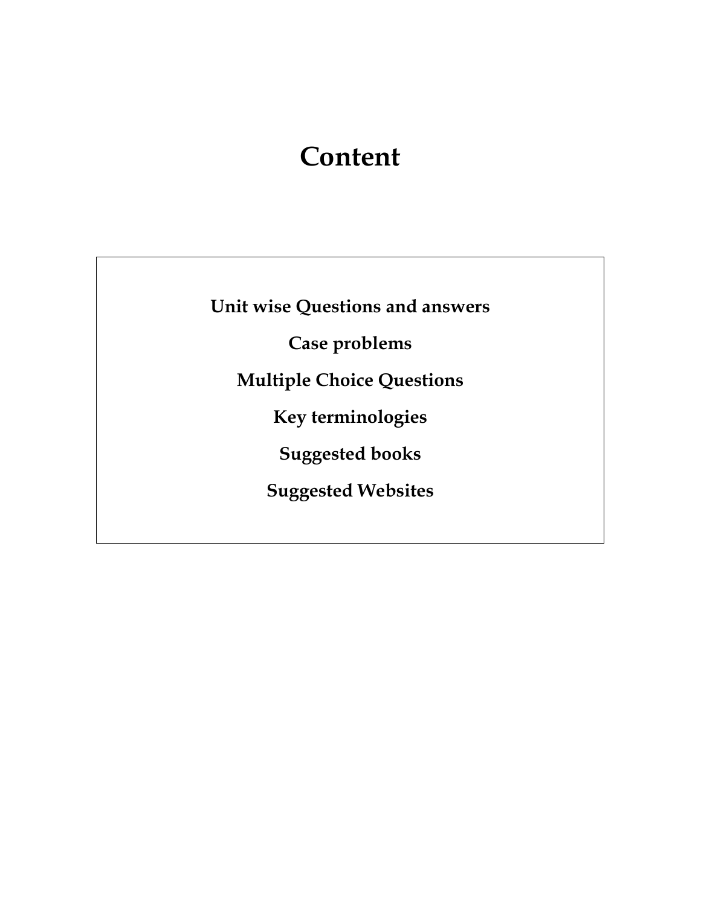# Content

**Unit wise Questions and answers**

**Case problems**

**Multiple Choice Questions**

**Key terminologies**

**Suggested books**

**Suggested Websites**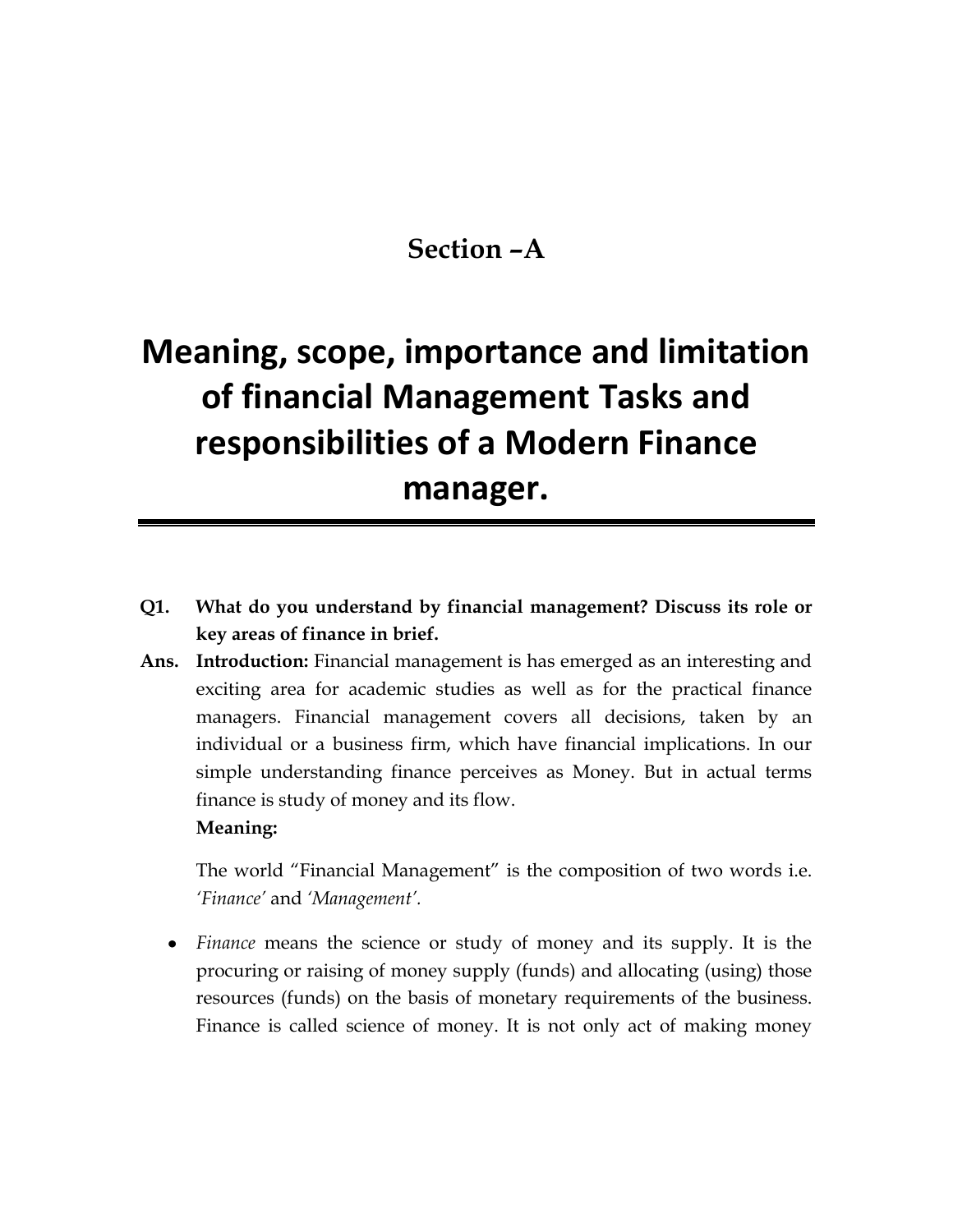## Section –A

# Meaning, scope, importance and limitation of financial Management Tasks and responsibilities of a Modern Finance manager.

---

**Q1. What do you understand by financial management? Discuss its role or key areas of finance in brief.**

**Ans. Introduction:** Financial management is has emerged as an interesting and exciting area for academic studies as well as for the practical finance managers. Financial management covers all decisions, taken by an individual or a business firm, which have financial implications. In our simple understanding finance perceives as Money. But in actual terms finance is study of money and its flow.

**Meaning:**

The world "Financial Management" is the composition of two words i.e. *'Finance'* and *'Management'*.

- *Finance* means the science or study of money and its supply. It is the procuring or raising of money supply (funds) and allocating (using) those resources (funds) on the basis of monetary requirements of the business. Finance is called science of money. It is not only act of making money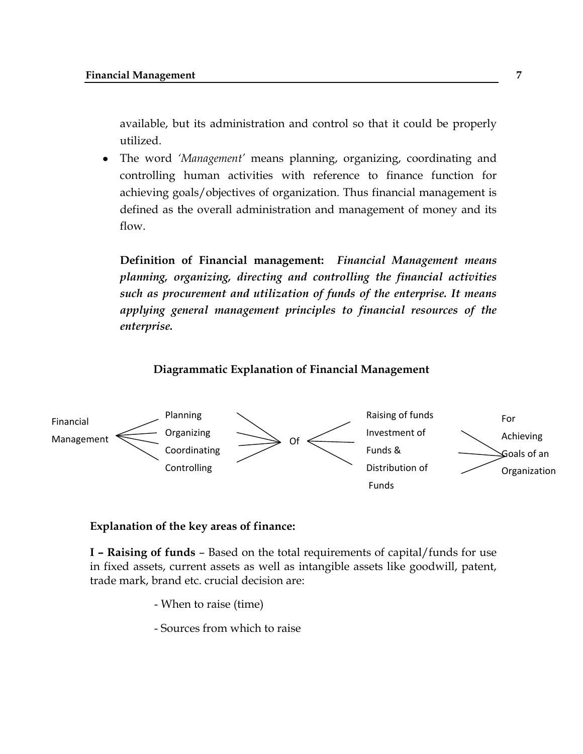available, but its administration and control so that it could be properly utilized.

- The word *'Management'* means planning, organizing, coordinating and controlling human activities with reference to finance function for achieving goals/objectives of organization. Thus financial management is defined as the overall administration and management of money and its flow.

**Definition of Financial management:** ***Financial Management means planning, organizing, directing and controlling the financial activities such as procurement and utilization of funds of the enterprise. It means applying general management principles to financial resources of the enterprise.***

**Diagrammatic Explanation of Financial Management**

Financial Management — Planning / Organizing / Coordinating / Controlling — Of — Raising of funds / Investment of Funds & / Distribution of Funds — For Achieving Goals of an Organization

**Explanation of the key areas of finance:**

**I – Raising of funds** – Based on the total requirements of capital/funds for use in fixed assets, current assets as well as intangible assets like goodwill, patent, trade mark, brand etc. crucial decision are:

- When to raise (time)
- Sources from which to raise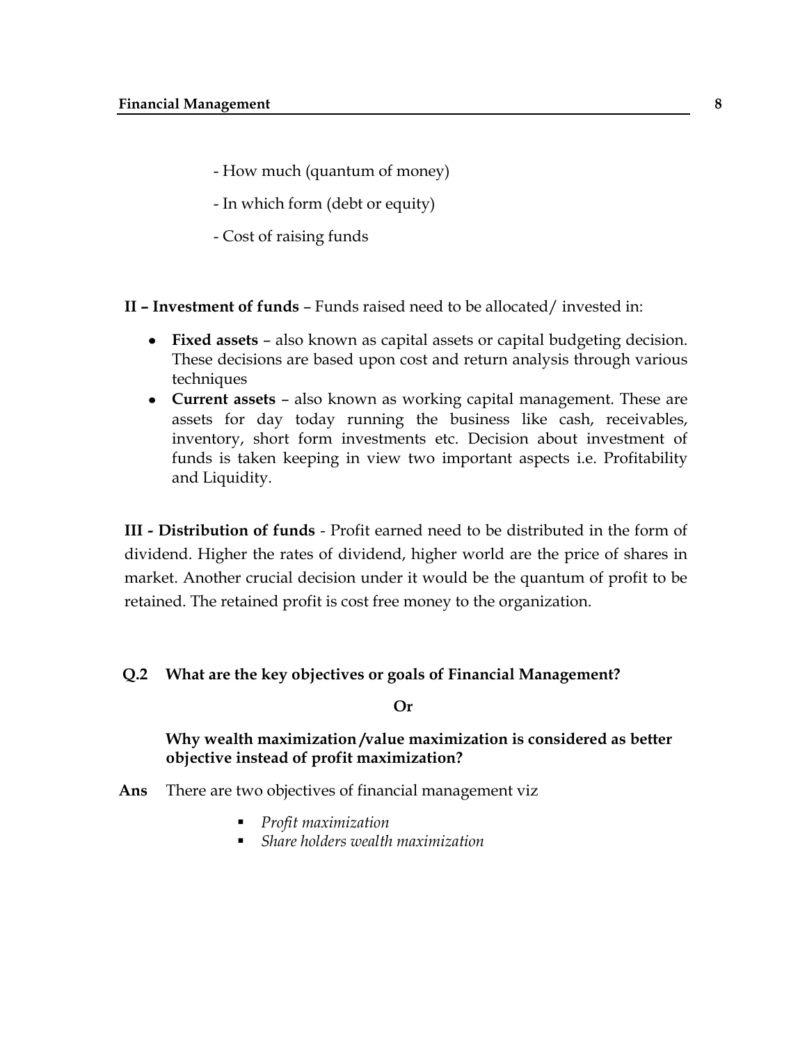- How much (quantum of money)
- In which form (debt or equity)
- Cost of raising funds

**II – Investment of funds** – Funds raised need to be allocated/ invested in:

- **Fixed assets** – also known as capital assets or capital budgeting decision. These decisions are based upon cost and return analysis through various techniques
- **Current assets** – also known as working capital management. These are assets for day today running the business like cash, receivables, inventory, short form investments etc. Decision about investment of funds is taken keeping in view two important aspects i.e. Profitability and Liquidity.

**III - Distribution of funds** - Profit earned need to be distributed in the form of dividend. Higher the rates of dividend, higher world are the price of shares in market. Another crucial decision under it would be the quantum of profit to be retained. The retained profit is cost free money to the organization.

**Q.2 What are the key objectives or goals of Financial Management?**

**Or**

**Why wealth maximization /value maximization is considered as better objective instead of profit maximization?**

**Ans** There are two objectives of financial management viz

- *Profit maximization*
- *Share holders wealth maximization*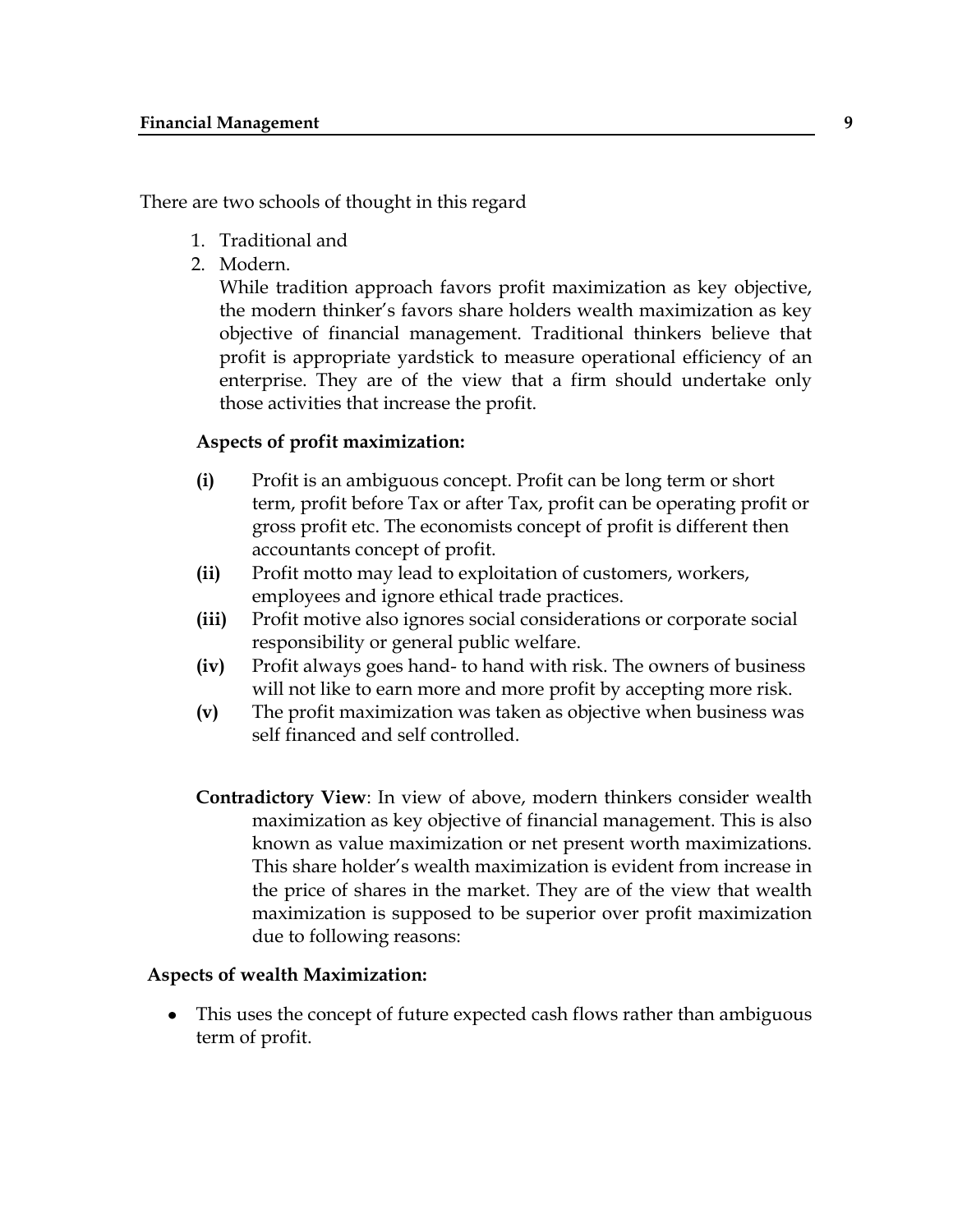There are two schools of thought in this regard

1. Traditional and
2. Modern.

   While tradition approach favors profit maximization as key objective, the modern thinker's favors share holders wealth maximization as key objective of financial management. Traditional thinkers believe that profit is appropriate yardstick to measure operational efficiency of an enterprise. They are of the view that a firm should undertake only those activities that increase the profit.

   **Aspects of profit maximization:**

   **(i)** Profit is an ambiguous concept. Profit can be long term or short term, profit before Tax or after Tax, profit can be operating profit or gross profit etc. The economists concept of profit is different then accountants concept of profit.

   **(ii)** Profit motto may lead to exploitation of customers, workers, employees and ignore ethical trade practices.

   **(iii)** Profit motive also ignores social considerations or corporate social responsibility or general public welfare.

   **(iv)** Profit always goes hand- to hand with risk. The owners of business will not like to earn more and more profit by accepting more risk.

   **(v)** The profit maximization was taken as objective when business was self financed and self controlled.

   **Contradictory View**: In view of above, modern thinkers consider wealth maximization as key objective of financial management. This is also known as value maximization or net present worth maximizations. This share holder's wealth maximization is evident from increase in the price of shares in the market. They are of the view that wealth maximization is supposed to be superior over profit maximization due to following reasons:

**Aspects of wealth Maximization:**

- This uses the concept of future expected cash flows rather than ambiguous term of profit.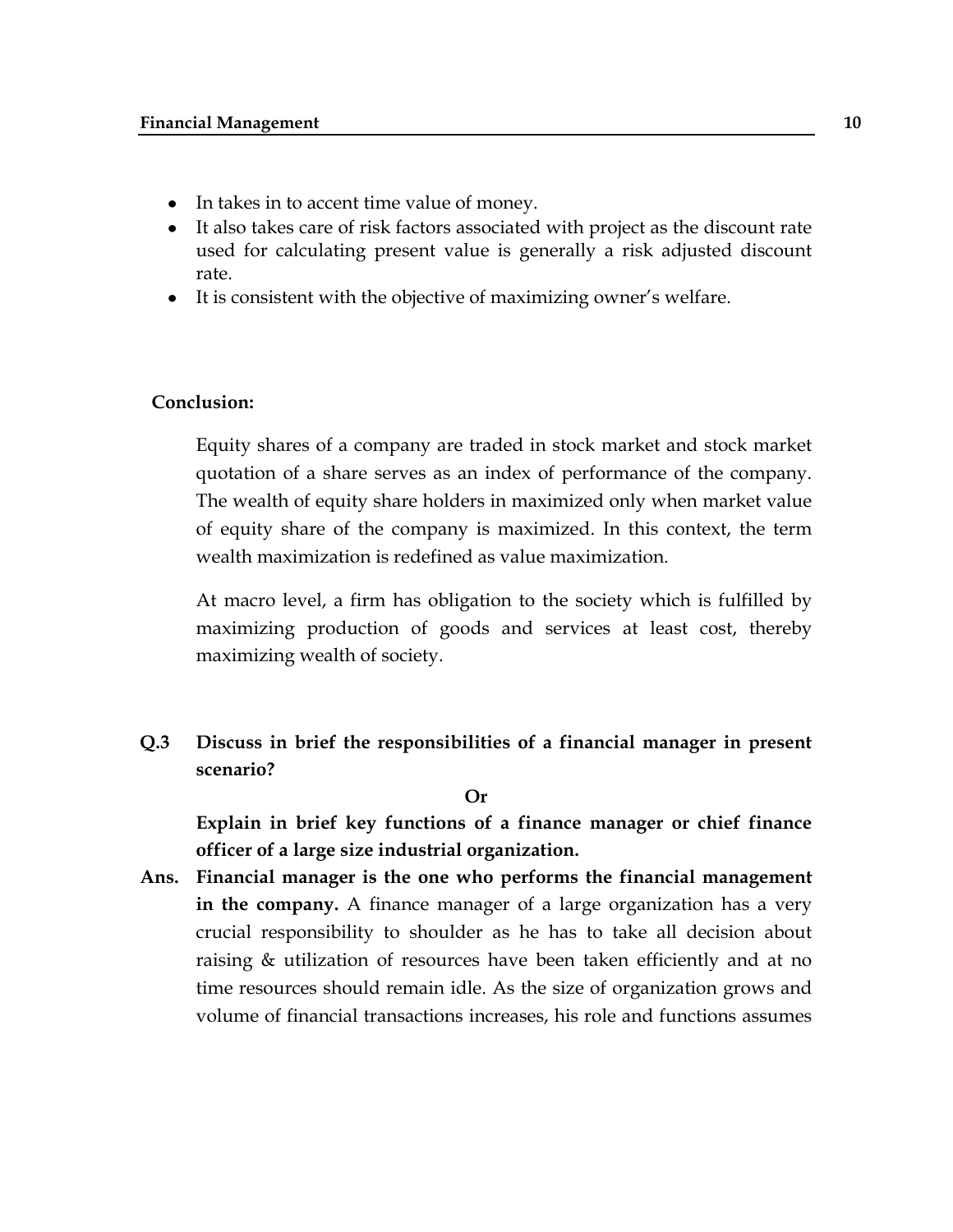- In takes in to accent time value of money.
- It also takes care of risk factors associated with project as the discount rate used for calculating present value is generally a risk adjusted discount rate.
- It is consistent with the objective of maximizing owner's welfare.

**Conclusion:**

Equity shares of a company are traded in stock market and stock market quotation of a share serves as an index of performance of the company. The wealth of equity share holders in maximized only when market value of equity share of the company is maximized. In this context, the term wealth maximization is redefined as value maximization.

At macro level, a firm has obligation to the society which is fulfilled by maximizing production of goods and services at least cost, thereby maximizing wealth of society.

**Q.3 Discuss in brief the responsibilities of a financial manager in present scenario?**

**Or**

**Explain in brief key functions of a finance manager or chief finance officer of a large size industrial organization.**

**Ans. Financial manager is the one who performs the financial management in the company.** A finance manager of a large organization has a very crucial responsibility to shoulder as he has to take all decision about raising & utilization of resources have been taken efficiently and at no time resources should remain idle. As the size of organization grows and volume of financial transactions increases, his role and functions assumes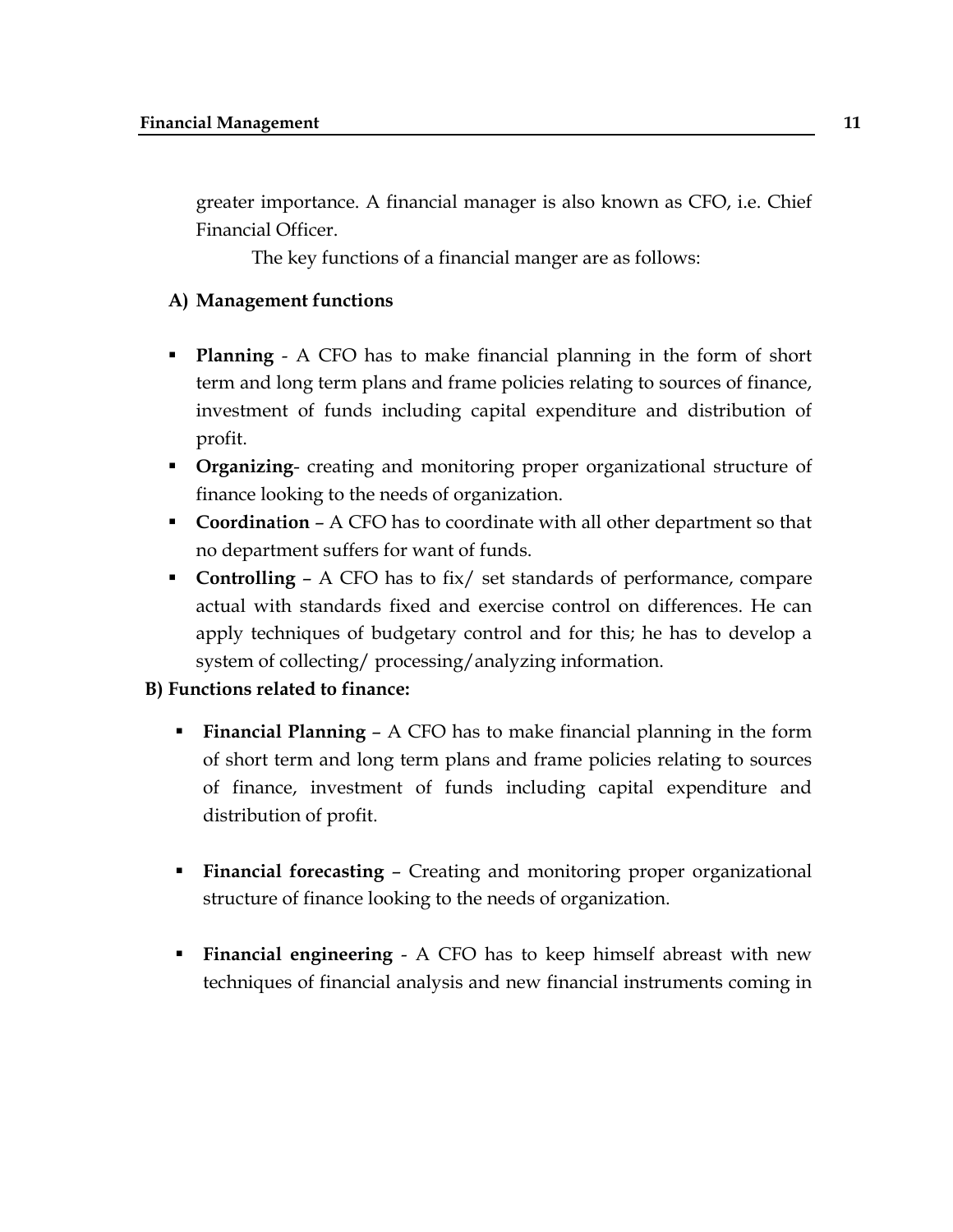greater importance. A financial manager is also known as CFO, i.e. Chief Financial Officer.

The key functions of a financial manger are as follows:

**A) Management functions**

- **Planning** - A CFO has to make financial planning in the form of short term and long term plans and frame policies relating to sources of finance, investment of funds including capital expenditure and distribution of profit.
- **Organizing**- creating and monitoring proper organizational structure of finance looking to the needs of organization.
- **Coordination** – A CFO has to coordinate with all other department so that no department suffers for want of funds.
- **Controlling** – A CFO has to fix/ set standards of performance, compare actual with standards fixed and exercise control on differences. He can apply techniques of budgetary control and for this; he has to develop a system of collecting/ processing/analyzing information.

**B) Functions related to finance:**

- **Financial Planning** – A CFO has to make financial planning in the form of short term and long term plans and frame policies relating to sources of finance, investment of funds including capital expenditure and distribution of profit.
- **Financial forecasting** – Creating and monitoring proper organizational structure of finance looking to the needs of organization.
- **Financial engineering** - A CFO has to keep himself abreast with new techniques of financial analysis and new financial instruments coming in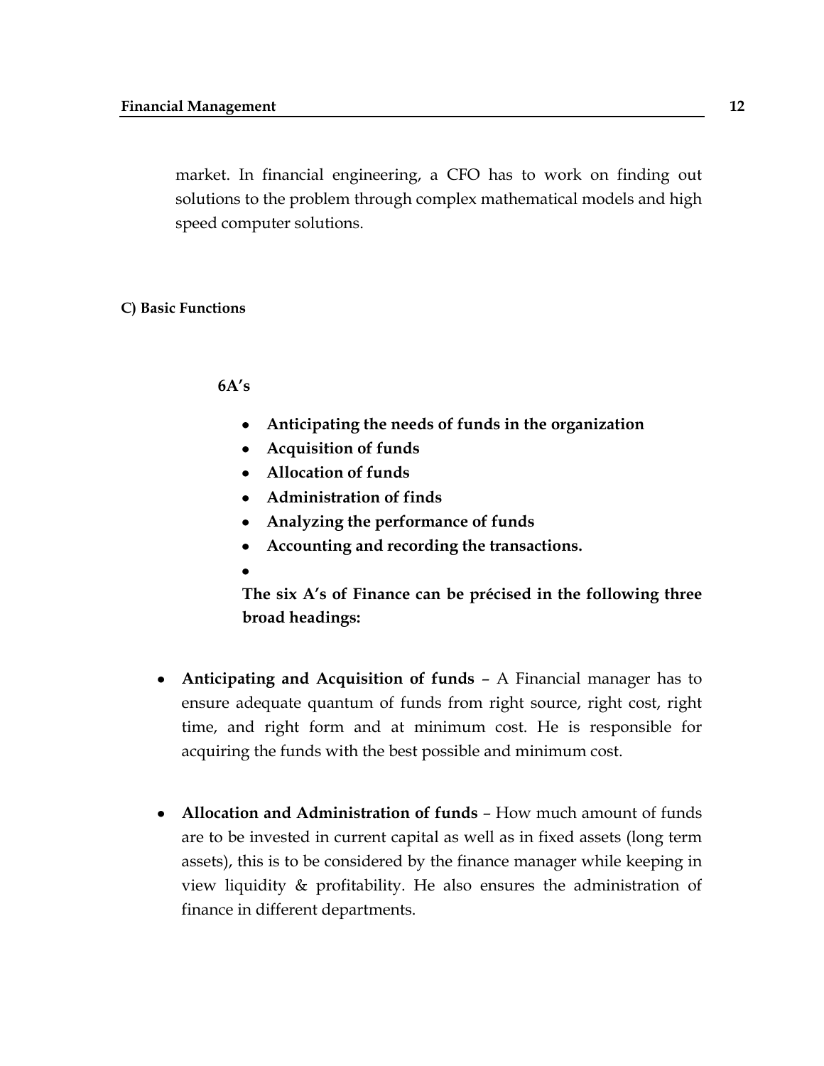market. In financial engineering, a CFO has to work on finding out solutions to the problem through complex mathematical models and high speed computer solutions.

### C) Basic Functions

**6A's**

- **Anticipating the needs of funds in the organization**
- **Acquisition of funds**
- **Allocation of funds**
- **Administration of finds**
- **Analyzing the performance of funds**
- **Accounting and recording the transactions.**

**The six A's of Finance can be précised in the following three broad headings:**

- **Anticipating and Acquisition of funds** – A Financial manager has to ensure adequate quantum of funds from right source, right cost, right time, and right form and at minimum cost. He is responsible for acquiring the funds with the best possible and minimum cost.

- **Allocation and Administration of funds** – How much amount of funds are to be invested in current capital as well as in fixed assets (long term assets), this is to be considered by the finance manager while keeping in view liquidity & profitability. He also ensures the administration of finance in different departments.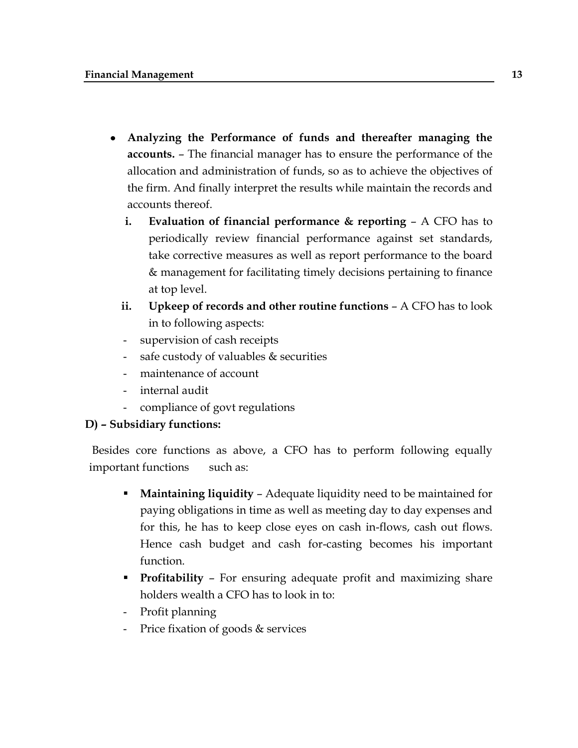- **Analyzing the Performance of funds and thereafter managing the accounts.** – The financial manager has to ensure the performance of the allocation and administration of funds, so as to achieve the objectives of the firm. And finally interpret the results while maintain the records and accounts thereof.
  - **i. Evaluation of financial performance & reporting** – A CFO has to periodically review financial performance against set standards, take corrective measures as well as report performance to the board & management for facilitating timely decisions pertaining to finance at top level.
  - **ii. Upkeep of records and other routine functions** – A CFO has to look in to following aspects:
    - supervision of cash receipts
    - safe custody of valuables & securities
    - maintenance of account
    - internal audit
    - compliance of govt regulations

**D) – Subsidiary functions:**

Besides core functions as above, a CFO has to perform following equally important functions such as:

- **Maintaining liquidity** – Adequate liquidity need to be maintained for paying obligations in time as well as meeting day to day expenses and for this, he has to keep close eyes on cash in-flows, cash out flows. Hence cash budget and cash for-casting becomes his important function.
- **Profitability** – For ensuring adequate profit and maximizing share holders wealth a CFO has to look in to:
  - Profit planning
  - Price fixation of goods & services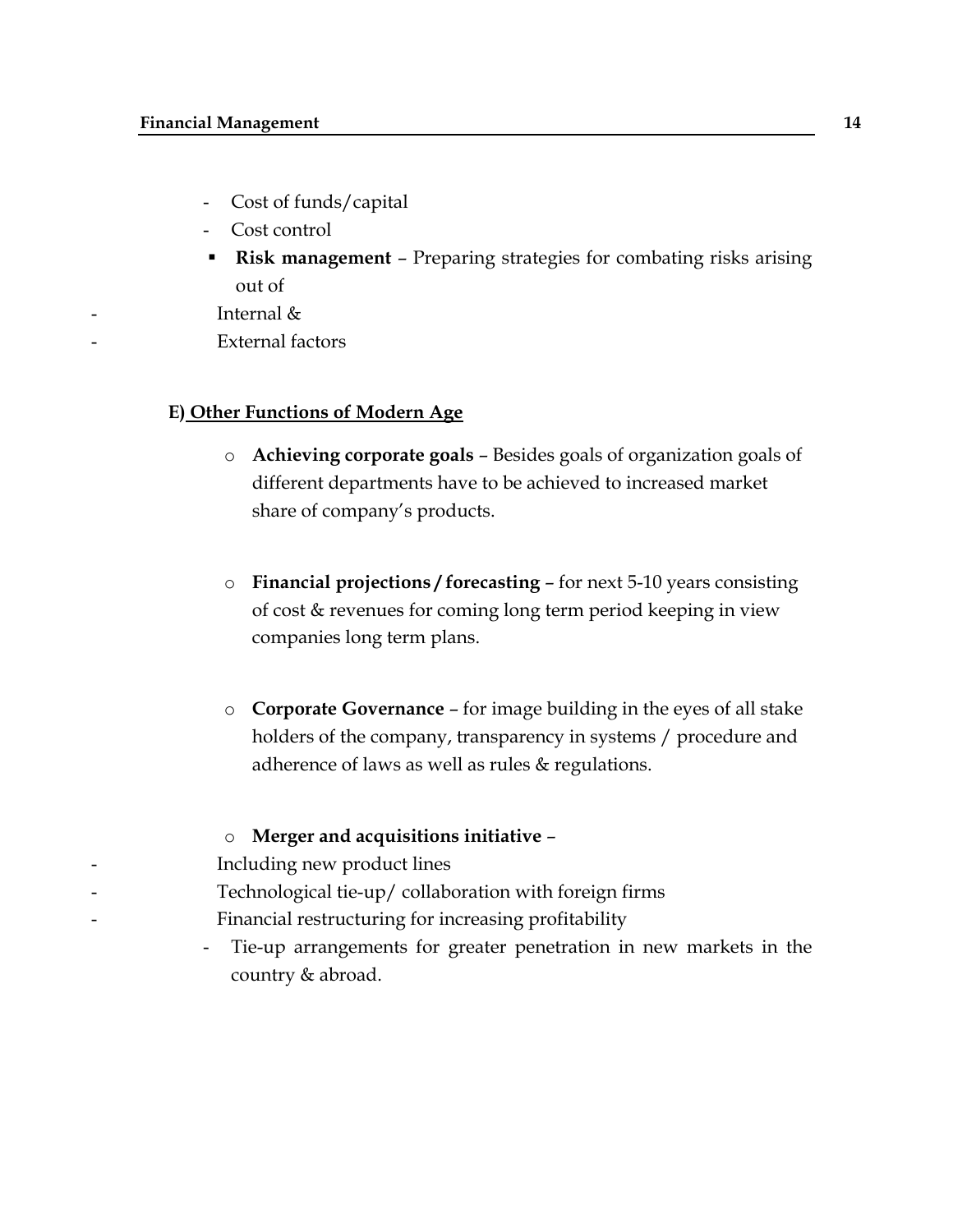- Cost of funds/capital
- Cost control

- **Risk management** – Preparing strategies for combating risks arising out of
  - Internal &
  - External factors

**E) Other Functions of Modern Age**

- **Achieving corporate goals** – Besides goals of organization goals of different departments have to be achieved to increased market share of company's products.

- **Financial projections / forecasting** – for next 5-10 years consisting of cost & revenues for coming long term period keeping in view companies long term plans.

- **Corporate Governance** – for image building in the eyes of all stake holders of the company, transparency in systems / procedure and adherence of laws as well as rules & regulations.

- **Merger and acquisitions initiative** –
  - Including new product lines
  - Technological tie-up/ collaboration with foreign firms
  - Financial restructuring for increasing profitability
  - Tie-up arrangements for greater penetration in new markets in the country & abroad.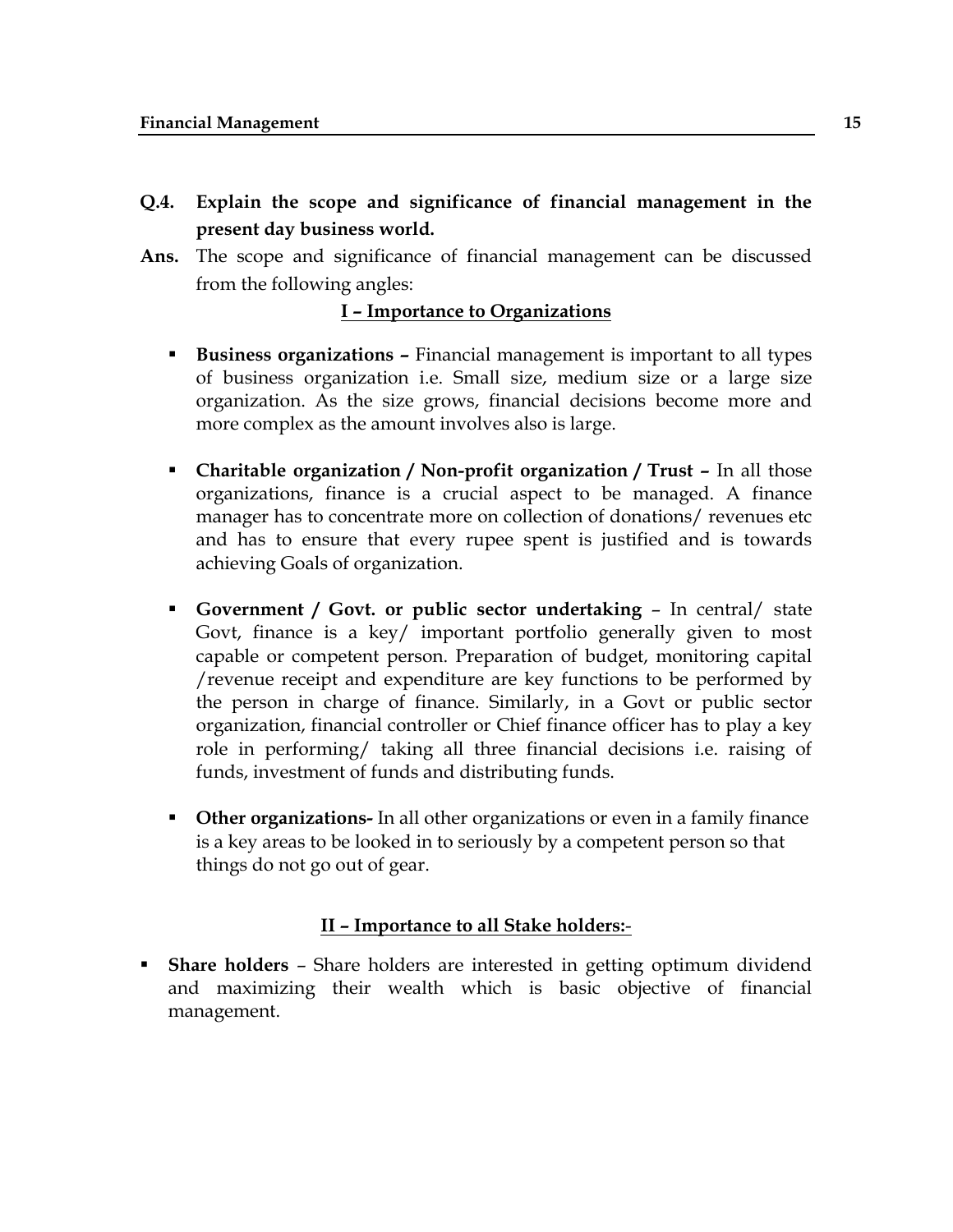**Q.4. Explain the scope and significance of financial management in the present day business world.**

**Ans.** The scope and significance of financial management can be discussed from the following angles:

**I – Importance to Organizations**

- **Business organizations –** Financial management is important to all types of business organization i.e. Small size, medium size or a large size organization. As the size grows, financial decisions become more and more complex as the amount involves also is large.

- **Charitable organization / Non-profit organization / Trust –** In all those organizations, finance is a crucial aspect to be managed. A finance manager has to concentrate more on collection of donations/ revenues etc and has to ensure that every rupee spent is justified and is towards achieving Goals of organization.

- **Government / Govt. or public sector undertaking** – In central/ state Govt, finance is a key/ important portfolio generally given to most capable or competent person. Preparation of budget, monitoring capital /revenue receipt and expenditure are key functions to be performed by the person in charge of finance. Similarly, in a Govt or public sector organization, financial controller or Chief finance officer has to play a key role in performing/ taking all three financial decisions i.e. raising of funds, investment of funds and distributing funds.

- **Other organizations-** In all other organizations or even in a family finance is a key areas to be looked in to seriously by a competent person so that things do not go out of gear.

**II – Importance to all Stake holders:-**

- **Share holders** – Share holders are interested in getting optimum dividend and maximizing their wealth which is basic objective of financial management.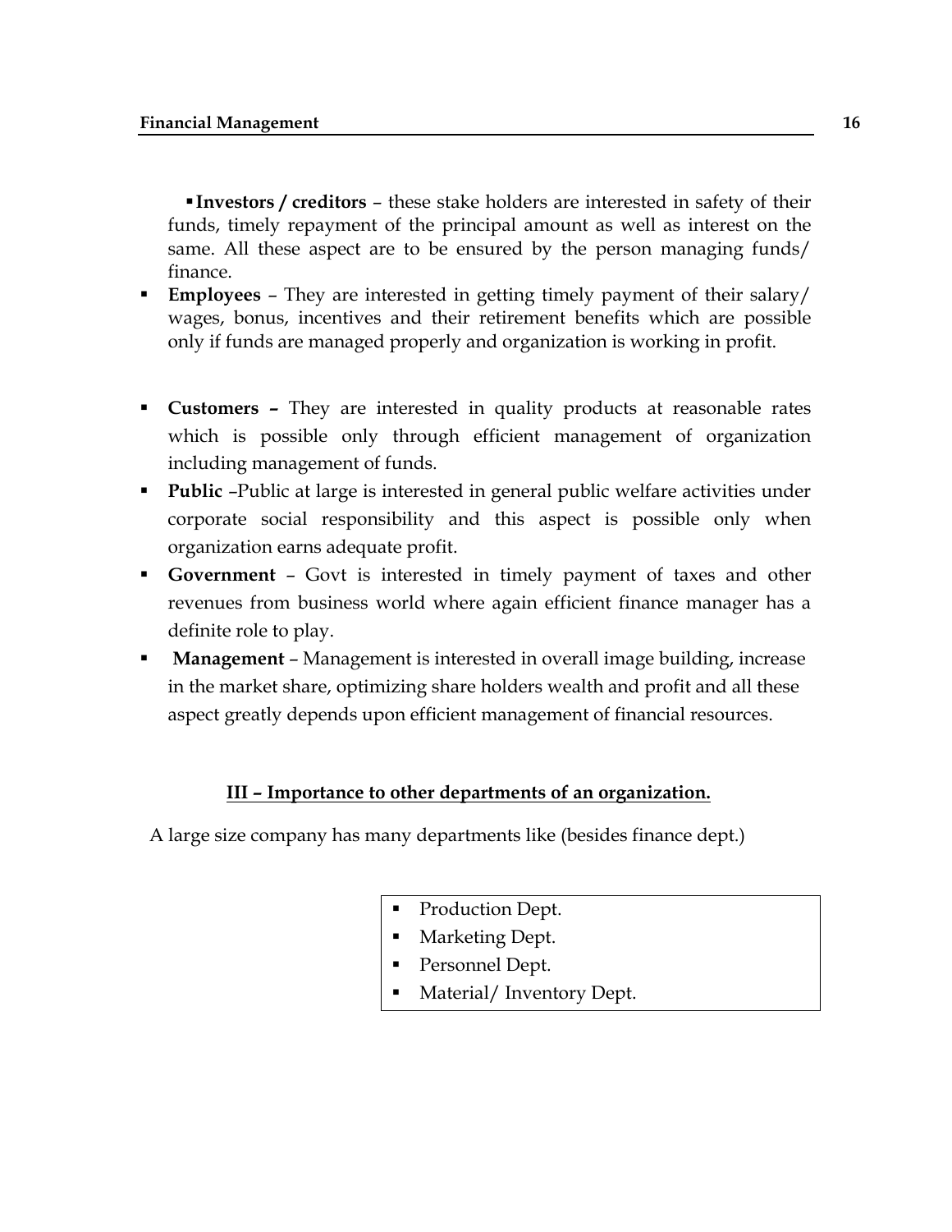- **Investors / creditors** – these stake holders are interested in safety of their funds, timely repayment of the principal amount as well as interest on the same. All these aspect are to be ensured by the person managing funds/ finance.
- **Employees** – They are interested in getting timely payment of their salary/ wages, bonus, incentives and their retirement benefits which are possible only if funds are managed properly and organization is working in profit.

- **Customers –** They are interested in quality products at reasonable rates which is possible only through efficient management of organization including management of funds.
- **Public** –Public at large is interested in general public welfare activities under corporate social responsibility and this aspect is possible only when organization earns adequate profit.
- **Government** – Govt is interested in timely payment of taxes and other revenues from business world where again efficient finance manager has a definite role to play.
- **Management** – Management is interested in overall image building, increase in the market share, optimizing share holders wealth and profit and all these aspect greatly depends upon efficient management of financial resources.

**III – Importance to other departments of an organization.**

A large size company has many departments like (besides finance dept.)

- Production Dept.
- Marketing Dept.
- Personnel Dept.
- Material/ Inventory Dept.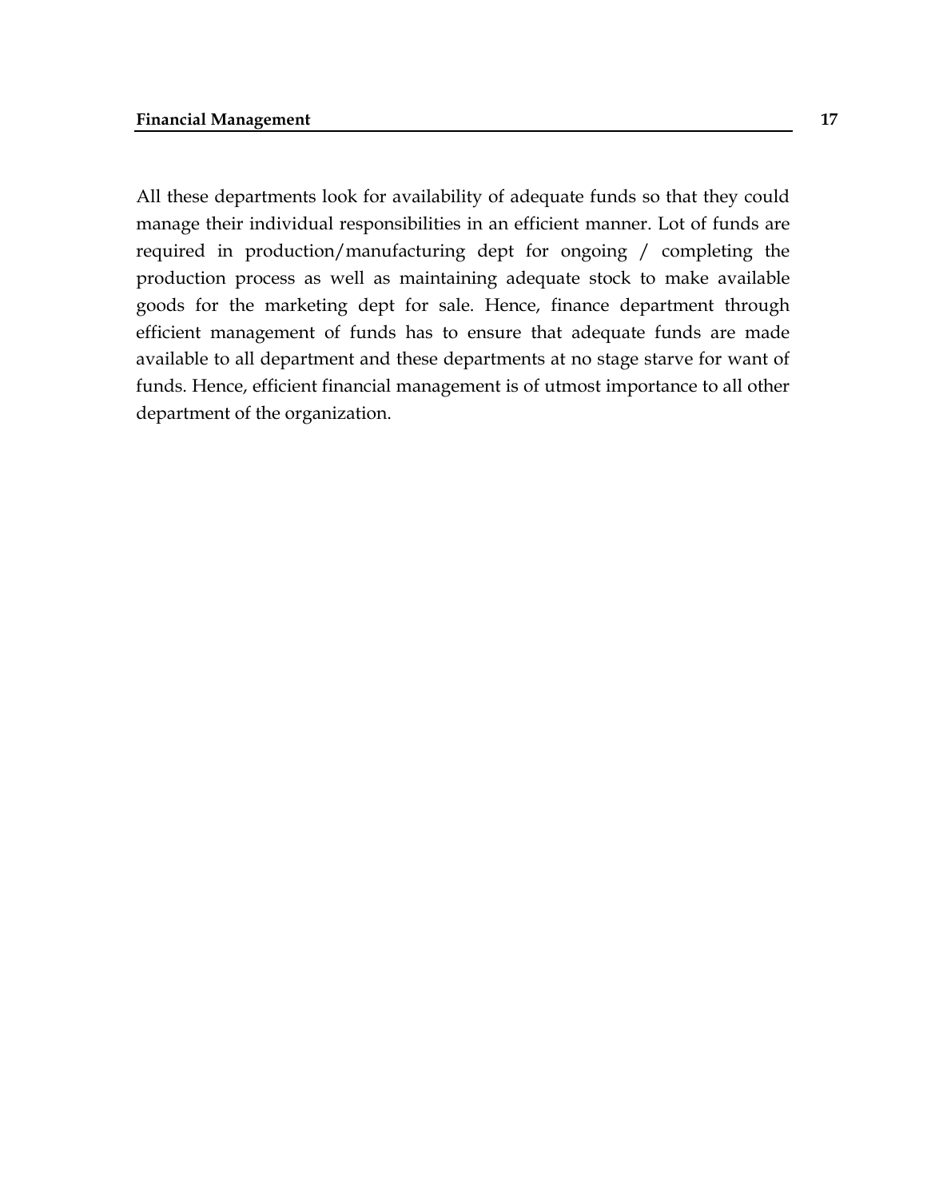All these departments look for availability of adequate funds so that they could manage their individual responsibilities in an efficient manner. Lot of funds are required in production/manufacturing dept for ongoing / completing the production process as well as maintaining adequate stock to make available goods for the marketing dept for sale. Hence, finance department through efficient management of funds has to ensure that adequate funds are made available to all department and these departments at no stage starve for want of funds. Hence, efficient financial management is of utmost importance to all other department of the organization.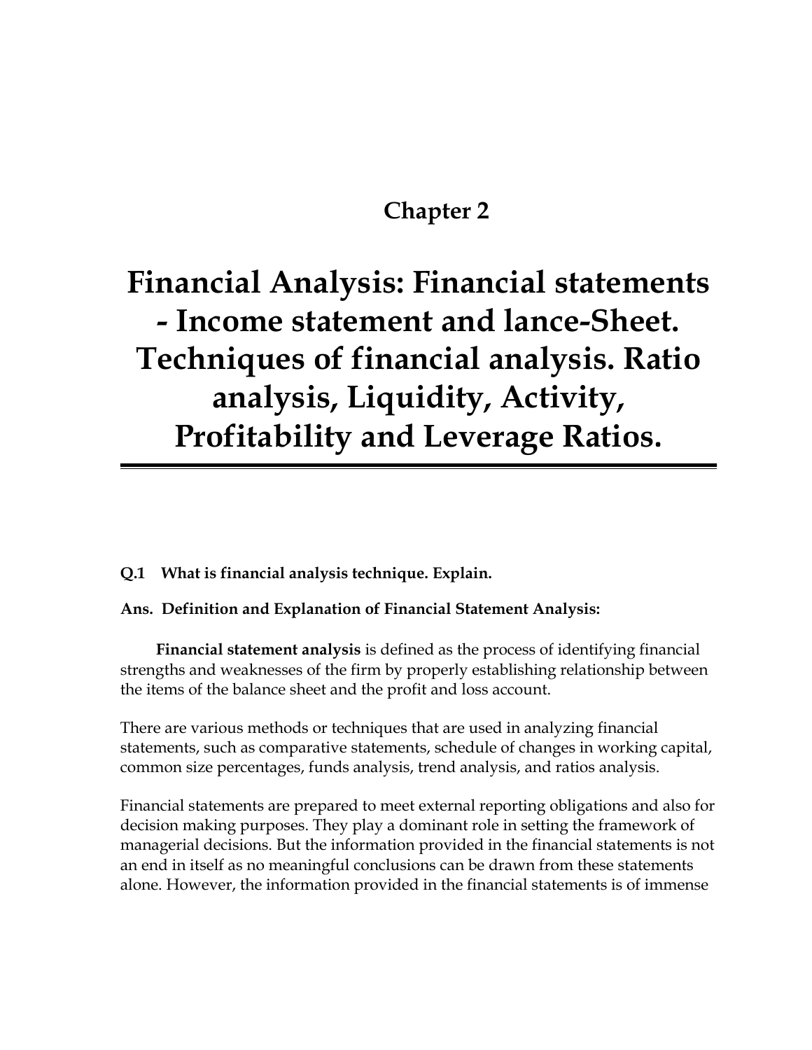## Chapter 2

# Financial Analysis: Financial statements - Income statement and lance-Sheet. Techniques of financial analysis. Ratio analysis, Liquidity, Activity, Profitability and Leverage Ratios.

**Q.1 What is financial analysis technique. Explain.**

**Ans. Definition and Explanation of Financial Statement Analysis:**

**Financial statement analysis** is defined as the process of identifying financial strengths and weaknesses of the firm by properly establishing relationship between the items of the balance sheet and the profit and loss account.

There are various methods or techniques that are used in analyzing financial statements, such as comparative statements, schedule of changes in working capital, common size percentages, funds analysis, trend analysis, and ratios analysis.

Financial statements are prepared to meet external reporting obligations and also for decision making purposes. They play a dominant role in setting the framework of managerial decisions. But the information provided in the financial statements is not an end in itself as no meaningful conclusions can be drawn from these statements alone. However, the information provided in the financial statements is of immense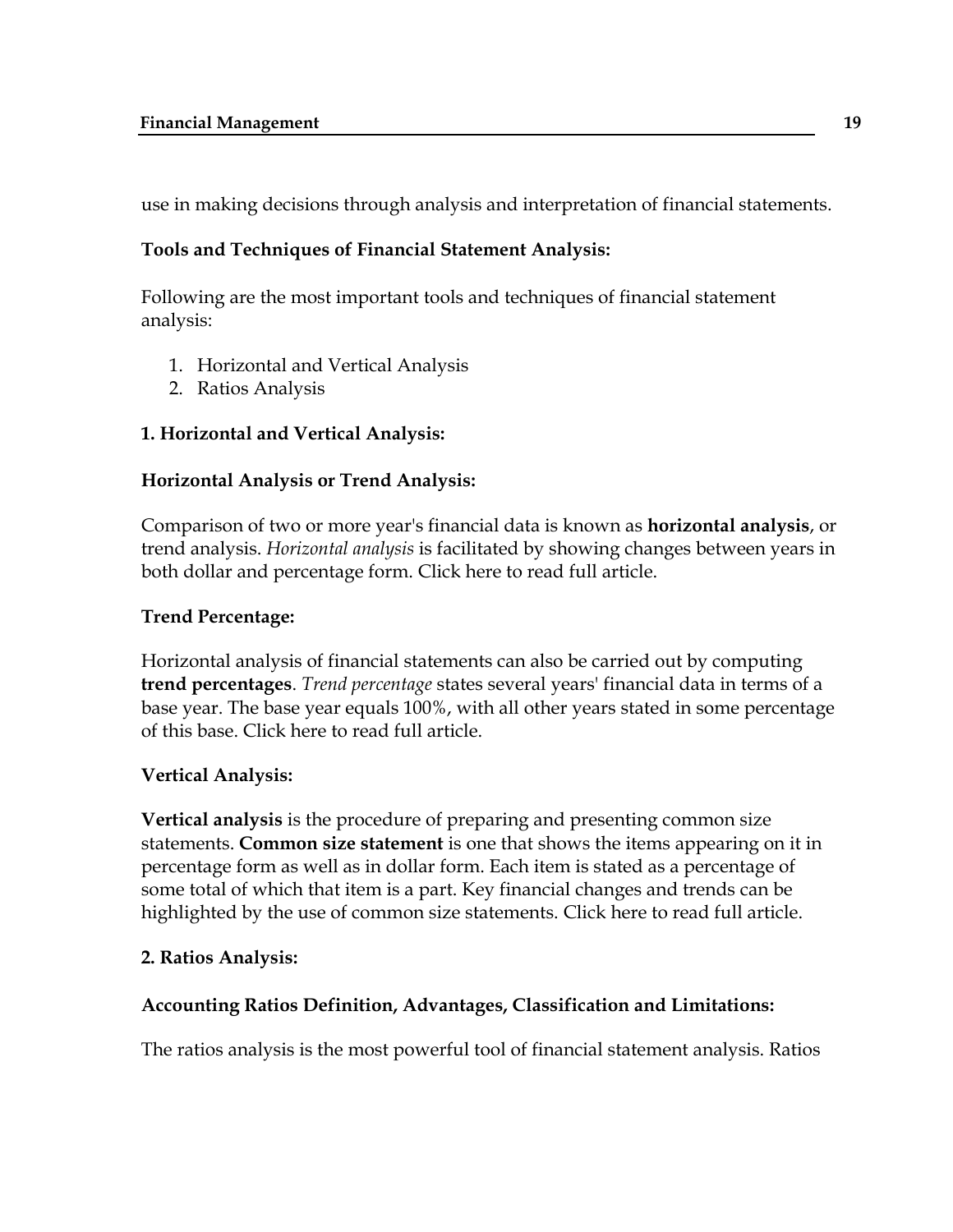use in making decisions through analysis and interpretation of financial statements.

**Tools and Techniques of Financial Statement Analysis:**

Following are the most important tools and techniques of financial statement analysis:

1. Horizontal and Vertical Analysis
2. Ratios Analysis

**1. Horizontal and Vertical Analysis:**

**Horizontal Analysis or Trend Analysis:**

Comparison of two or more year's financial data is known as **horizontal analysis**, or trend analysis. *Horizontal analysis* is facilitated by showing changes between years in both dollar and percentage form. Click here to read full article.

**Trend Percentage:**

Horizontal analysis of financial statements can also be carried out by computing **trend percentages**. *Trend percentage* states several years' financial data in terms of a base year. The base year equals 100%, with all other years stated in some percentage of this base. Click here to read full article.

**Vertical Analysis:**

**Vertical analysis** is the procedure of preparing and presenting common size statements. **Common size statement** is one that shows the items appearing on it in percentage form as well as in dollar form. Each item is stated as a percentage of some total of which that item is a part. Key financial changes and trends can be highlighted by the use of common size statements. Click here to read full article.

**2. Ratios Analysis:**

**Accounting Ratios Definition, Advantages, Classification and Limitations:**

The ratios analysis is the most powerful tool of financial statement analysis. Ratios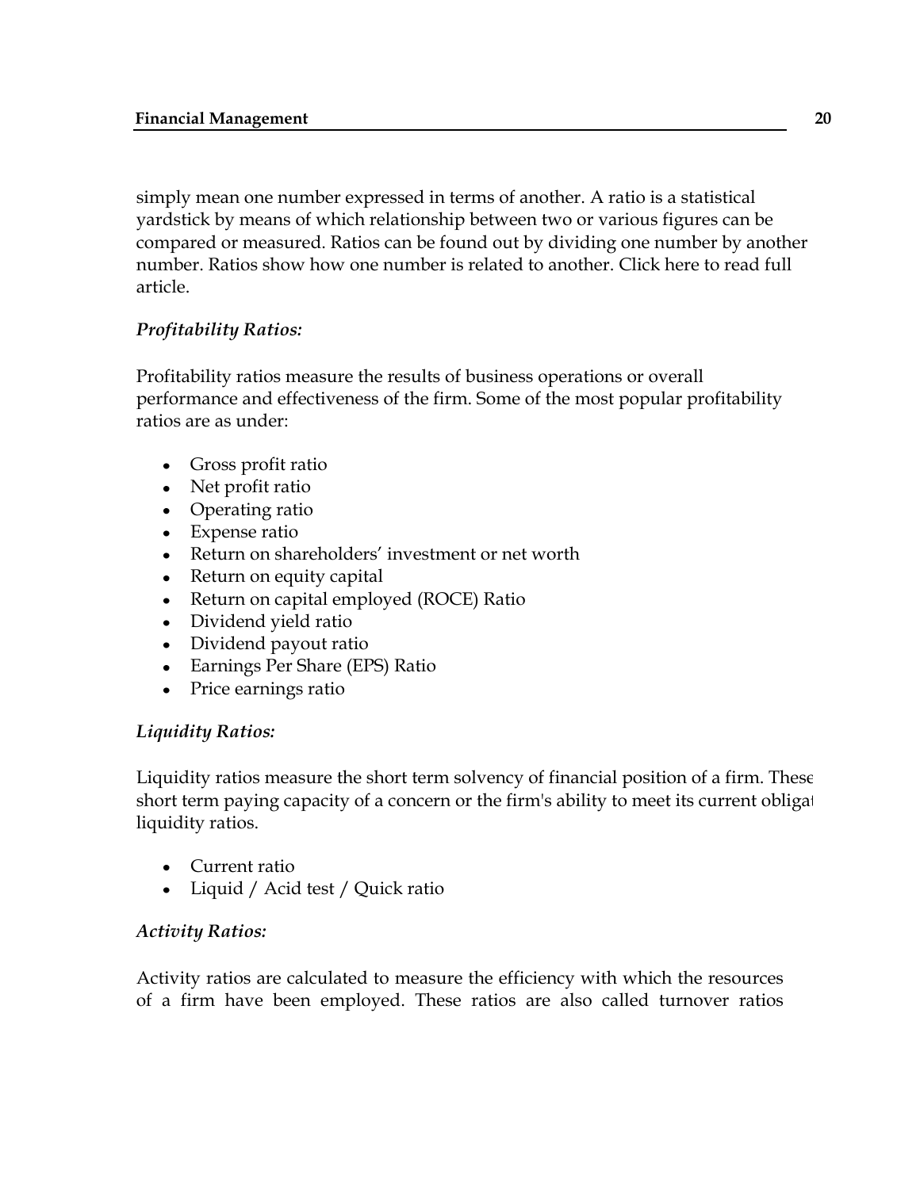simply mean one number expressed in terms of another. A ratio is a statistical yardstick by means of which relationship between two or various figures can be compared or measured. Ratios can be found out by dividing one number by another number. Ratios show how one number is related to another. Click here to read full article.

### *Profitability Ratios:*

Profitability ratios measure the results of business operations or overall performance and effectiveness of the firm. Some of the most popular profitability ratios are as under:

- Gross profit ratio
- Net profit ratio
- Operating ratio
- Expense ratio
- Return on shareholders’ investment or net worth
- Return on equity capital
- Return on capital employed (ROCE) Ratio
- Dividend yield ratio
- Dividend payout ratio
- Earnings Per Share (EPS) Ratio
- Price earnings ratio

### *Liquidity Ratios:*

Liquidity ratios measure the short term solvency of financial position of a firm. These short term paying capacity of a concern or the firm's ability to meet its current obligat liquidity ratios.

- Current ratio
- Liquid / Acid test / Quick ratio

### *Activity Ratios:*

Activity ratios are calculated to measure the efficiency with which the resources of a firm have been employed. These ratios are also called turnover ratios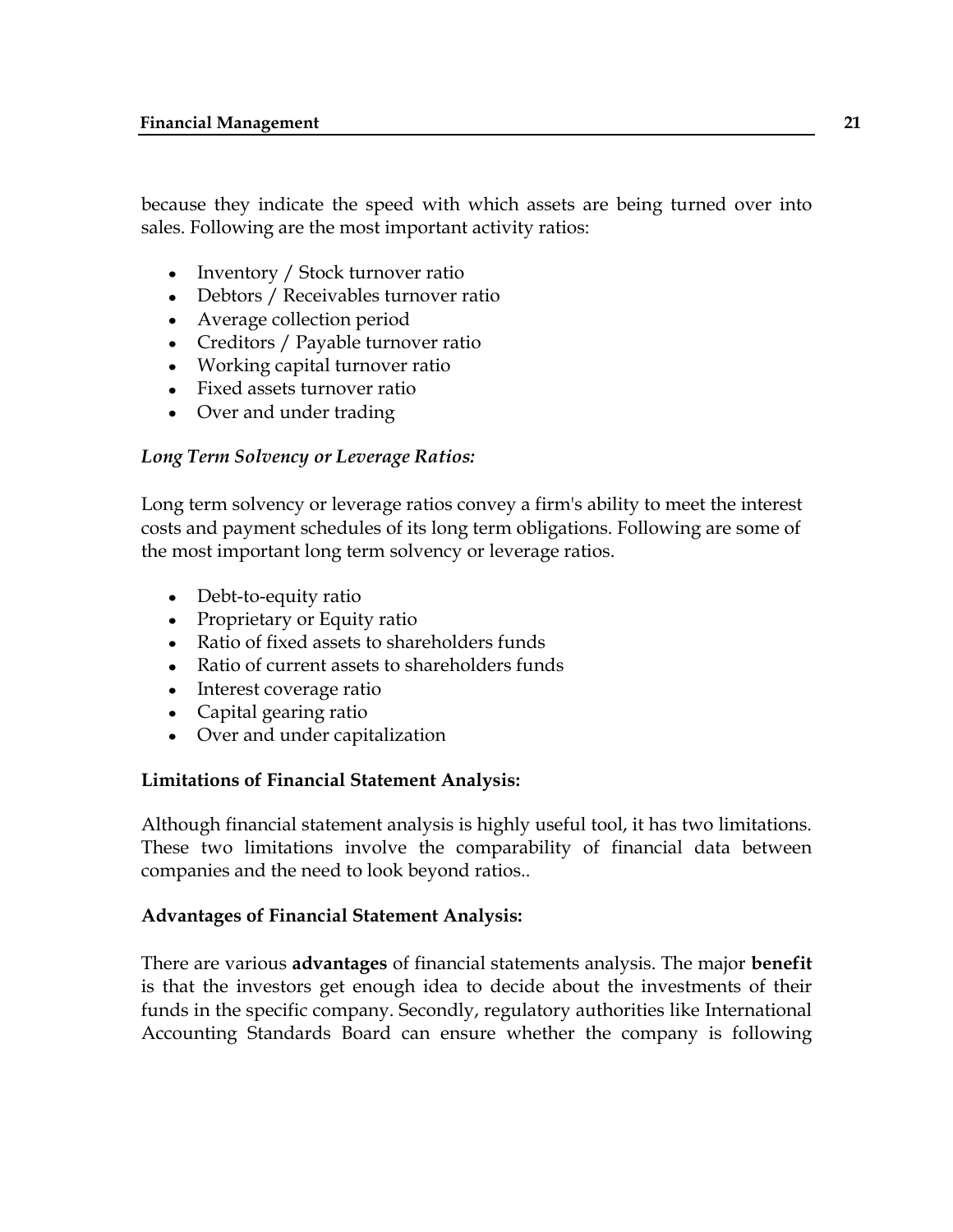because they indicate the speed with which assets are being turned over into sales. Following are the most important activity ratios:

- Inventory / Stock turnover ratio
- Debtors / Receivables turnover ratio
- Average collection period
- Creditors / Payable turnover ratio
- Working capital turnover ratio
- Fixed assets turnover ratio
- Over and under trading

***Long Term Solvency or Leverage Ratios:***

Long term solvency or leverage ratios convey a firm's ability to meet the interest costs and payment schedules of its long term obligations. Following are some of the most important long term solvency or leverage ratios.

- Debt-to-equity ratio
- Proprietary or Equity ratio
- Ratio of fixed assets to shareholders funds
- Ratio of current assets to shareholders funds
- Interest coverage ratio
- Capital gearing ratio
- Over and under capitalization

**Limitations of Financial Statement Analysis:**

Although financial statement analysis is highly useful tool, it has two limitations. These two limitations involve the comparability of financial data between companies and the need to look beyond ratios..

**Advantages of Financial Statement Analysis:**

There are various **advantages** of financial statements analysis. The major **benefit** is that the investors get enough idea to decide about the investments of their funds in the specific company. Secondly, regulatory authorities like International Accounting Standards Board can ensure whether the company is following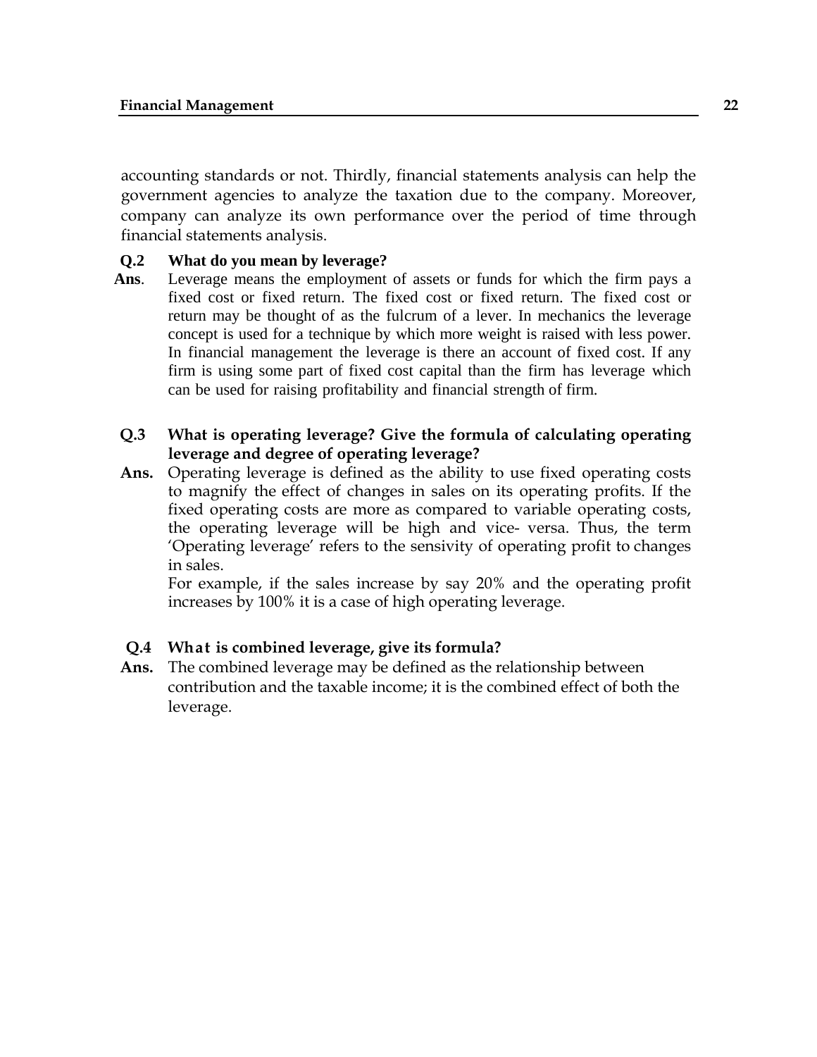accounting standards or not. Thirdly, financial statements analysis can help the government agencies to analyze the taxation due to the company. Moreover, company can analyze its own performance over the period of time through financial statements analysis.

**Q.2 What do you mean by leverage?**

**Ans**. Leverage means the employment of assets or funds for which the firm pays a fixed cost or fixed return. The fixed cost or fixed return. The fixed cost or return may be thought of as the fulcrum of a lever. In mechanics the leverage concept is used for a technique by which more weight is raised with less power. In financial management the leverage is there an account of fixed cost. If any firm is using some part of fixed cost capital than the firm has leverage which can be used for raising profitability and financial strength of firm.

**Q.3 What is operating leverage? Give the formula of calculating operating leverage and degree of operating leverage?**

**Ans.** Operating leverage is defined as the ability to use fixed operating costs to magnify the effect of changes in sales on its operating profits. If the fixed operating costs are more as compared to variable operating costs, the operating leverage will be high and vice- versa. Thus, the term 'Operating leverage' refers to the sensivity of operating profit to changes in sales.

For example, if the sales increase by say 20% and the operating profit increases by 100% it is a case of high operating leverage.

**Q.4 What is combined leverage, give its formula?**

**Ans.** The combined leverage may be defined as the relationship between contribution and the taxable income; it is the combined effect of both the leverage.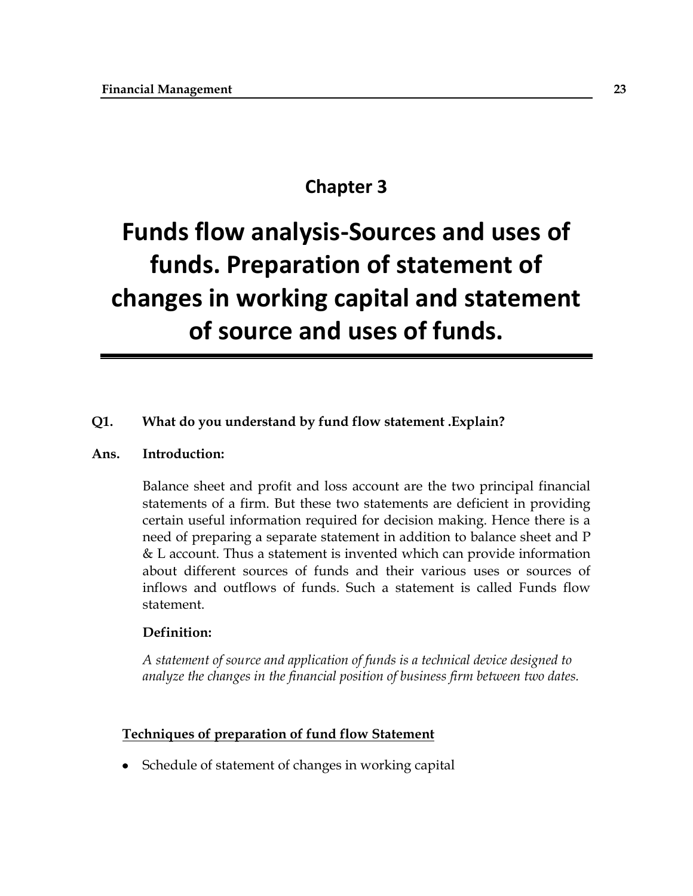## Chapter 3

# Funds flow analysis-Sources and uses of funds. Preparation of statement of changes in working capital and statement of source and uses of funds.

**Q1. What do you understand by fund flow statement .Explain?**

**Ans. Introduction:**

Balance sheet and profit and loss account are the two principal financial statements of a firm. But these two statements are deficient in providing certain useful information required for decision making. Hence there is a need of preparing a separate statement in addition to balance sheet and P & L account. Thus a statement is invented which can provide information about different sources of funds and their various uses or sources of inflows and outflows of funds. Such a statement is called Funds flow statement.

**Definition:**

*A statement of source and application of funds is a technical device designed to analyze the changes in the financial position of business firm between two dates.*

**Techniques of preparation of fund flow Statement**

- Schedule of statement of changes in working capital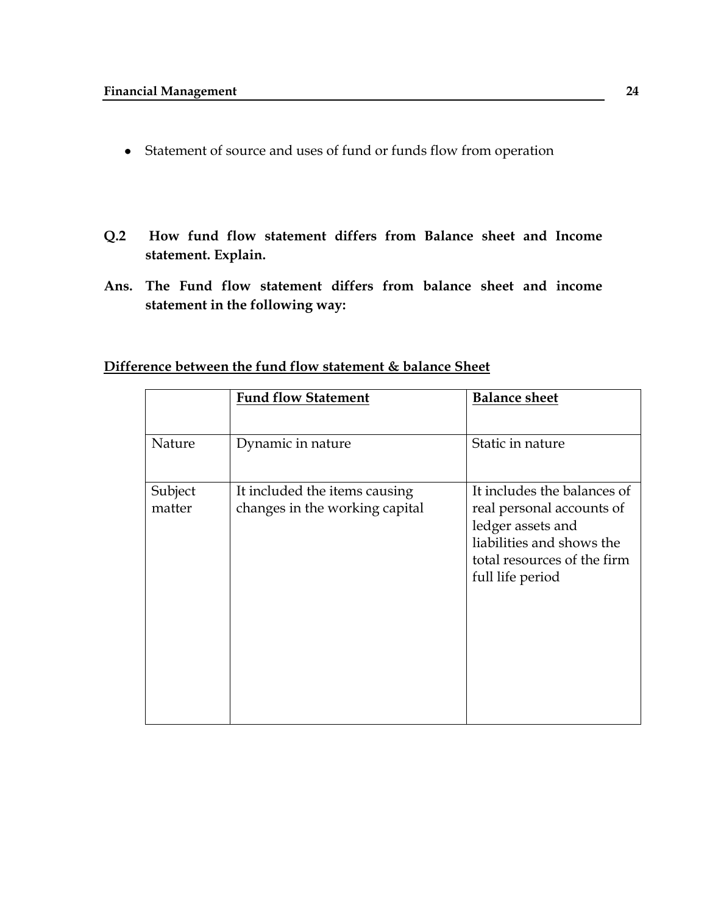- Statement of source and uses of fund or funds flow from operation

**Q.2 How fund flow statement differs from Balance sheet and Income statement. Explain.**

**Ans. The Fund flow statement differs from balance sheet and income statement in the following way:**

**<u>Difference between the fund flow statement & balance Sheet</u>**

| | **Fund flow Statement** | **Balance sheet** |
|---|---|---|
| Nature | Dynamic in nature | Static in nature |
| Subject matter | It included the items causing changes in the working capital | It includes the balances of real personal accounts of ledger assets and liabilities and shows the total resources of the firm full life period |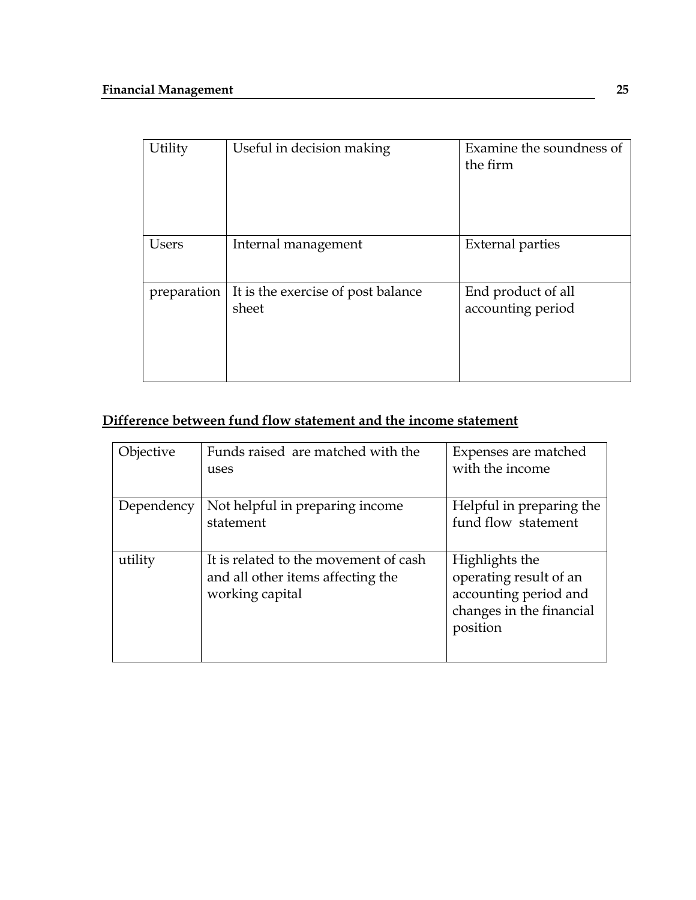| Utility | Useful in decision making | Examine the soundness of the firm |
|---|---|---|
| Users | Internal management | External parties |
| preparation | It is the exercise of post balance sheet | End product of all accounting period |

## Difference between fund flow statement and the income statement

| Objective | Funds raised are matched with the uses | Expenses are matched with the income |
|---|---|---|
| Dependency | Not helpful in preparing income statement | Helpful in preparing the fund flow statement |
| utility | It is related to the movement of cash and all other items affecting the working capital | Highlights the operating result of an accounting period and changes in the financial position |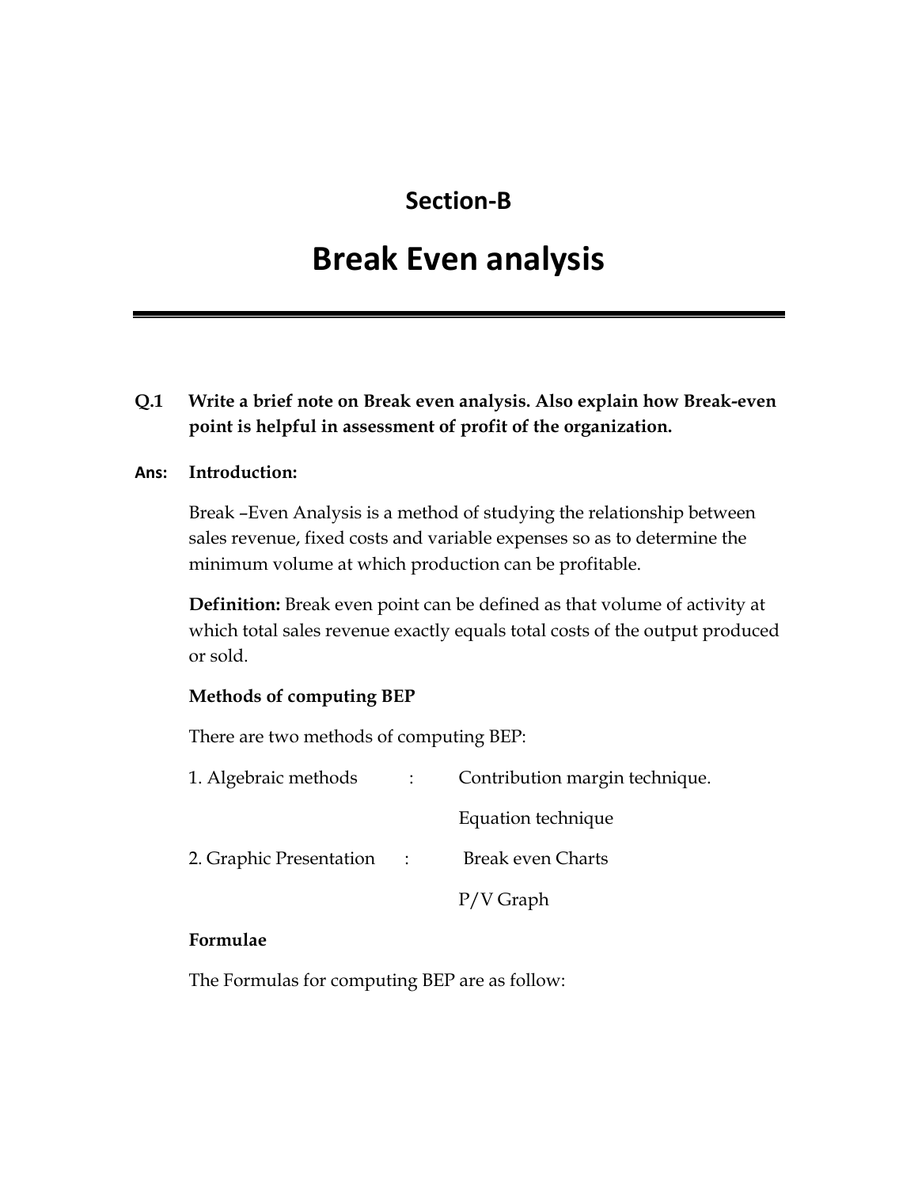## Section-B

# Break Even analysis

---

**Q.1 Write a brief note on Break even analysis. Also explain how Break-even point is helpful in assessment of profit of the organization.**

**Ans: Introduction:**

Break –Even Analysis is a method of studying the relationship between sales revenue, fixed costs and variable expenses so as to determine the minimum volume at which production can be profitable.

**Definition:** Break even point can be defined as that volume of activity at which total sales revenue exactly equals total costs of the output produced or sold.

**Methods of computing BEP**

There are two methods of computing BEP:

| | | |
|---|---|---|
| 1. Algebraic methods | : | Contribution margin technique. |
| | | Equation technique |
| 2. Graphic Presentation | : | Break even Charts |
| | | P/V Graph |

**Formulae**

The Formulas for computing BEP are as follow: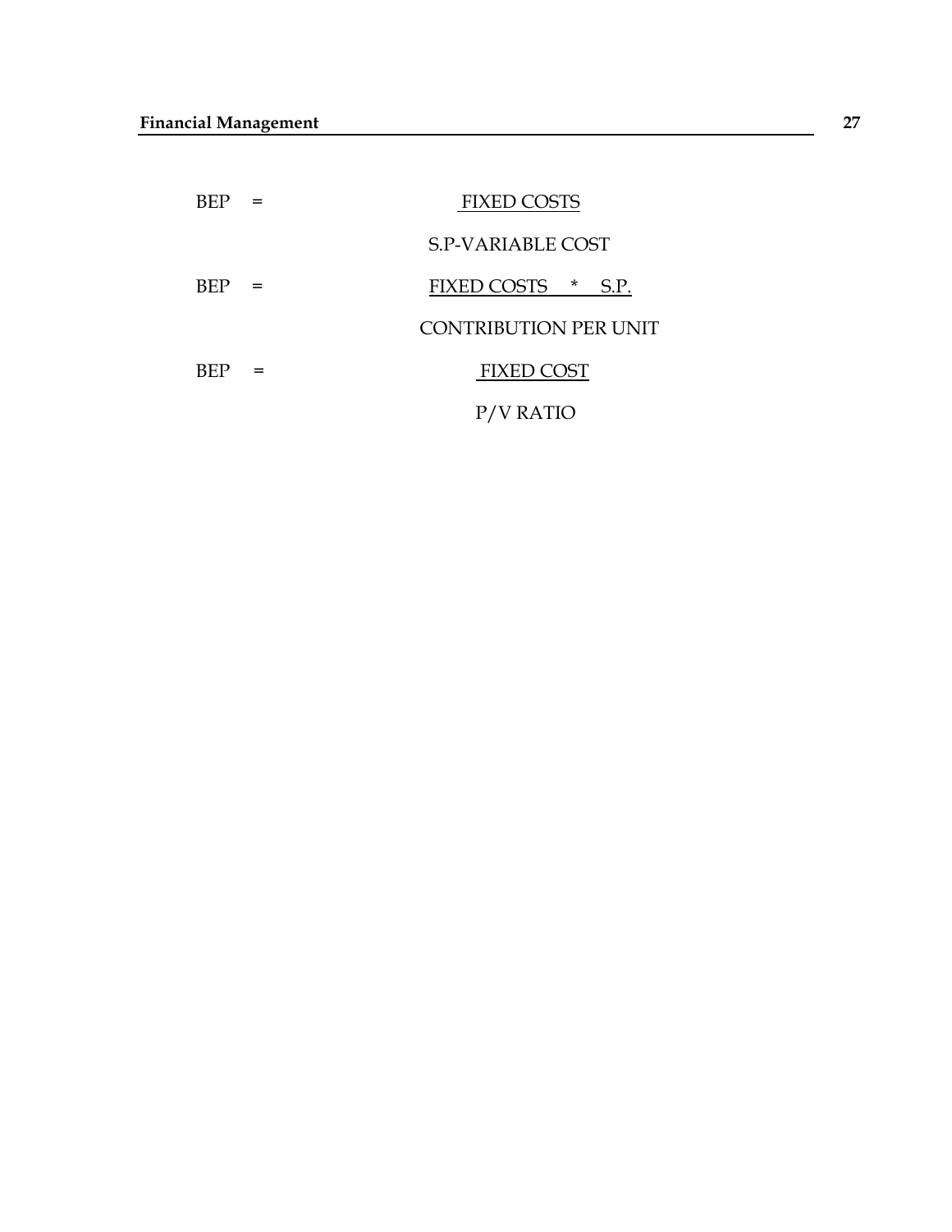$$BEP = \frac{\text{FIXED COSTS}}{\text{S.P-VARIABLE COST}}$$

$$BEP = \frac{\text{FIXED COSTS} \; * \; \text{S.P.}}{\text{CONTRIBUTION PER UNIT}}$$

$$BEP = \frac{\text{FIXED COST}}{\text{P/V RATIO}}$$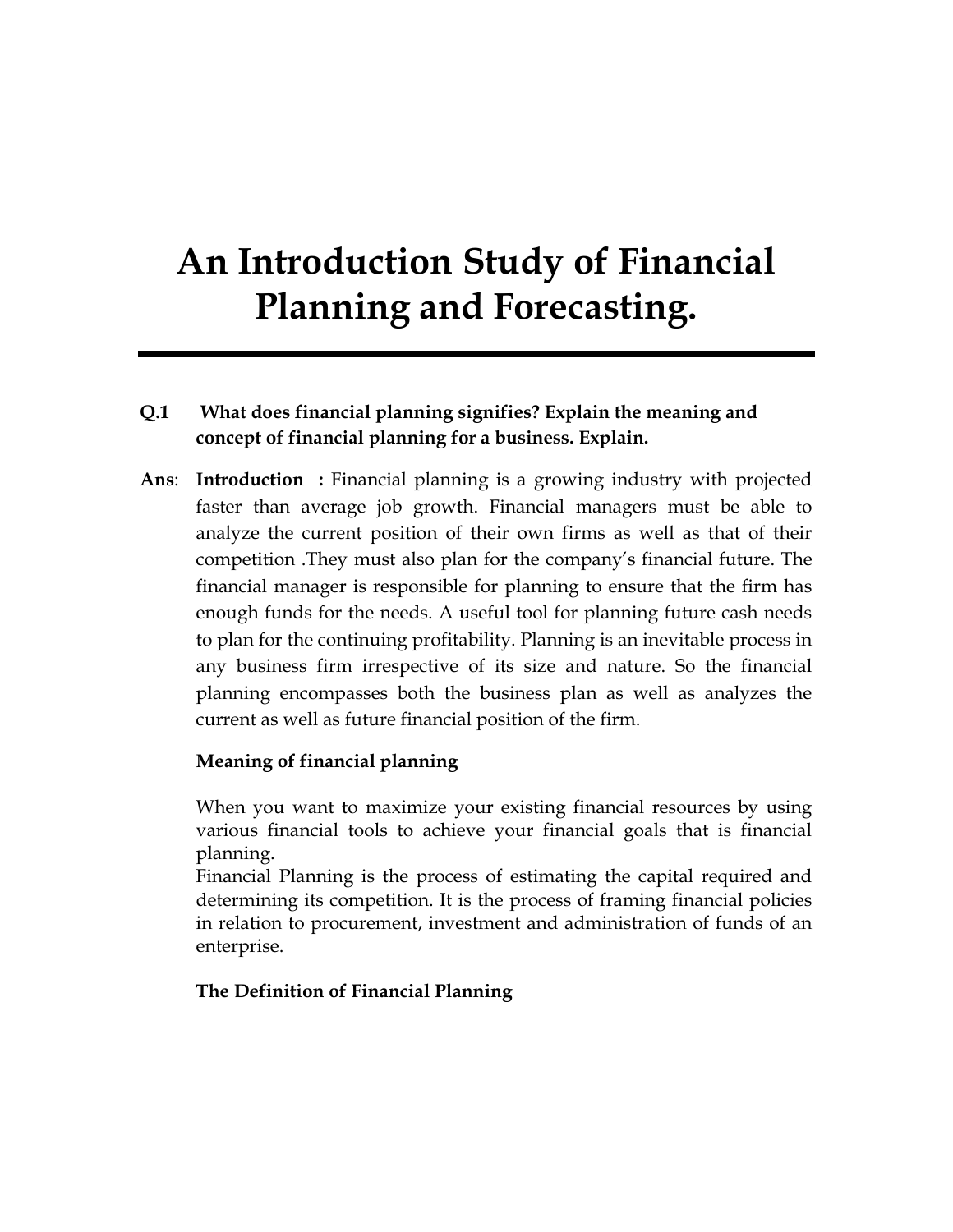# An Introduction Study of Financial Planning and Forecasting.

---

**Q.1 What does financial planning signifies? Explain the meaning and concept of financial planning for a business. Explain.**

**Ans**: **Introduction :** Financial planning is a growing industry with projected faster than average job growth. Financial managers must be able to analyze the current position of their own firms as well as that of their competition .They must also plan for the company's financial future. The financial manager is responsible for planning to ensure that the firm has enough funds for the needs. A useful tool for planning future cash needs to plan for the continuing profitability. Planning is an inevitable process in any business firm irrespective of its size and nature. So the financial planning encompasses both the business plan as well as analyzes the current as well as future financial position of the firm.

**Meaning of financial planning**

When you want to maximize your existing financial resources by using various financial tools to achieve your financial goals that is financial planning.

Financial Planning is the process of estimating the capital required and determining its competition. It is the process of framing financial policies in relation to procurement, investment and administration of funds of an enterprise.

**The Definition of Financial Planning**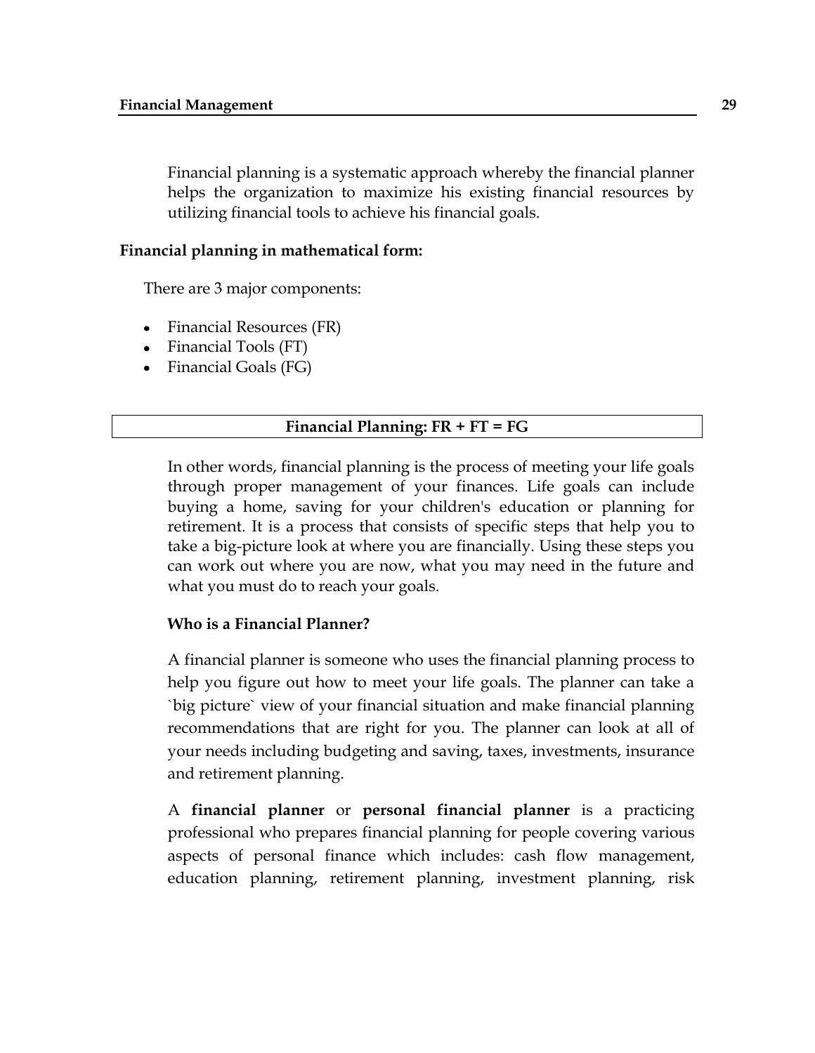Financial planning is a systematic approach whereby the financial planner helps the organization to maximize his existing financial resources by utilizing financial tools to achieve his financial goals.

**Financial planning in mathematical form:**

There are 3 major components:

- Financial Resources (FR)
- Financial Tools (FT)
- Financial Goals (FG)

| **Financial Planning: FR + FT = FG** |
|---|

In other words, financial planning is the process of meeting your life goals through proper management of your finances. Life goals can include buying a home, saving for your children's education or planning for retirement. It is a process that consists of specific steps that help you to take a big-picture look at where you are financially. Using these steps you can work out where you are now, what you may need in the future and what you must do to reach your goals.

**Who is a Financial Planner?**

A financial planner is someone who uses the financial planning process to help you figure out how to meet your life goals. The planner can take a `big picture` view of your financial situation and make financial planning recommendations that are right for you. The planner can look at all of your needs including budgeting and saving, taxes, investments, insurance and retirement planning.

A **financial planner** or **personal financial planner** is a practicing professional who prepares financial planning for people covering various aspects of personal finance which includes: cash flow management, education planning, retirement planning, investment planning, risk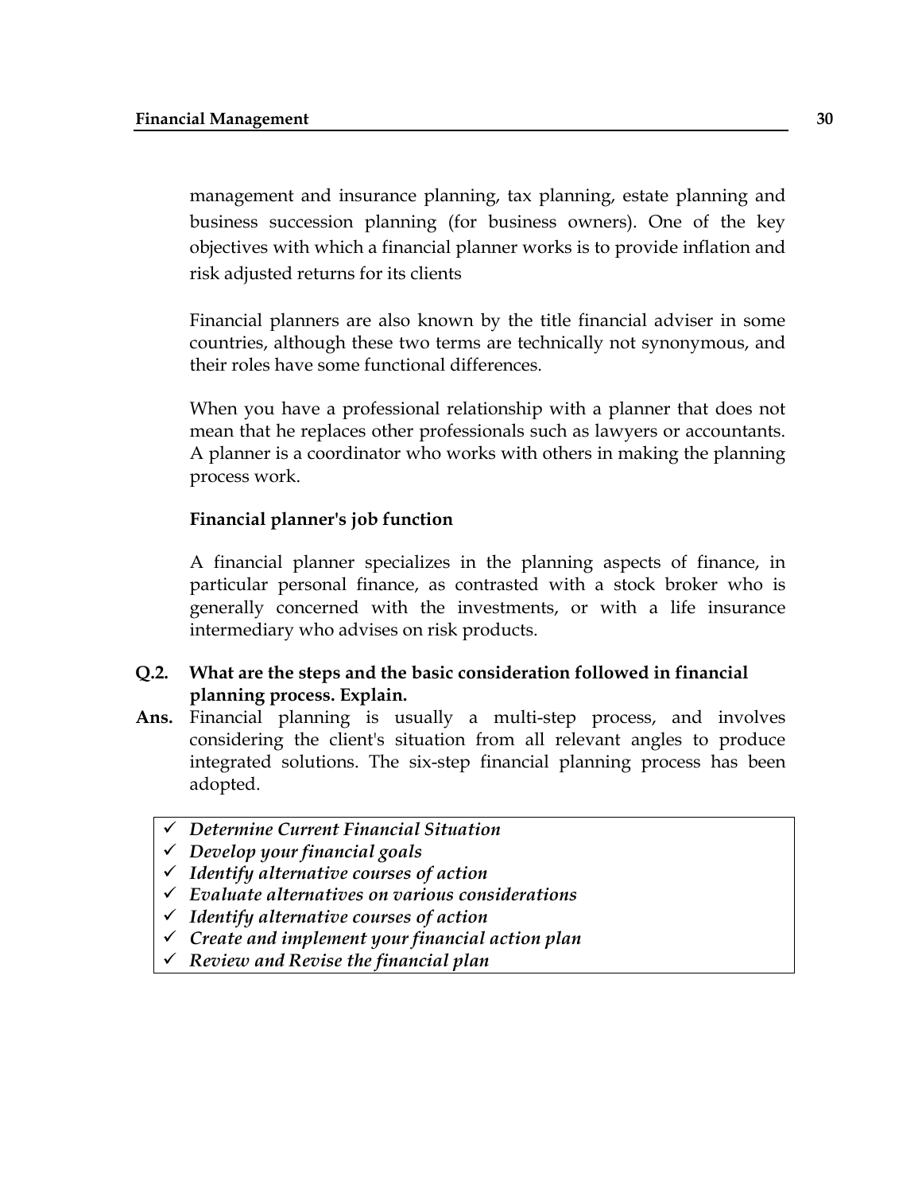management and insurance planning, tax planning, estate planning and business succession planning (for business owners). One of the key objectives with which a financial planner works is to provide inflation and risk adjusted returns for its clients

Financial planners are also known by the title financial adviser in some countries, although these two terms are technically not synonymous, and their roles have some functional differences.

When you have a professional relationship with a planner that does not mean that he replaces other professionals such as lawyers or accountants. A planner is a coordinator who works with others in making the planning process work.

**Financial planner's job function**

A financial planner specializes in the planning aspects of finance, in particular personal finance, as contrasted with a stock broker who is generally concerned with the investments, or with a life insurance intermediary who advises on risk products.

**Q.2. What are the steps and the basic consideration followed in financial planning process. Explain.**

**Ans.** Financial planning is usually a multi-step process, and involves considering the client's situation from all relevant angles to produce integrated solutions. The six-step financial planning process has been adopted.

- ✓ ***Determine Current Financial Situation***
- ✓ ***Develop your financial goals***
- ✓ ***Identify alternative courses of action***
- ✓ ***Evaluate alternatives on various considerations***
- ✓ ***Identify alternative courses of action***
- ✓ ***Create and implement your financial action plan***
- ✓ ***Review and Revise the financial plan***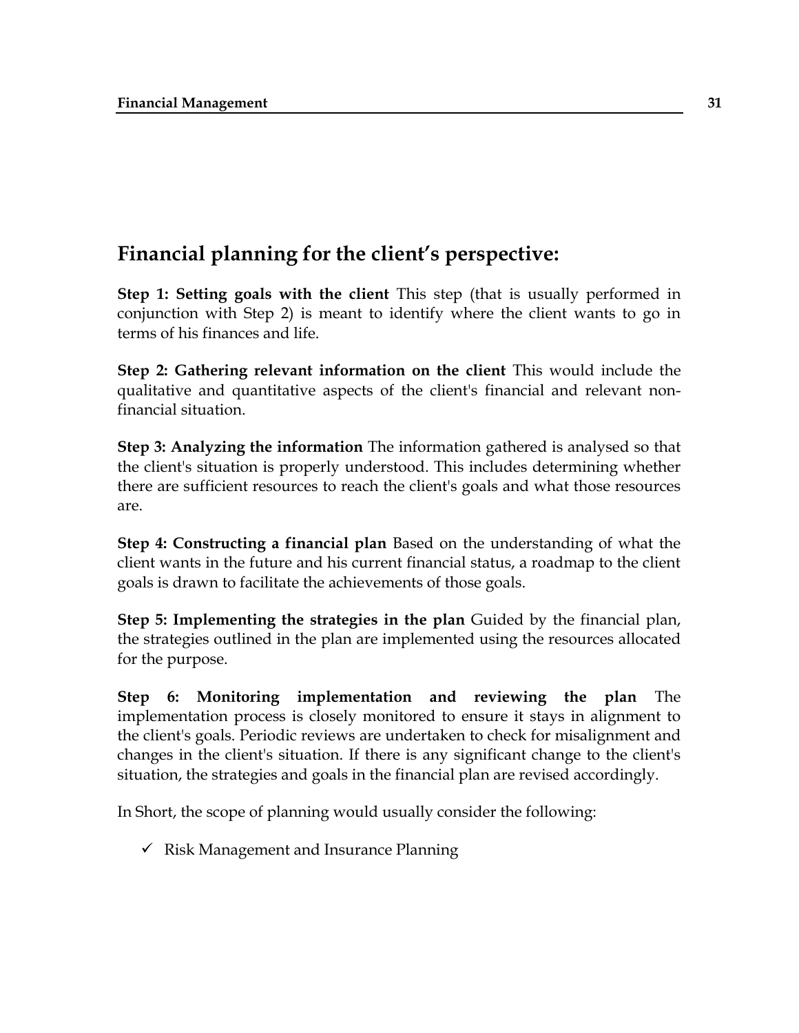## Financial planning for the client's perspective:

**Step 1: Setting goals with the client** This step (that is usually performed in conjunction with Step 2) is meant to identify where the client wants to go in terms of his finances and life.

**Step 2: Gathering relevant information on the client** This would include the qualitative and quantitative aspects of the client's financial and relevant non-financial situation.

**Step 3: Analyzing the information** The information gathered is analysed so that the client's situation is properly understood. This includes determining whether there are sufficient resources to reach the client's goals and what those resources are.

**Step 4: Constructing a financial plan** Based on the understanding of what the client wants in the future and his current financial status, a roadmap to the client goals is drawn to facilitate the achievements of those goals.

**Step 5: Implementing the strategies in the plan** Guided by the financial plan, the strategies outlined in the plan are implemented using the resources allocated for the purpose.

**Step 6: Monitoring implementation and reviewing the plan** The implementation process is closely monitored to ensure it stays in alignment to the client's goals. Periodic reviews are undertaken to check for misalignment and changes in the client's situation. If there is any significant change to the client's situation, the strategies and goals in the financial plan are revised accordingly.

In Short, the scope of planning would usually consider the following:

- ✓ Risk Management and Insurance Planning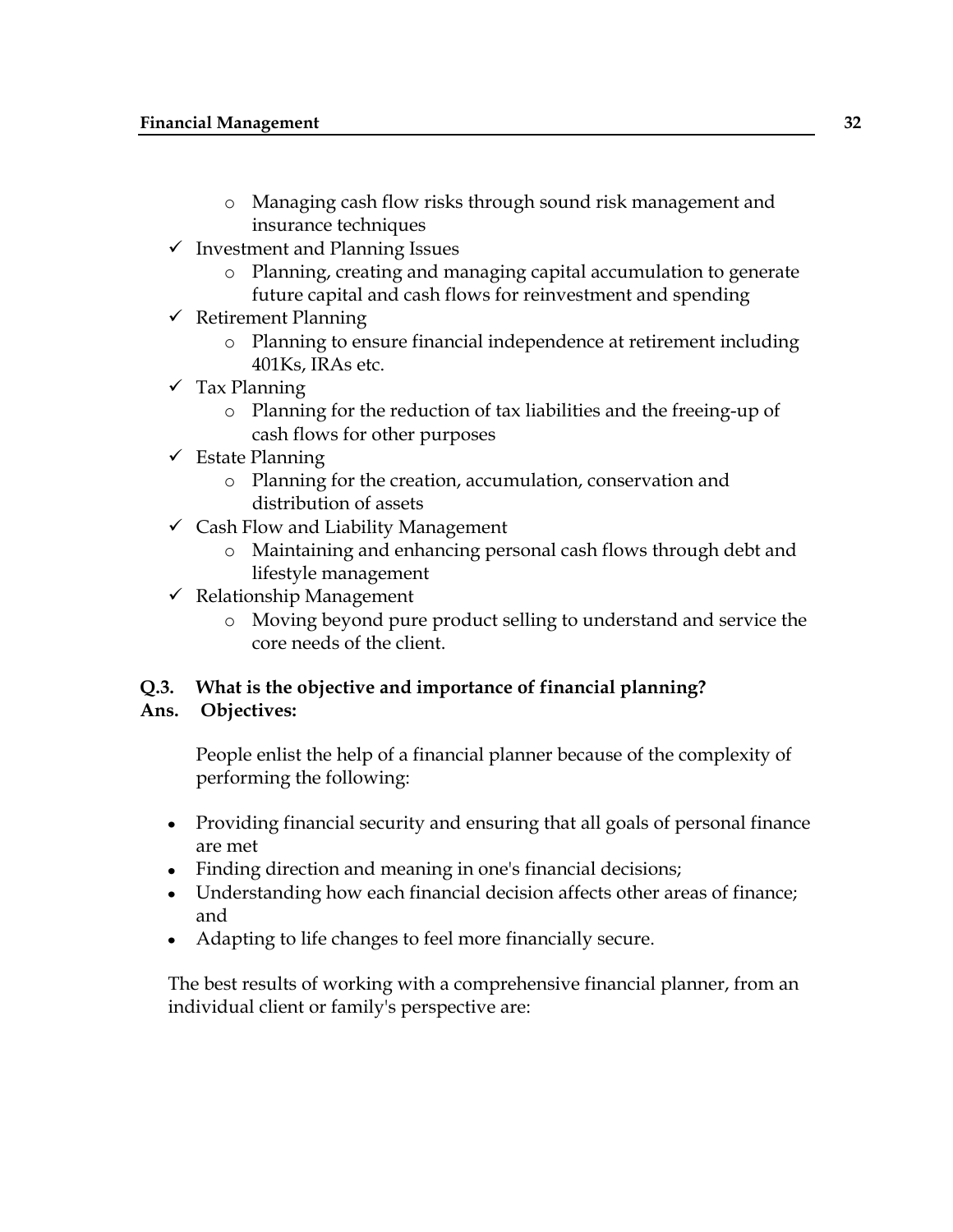- Managing cash flow risks through sound risk management and insurance techniques
- ✓ Investment and Planning Issues
  - Planning, creating and managing capital accumulation to generate future capital and cash flows for reinvestment and spending
- ✓ Retirement Planning
  - Planning to ensure financial independence at retirement including 401Ks, IRAs etc.
- ✓ Tax Planning
  - Planning for the reduction of tax liabilities and the freeing-up of cash flows for other purposes
- ✓ Estate Planning
  - Planning for the creation, accumulation, conservation and distribution of assets
- ✓ Cash Flow and Liability Management
  - Maintaining and enhancing personal cash flows through debt and lifestyle management
- ✓ Relationship Management
  - Moving beyond pure product selling to understand and service the core needs of the client.

**Q.3. What is the objective and importance of financial planning?**

**Ans. Objectives:**

People enlist the help of a financial planner because of the complexity of performing the following:

- Providing financial security and ensuring that all goals of personal finance are met
- Finding direction and meaning in one's financial decisions;
- Understanding how each financial decision affects other areas of finance; and
- Adapting to life changes to feel more financially secure.

The best results of working with a comprehensive financial planner, from an individual client or family's perspective are: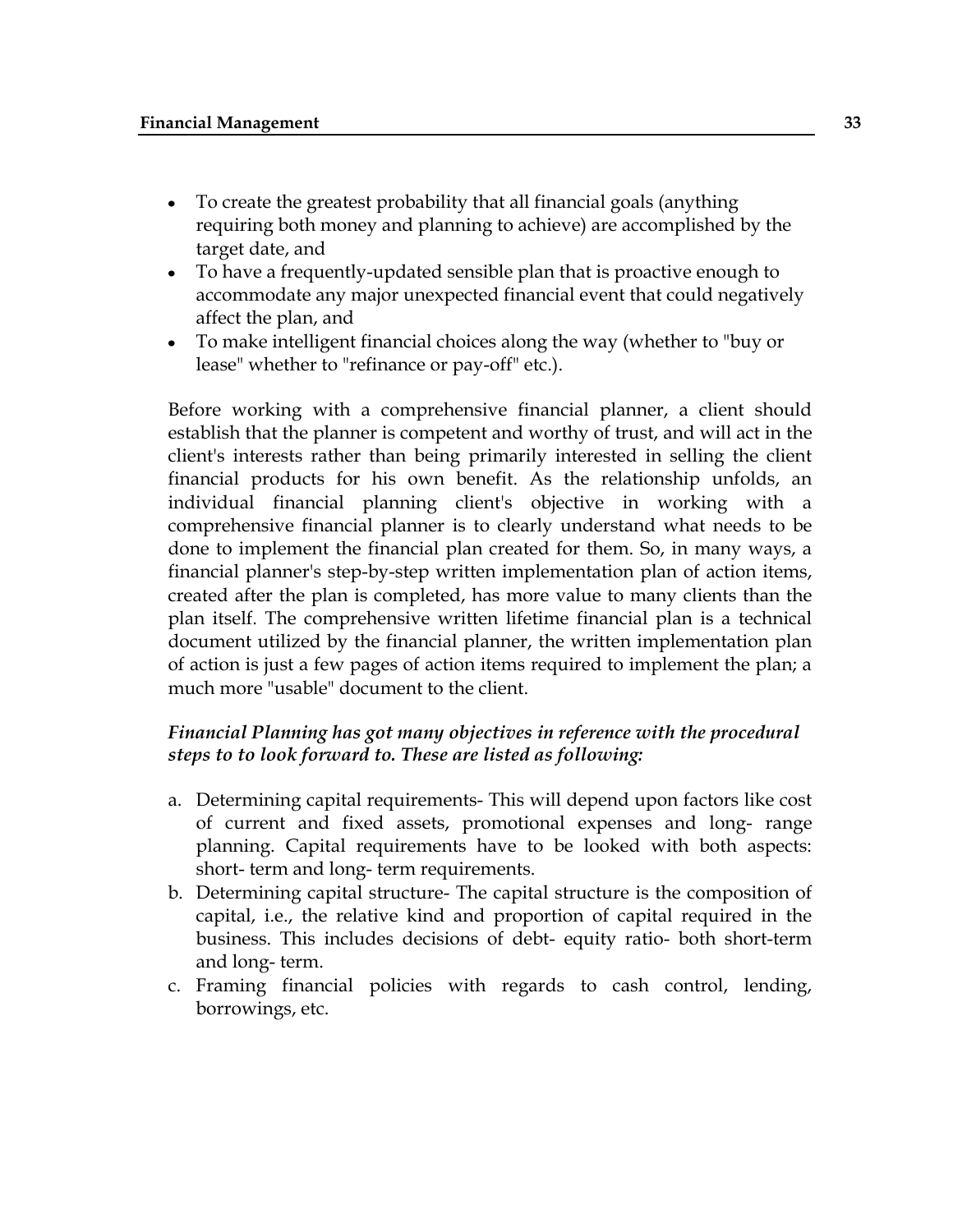- To create the greatest probability that all financial goals (anything requiring both money and planning to achieve) are accomplished by the target date, and
- To have a frequently-updated sensible plan that is proactive enough to accommodate any major unexpected financial event that could negatively affect the plan, and
- To make intelligent financial choices along the way (whether to "buy or lease" whether to "refinance or pay-off" etc.).

Before working with a comprehensive financial planner, a client should establish that the planner is competent and worthy of trust, and will act in the client's interests rather than being primarily interested in selling the client financial products for his own benefit. As the relationship unfolds, an individual financial planning client's objective in working with a comprehensive financial planner is to clearly understand what needs to be done to implement the financial plan created for them. So, in many ways, a financial planner's step-by-step written implementation plan of action items, created after the plan is completed, has more value to many clients than the plan itself. The comprehensive written lifetime financial plan is a technical document utilized by the financial planner, the written implementation plan of action is just a few pages of action items required to implement the plan; a much more "usable" document to the client.

***Financial Planning has got many objectives in reference with the procedural steps to to look forward to. These are listed as following:***

a. Determining capital requirements- This will depend upon factors like cost of current and fixed assets, promotional expenses and long- range planning. Capital requirements have to be looked with both aspects: short- term and long- term requirements.
b. Determining capital structure- The capital structure is the composition of capital, i.e., the relative kind and proportion of capital required in the business. This includes decisions of debt- equity ratio- both short-term and long- term.
c. Framing financial policies with regards to cash control, lending, borrowings, etc.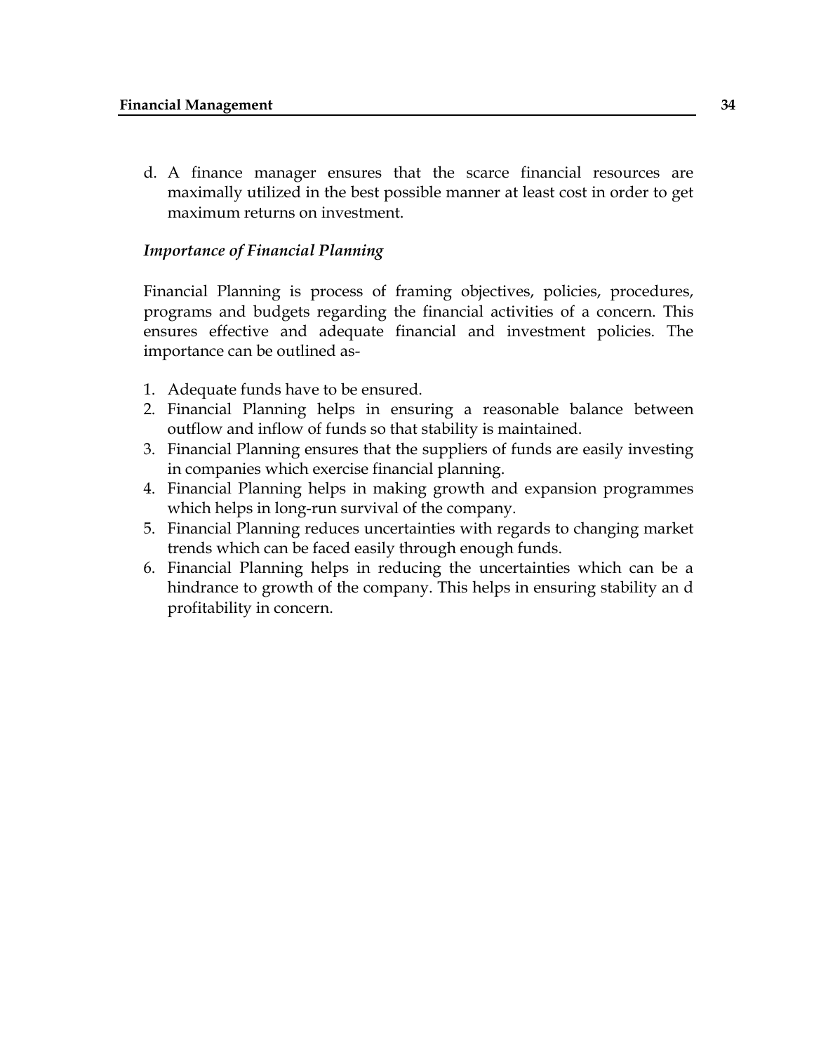d. A finance manager ensures that the scarce financial resources are maximally utilized in the best possible manner at least cost in order to get maximum returns on investment.

*Importance of Financial Planning*

Financial Planning is process of framing objectives, policies, procedures, programs and budgets regarding the financial activities of a concern. This ensures effective and adequate financial and investment policies. The importance can be outlined as-

1. Adequate funds have to be ensured.
2. Financial Planning helps in ensuring a reasonable balance between outflow and inflow of funds so that stability is maintained.
3. Financial Planning ensures that the suppliers of funds are easily investing in companies which exercise financial planning.
4. Financial Planning helps in making growth and expansion programmes which helps in long-run survival of the company.
5. Financial Planning reduces uncertainties with regards to changing market trends which can be faced easily through enough funds.
6. Financial Planning helps in reducing the uncertainties which can be a hindrance to growth of the company. This helps in ensuring stability an d profitability in concern.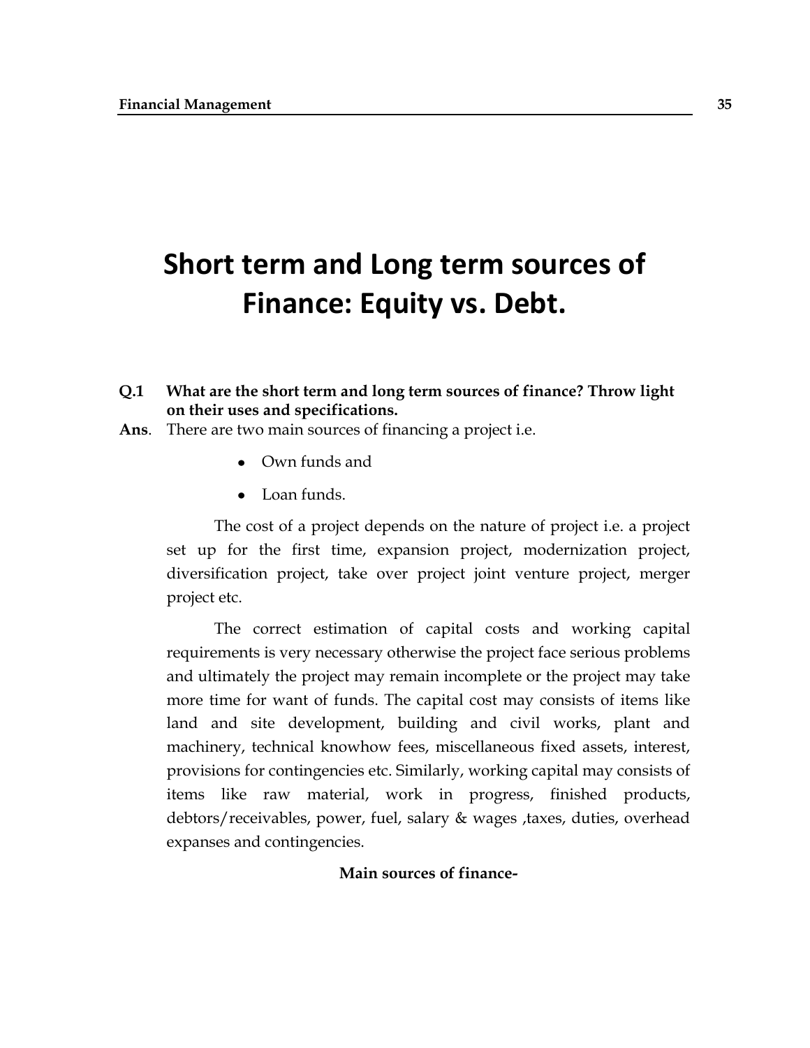# Short term and Long term sources of Finance: Equity vs. Debt.

**Q.1 What are the short term and long term sources of finance? Throw light on their uses and specifications.**

**Ans**. There are two main sources of financing a project i.e.

- Own funds and
- Loan funds.

The cost of a project depends on the nature of project i.e. a project set up for the first time, expansion project, modernization project, diversification project, take over project joint venture project, merger project etc.

The correct estimation of capital costs and working capital requirements is very necessary otherwise the project face serious problems and ultimately the project may remain incomplete or the project may take more time for want of funds. The capital cost may consists of items like land and site development, building and civil works, plant and machinery, technical knowhow fees, miscellaneous fixed assets, interest, provisions for contingencies etc. Similarly, working capital may consists of items like raw material, work in progress, finished products, debtors/receivables, power, fuel, salary & wages ,taxes, duties, overhead expanses and contingencies.

**Main sources of finance-**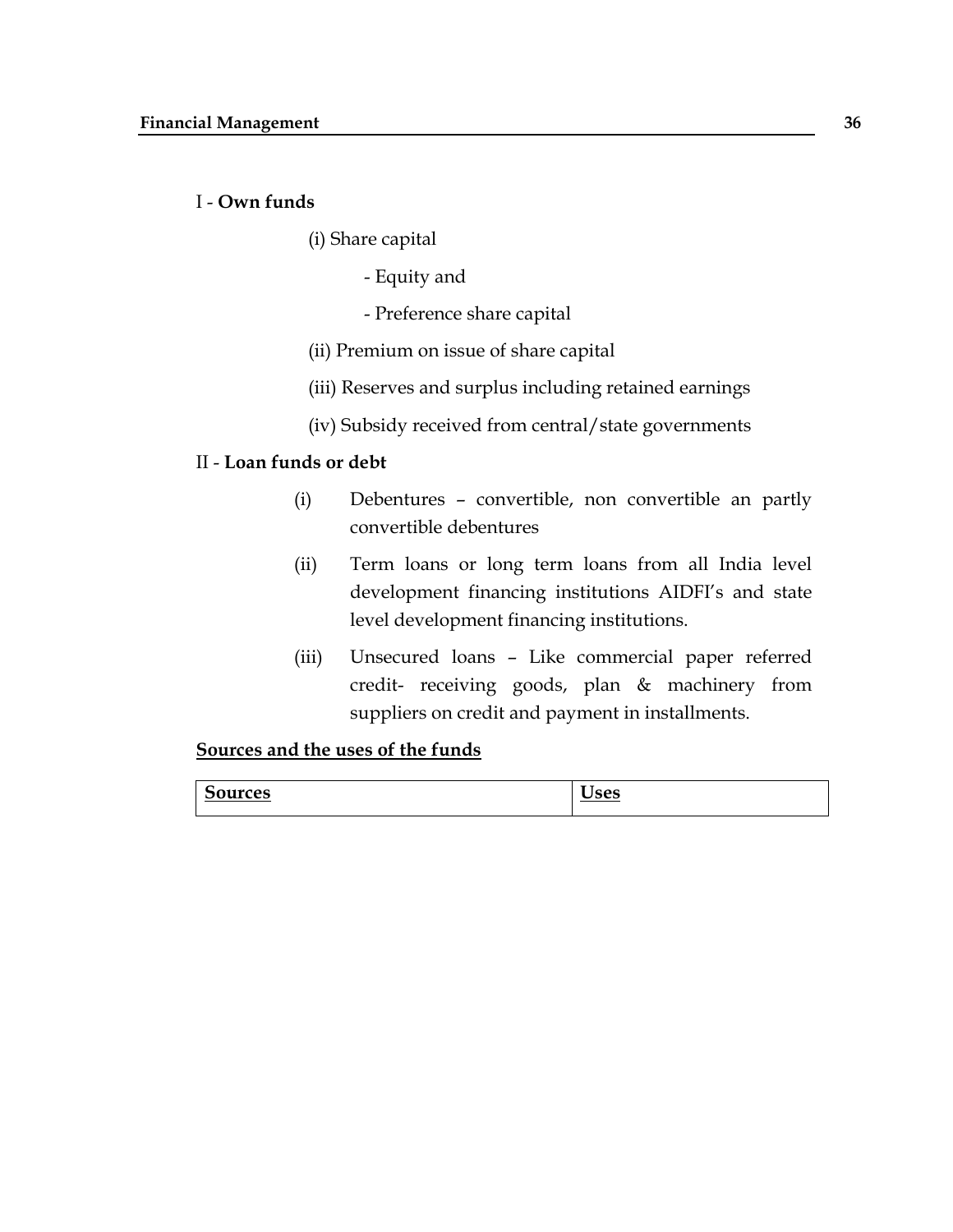I - **Own funds**

(i) Share capital

- Equity and
- Preference share capital

(ii) Premium on issue of share capital

(iii) Reserves and surplus including retained earnings

(iv) Subsidy received from central/state governments

II - **Loan funds or debt**

(i) Debentures – convertible, non convertible an partly convertible debentures

(ii) Term loans or long term loans from all India level development financing institutions AIDFI's and state level development financing institutions.

(iii) Unsecured loans – Like commercial paper referred credit- receiving goods, plan & machinery from suppliers on credit and payment in installments.

**<u>Sources and the uses of the funds</u>**

| **<u>Sources</u>** | **<u>Uses</u>** |
|---|---|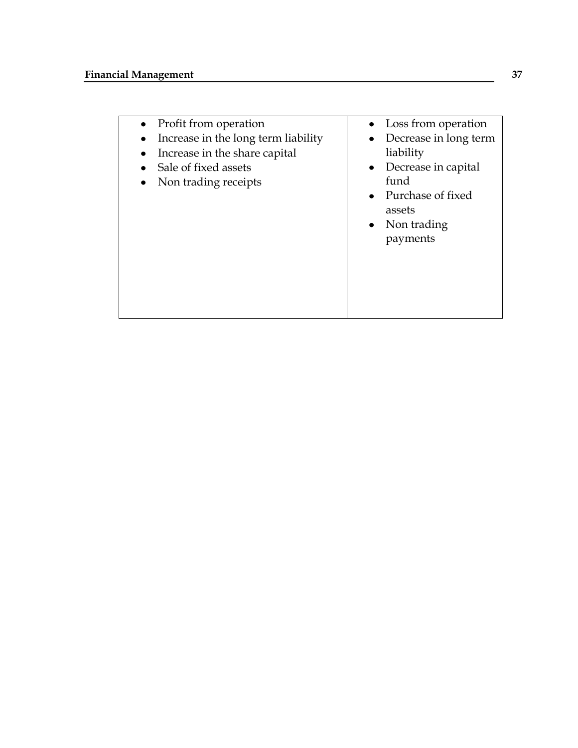| | |
|---|---|
| • Profit from operation<br>• Increase in the long term liability<br>• Increase in the share capital<br>• Sale of fixed assets<br>• Non trading receipts | • Loss from operation<br>• Decrease in long term liability<br>• Decrease in capital fund<br>• Purchase of fixed assets<br>• Non trading payments |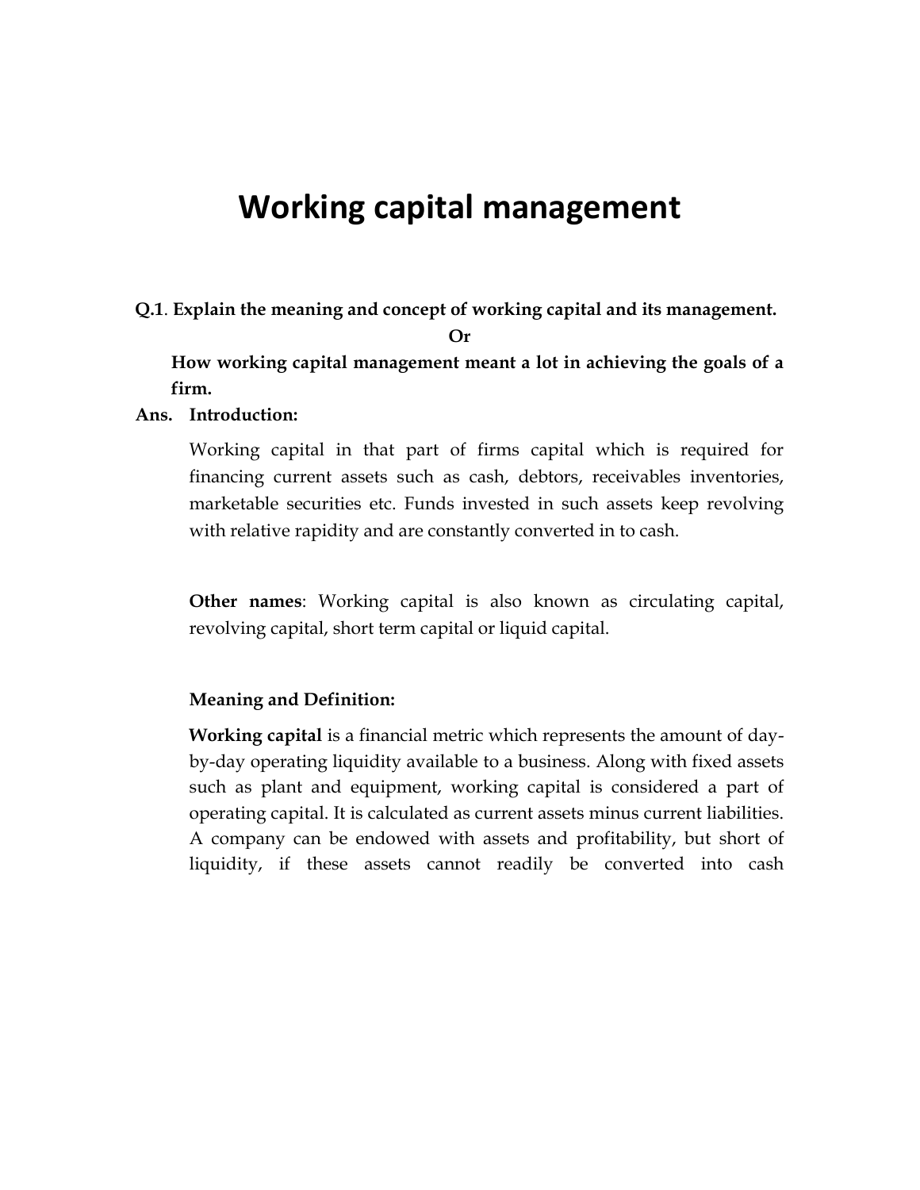# Working capital management

**Q.1**. **Explain the meaning and concept of working capital and its management.**

**Or**

**How working capital management meant a lot in achieving the goals of a firm.**

**Ans. Introduction:**

Working capital in that part of firms capital which is required for financing current assets such as cash, debtors, receivables inventories, marketable securities etc. Funds invested in such assets keep revolving with relative rapidity and are constantly converted in to cash.

**Other names**: Working capital is also known as circulating capital, revolving capital, short term capital or liquid capital.

**Meaning and Definition:**

**Working capital** is a financial metric which represents the amount of day-by-day operating liquidity available to a business. Along with fixed assets such as plant and equipment, working capital is considered a part of operating capital. It is calculated as current assets minus current liabilities. A company can be endowed with assets and profitability, but short of liquidity, if these assets cannot readily be converted into cash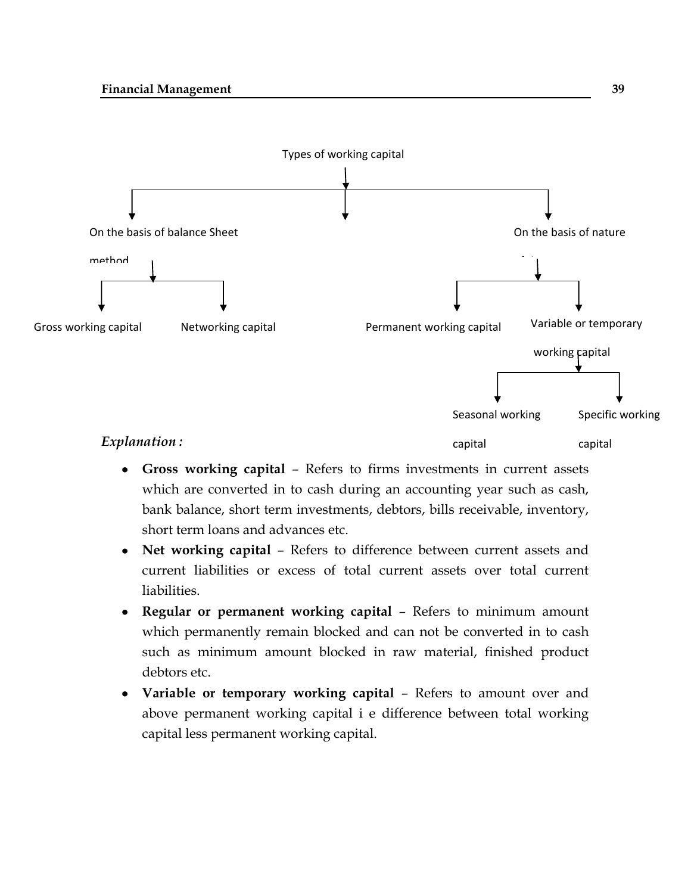Types of working capital

- On the basis of balance Sheet method
  - Gross working capital
  - Networking capital
- On the basis of nature
  - Permanent working capital
  - Variable or temporary working capital
    - Seasonal working capital
    - Specific working capital

*Explanation :*

- **Gross working capital** – Refers to firms investments in current assets which are converted in to cash during an accounting year such as cash, bank balance, short term investments, debtors, bills receivable, inventory, short term loans and advances etc.
- **Net working capital** – Refers to difference between current assets and current liabilities or excess of total current assets over total current liabilities.
- **Regular or permanent working capital** – Refers to minimum amount which permanently remain blocked and can not be converted in to cash such as minimum amount blocked in raw material, finished product debtors etc.
- **Variable or temporary working capital** – Refers to amount over and above permanent working capital i e difference between total working capital less permanent working capital.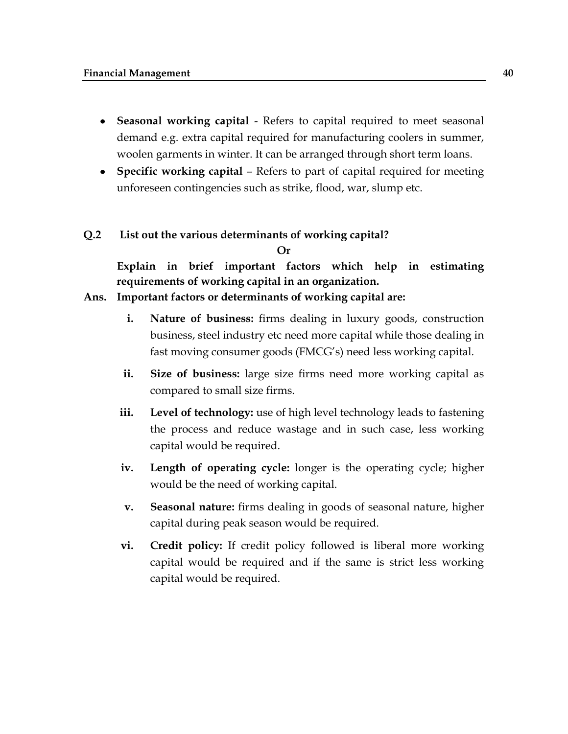- **Seasonal working capital** - Refers to capital required to meet seasonal demand e.g. extra capital required for manufacturing coolers in summer, woolen garments in winter. It can be arranged through short term loans.
- **Specific working capital** – Refers to part of capital required for meeting unforeseen contingencies such as strike, flood, war, slump etc.

**Q.2 List out the various determinants of working capital?**

**Or**

**Explain in brief important factors which help in estimating requirements of working capital in an organization.**

**Ans. Important factors or determinants of working capital are:**

i. **Nature of business:** firms dealing in luxury goods, construction business, steel industry etc need more capital while those dealing in fast moving consumer goods (FMCG's) need less working capital.

ii. **Size of business:** large size firms need more working capital as compared to small size firms.

iii. **Level of technology:** use of high level technology leads to fastening the process and reduce wastage and in such case, less working capital would be required.

iv. **Length of operating cycle:** longer is the operating cycle; higher would be the need of working capital.

v. **Seasonal nature:** firms dealing in goods of seasonal nature, higher capital during peak season would be required.

vi. **Credit policy:** If credit policy followed is liberal more working capital would be required and if the same is strict less working capital would be required.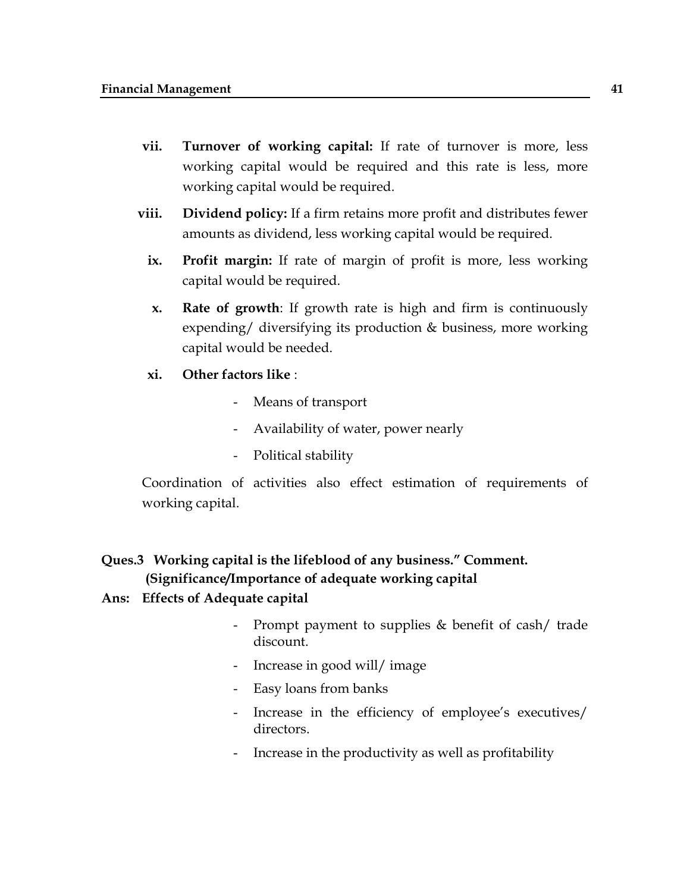vii. **Turnover of working capital:** If rate of turnover is more, less working capital would be required and this rate is less, more working capital would be required.

viii. **Dividend policy:** If a firm retains more profit and distributes fewer amounts as dividend, less working capital would be required.

ix. **Profit margin:** If rate of margin of profit is more, less working capital would be required.

x. **Rate of growth**: If growth rate is high and firm is continuously expending/ diversifying its production & business, more working capital would be needed.

xi. **Other factors like** :

- Means of transport
- Availability of water, power nearly
- Political stability

Coordination of activities also effect estimation of requirements of working capital.

**Ques.3 Working capital is the lifeblood of any business." Comment. (Significance/Importance of adequate working capital**

**Ans: Effects of Adequate capital**

- Prompt payment to supplies & benefit of cash/ trade discount.
- Increase in good will/ image
- Easy loans from banks
- Increase in the efficiency of employee's executives/ directors.
- Increase in the productivity as well as profitability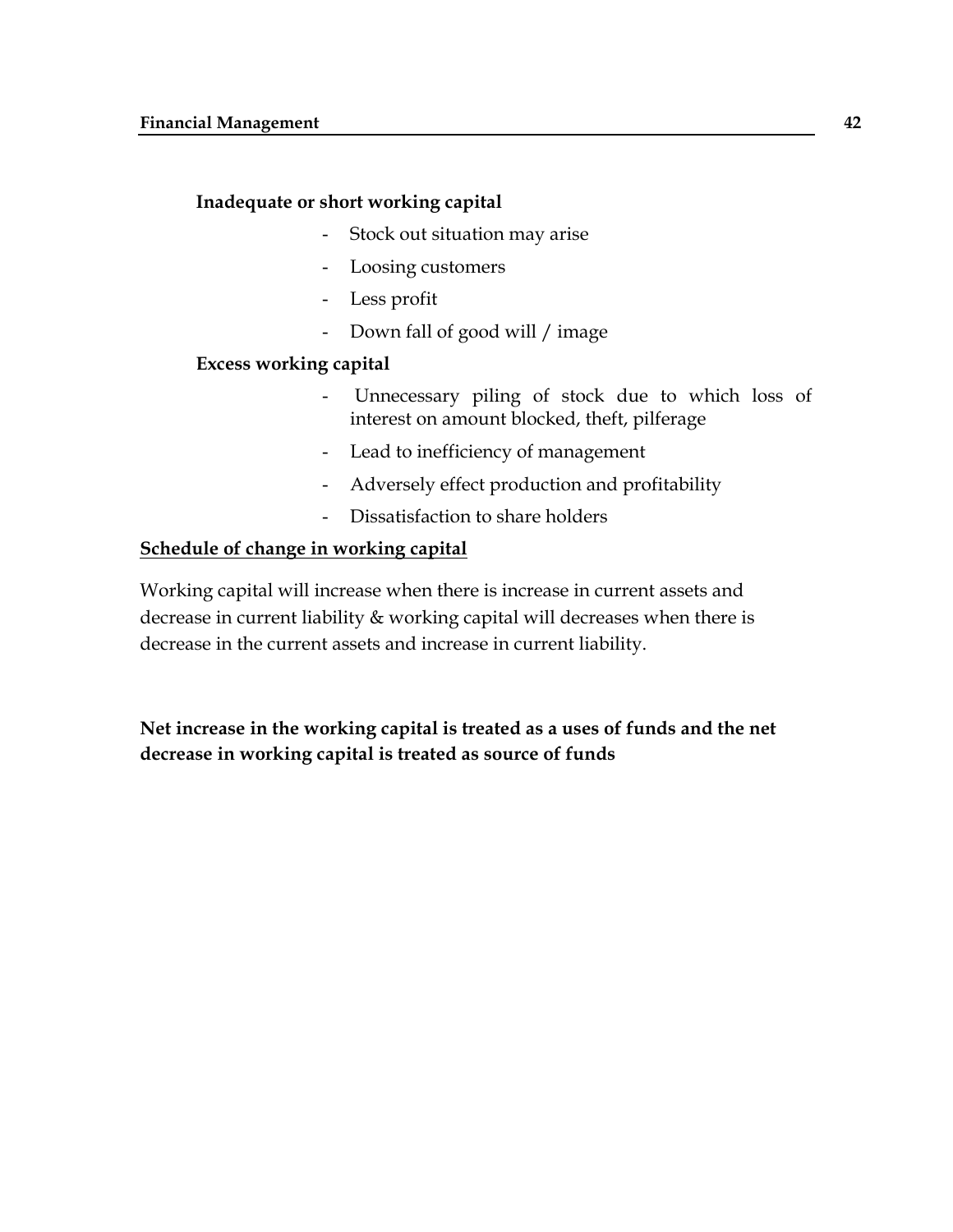**Inadequate or short working capital**

- Stock out situation may arise
- Loosing customers
- Less profit
- Down fall of good will / image

**Excess working capital**

- Unnecessary piling of stock due to which loss of interest on amount blocked, theft, pilferage
- Lead to inefficiency of management
- Adversely effect production and profitability
- Dissatisfaction to share holders

**<u>Schedule of change in working capital</u>**

Working capital will increase when there is increase in current assets and decrease in current liability & working capital will decreases when there is decrease in the current assets and increase in current liability.

**Net increase in the working capital is treated as a uses of funds and the net decrease in working capital is treated as source of funds**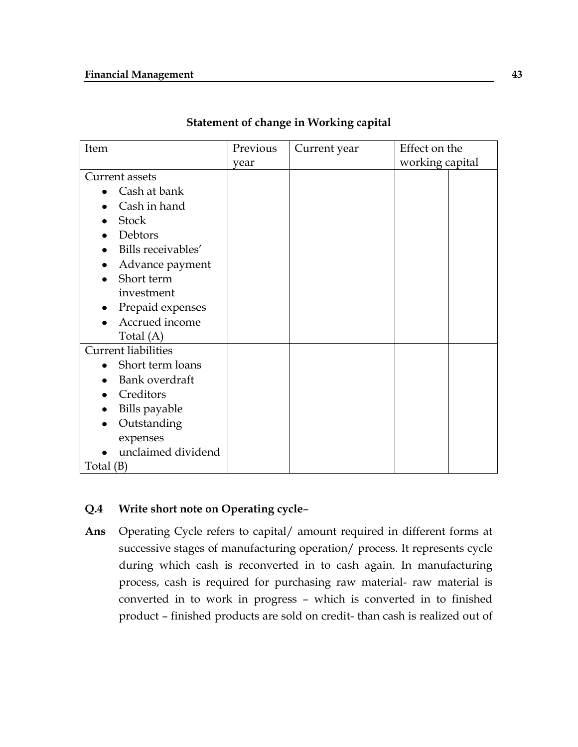**Statement of change in Working capital**

| Item | Previous year | Current year | Effect on the working capital | |
|---|---|---|---|---|
| Current assets | | | | |
| • Cash at bank | | | | |
| • Cash in hand | | | | |
| • Stock | | | | |
| • Debtors | | | | |
| • Bills receivables' | | | | |
| • Advance payment | | | | |
| • Short term investment | | | | |
| • Prepaid expenses | | | | |
| • Accrued income | | | | |
| Total (A) | | | | |
| Current liabilities | | | | |
| • Short term loans | | | | |
| • Bank overdraft | | | | |
| • Creditors | | | | |
| • Bills payable | | | | |
| • Outstanding expenses | | | | |
| • unclaimed dividend | | | | |
| Total (B) | | | | |

**Q.4 Write short note on Operating cycle–**

**Ans** Operating Cycle refers to capital/ amount required in different forms at successive stages of manufacturing operation/ process. It represents cycle during which cash is reconverted in to cash again. In manufacturing process, cash is required for purchasing raw material- raw material is converted in to work in progress – which is converted in to finished product – finished products are sold on credit- than cash is realized out of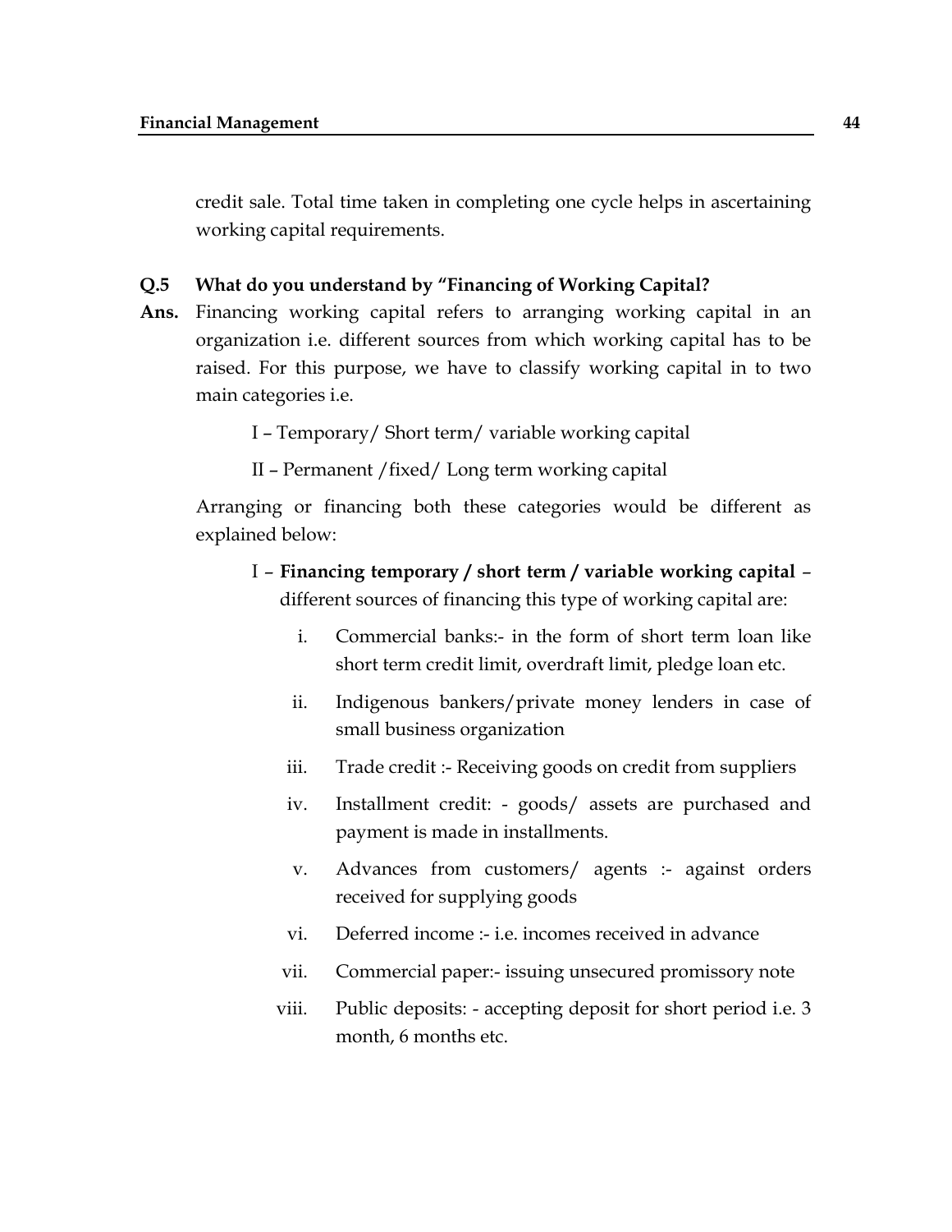credit sale. Total time taken in completing one cycle helps in ascertaining working capital requirements.

**Q.5 What do you understand by "Financing of Working Capital?**

**Ans.** Financing working capital refers to arranging working capital in an organization i.e. different sources from which working capital has to be raised. For this purpose, we have to classify working capital in to two main categories i.e.

I – Temporary/ Short term/ variable working capital

II – Permanent /fixed/ Long term working capital

Arranging or financing both these categories would be different as explained below:

I – **Financing temporary / short term / variable working capital** – different sources of financing this type of working capital are:

i. Commercial banks:- in the form of short term loan like short term credit limit, overdraft limit, pledge loan etc.

ii. Indigenous bankers/private money lenders in case of small business organization

iii. Trade credit :- Receiving goods on credit from suppliers

iv. Installment credit: - goods/ assets are purchased and payment is made in installments.

v. Advances from customers/ agents :- against orders received for supplying goods

vi. Deferred income :- i.e. incomes received in advance

vii. Commercial paper:- issuing unsecured promissory note

viii. Public deposits: - accepting deposit for short period i.e. 3 month, 6 months etc.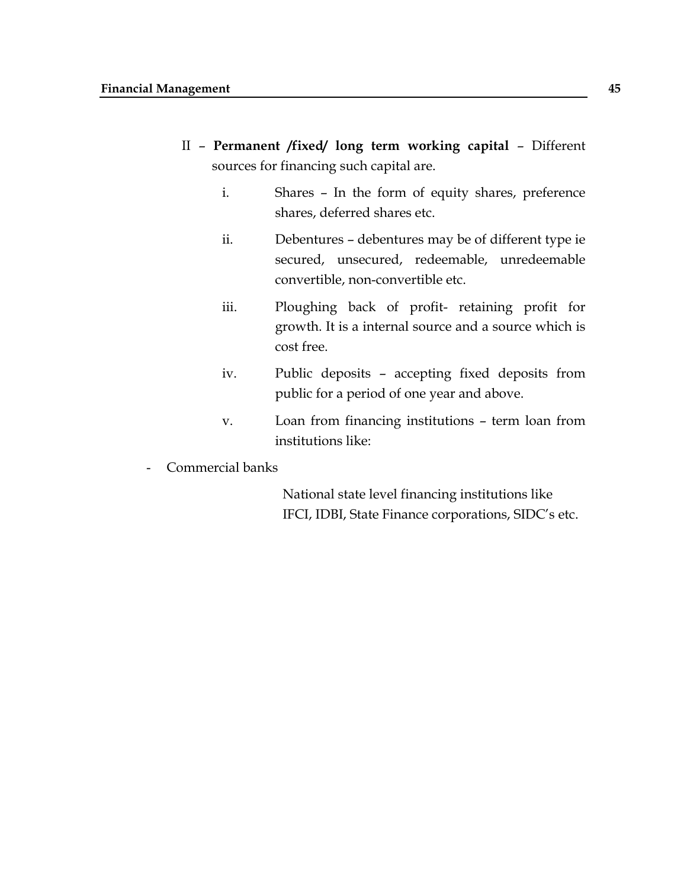II – **Permanent /fixed/ long term working capital** – Different sources for financing such capital are.

i. Shares – In the form of equity shares, preference shares, deferred shares etc.

ii. Debentures – debentures may be of different type ie secured, unsecured, redeemable, unredeemable convertible, non-convertible etc.

iii. Ploughing back of profit- retaining profit for growth. It is a internal source and a source which is cost free.

iv. Public deposits – accepting fixed deposits from public for a period of one year and above.

v. Loan from financing institutions – term loan from institutions like:

- Commercial banks

National state level financing institutions like IFCI, IDBI, State Finance corporations, SIDC's etc.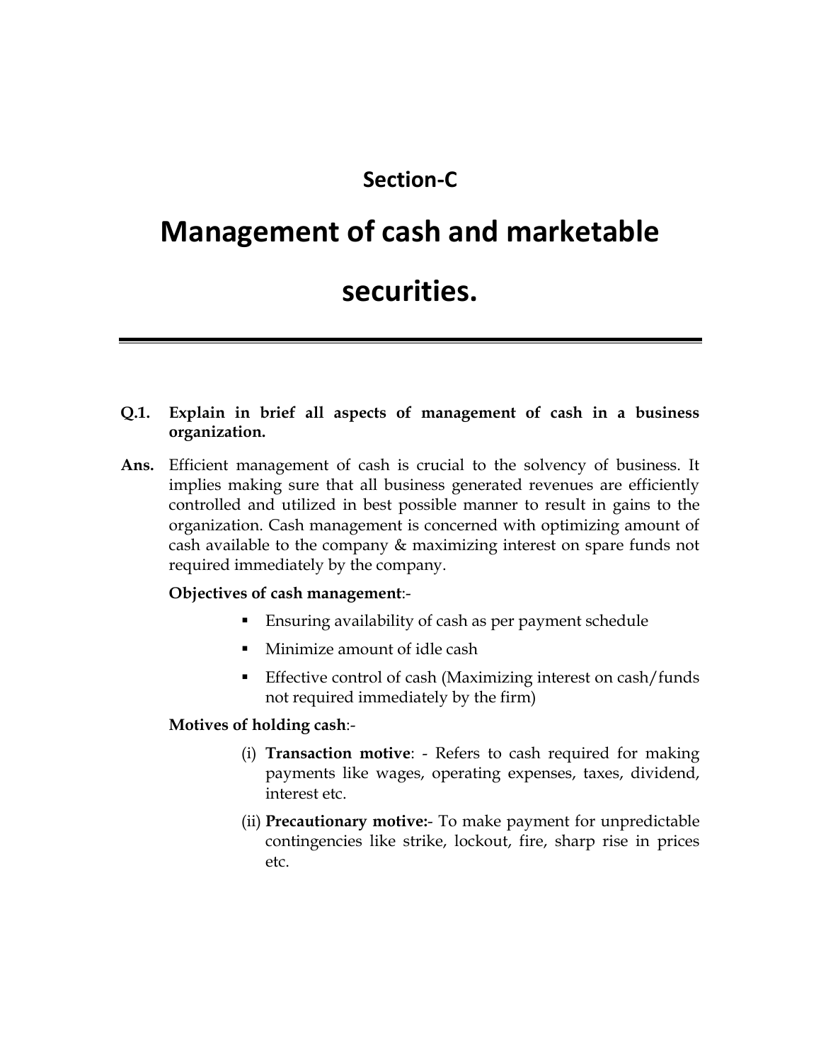## Section-C

# Management of cash and marketable securities.

---

**Q.1. Explain in brief all aspects of management of cash in a business organization.**

**Ans.** Efficient management of cash is crucial to the solvency of business. It implies making sure that all business generated revenues are efficiently controlled and utilized in best possible manner to result in gains to the organization. Cash management is concerned with optimizing amount of cash available to the company & maximizing interest on spare funds not required immediately by the company.

**Objectives of cash management**:-

- Ensuring availability of cash as per payment schedule
- Minimize amount of idle cash
- Effective control of cash (Maximizing interest on cash/funds not required immediately by the firm)

**Motives of holding cash**:-

(i) **Transaction motive**: - Refers to cash required for making payments like wages, operating expenses, taxes, dividend, interest etc.

(ii) **Precautionary motive:**- To make payment for unpredictable contingencies like strike, lockout, fire, sharp rise in prices etc.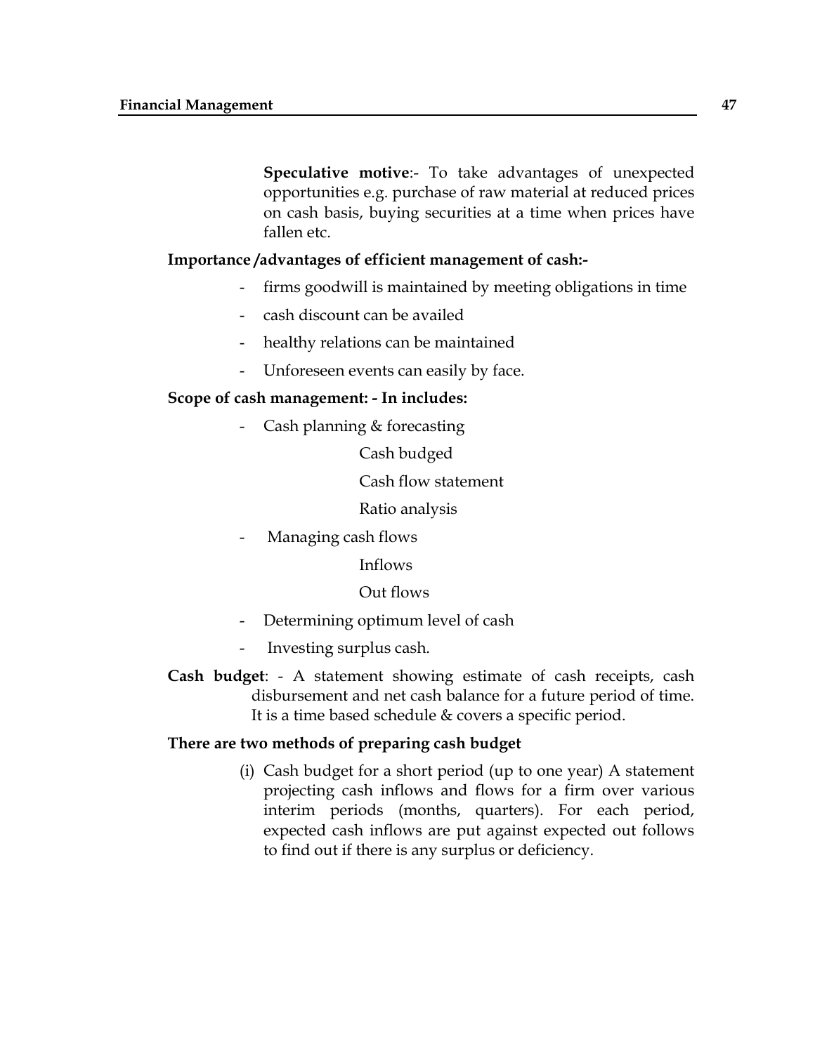**Speculative motive**:- To take advantages of unexpected opportunities e.g. purchase of raw material at reduced prices on cash basis, buying securities at a time when prices have fallen etc.

**Importance /advantages of efficient management of cash:-**

- firms goodwill is maintained by meeting obligations in time
- cash discount can be availed
- healthy relations can be maintained
- Unforeseen events can easily by face.

**Scope of cash management: - In includes:**

- Cash planning & forecasting

  Cash budged

  Cash flow statement

  Ratio analysis

- Managing cash flows

  Inflows

  Out flows

- Determining optimum level of cash
- Investing surplus cash.

**Cash budget**: - A statement showing estimate of cash receipts, cash disbursement and net cash balance for a future period of time. It is a time based schedule & covers a specific period.

**There are two methods of preparing cash budget**

(i) Cash budget for a short period (up to one year) A statement projecting cash inflows and flows for a firm over various interim periods (months, quarters). For each period, expected cash inflows are put against expected out follows to find out if there is any surplus or deficiency.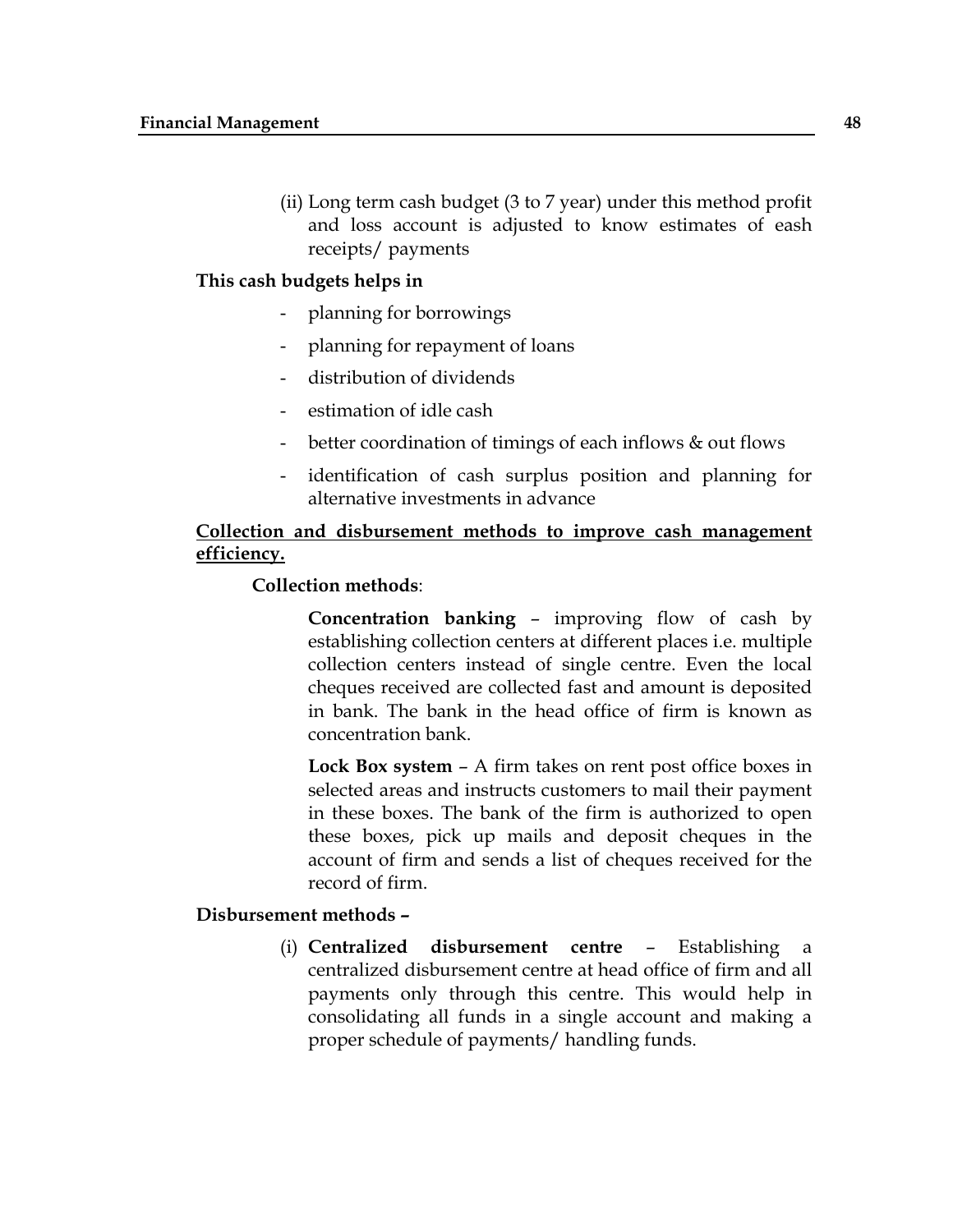(ii) Long term cash budget (3 to 7 year) under this method profit and loss account is adjusted to know estimates of eash receipts/ payments

**This cash budgets helps in**

- planning for borrowings
- planning for repayment of loans
- distribution of dividends
- estimation of idle cash
- better coordination of timings of each inflows & out flows
- identification of cash surplus position and planning for alternative investments in advance

**<u>Collection and disbursement methods to improve cash management efficiency.</u>**

**Collection methods**:

**Concentration banking** – improving flow of cash by establishing collection centers at different places i.e. multiple collection centers instead of single centre. Even the local cheques received are collected fast and amount is deposited in bank. The bank in the head office of firm is known as concentration bank.

**Lock Box system** – A firm takes on rent post office boxes in selected areas and instructs customers to mail their payment in these boxes. The bank of the firm is authorized to open these boxes, pick up mails and deposit cheques in the account of firm and sends a list of cheques received for the record of firm.

**Disbursement methods –**

(i) **Centralized disbursement centre** – Establishing a centralized disbursement centre at head office of firm and all payments only through this centre. This would help in consolidating all funds in a single account and making a proper schedule of payments/ handling funds.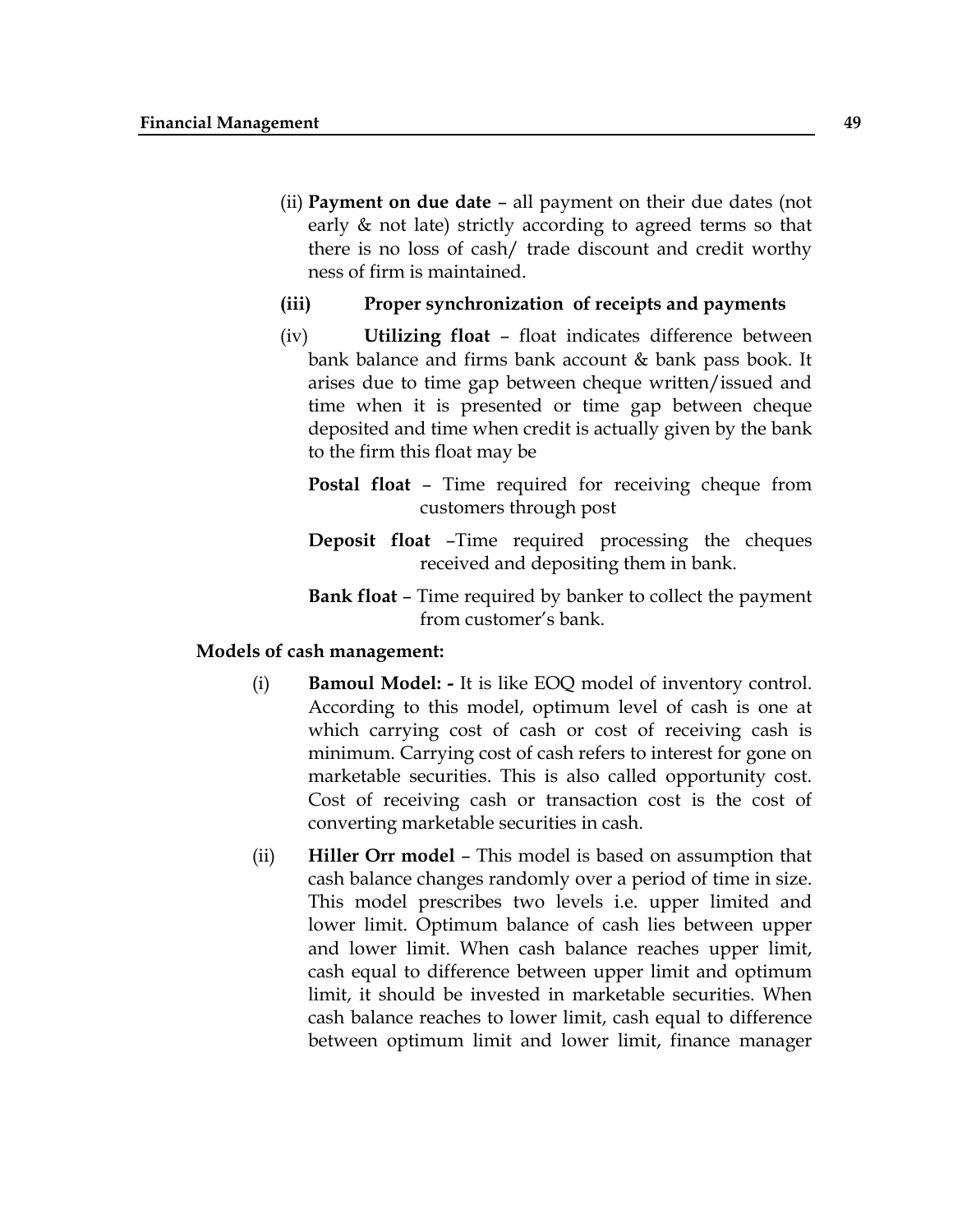(ii) **Payment on due date** – all payment on their due dates (not early & not late) strictly according to agreed terms so that there is no loss of cash/ trade discount and credit worthy ness of firm is maintained.

**(iii) Proper synchronization of receipts and payments**

(iv) **Utilizing float** – float indicates difference between bank balance and firms bank account & bank pass book. It arises due to time gap between cheque written/issued and time when it is presented or time gap between cheque deposited and time when credit is actually given by the bank to the firm this float may be

**Postal float** – Time required for receiving cheque from customers through post

**Deposit float** –Time required processing the cheques received and depositing them in bank.

**Bank float** – Time required by banker to collect the payment from customer's bank.

**Models of cash management:**

(i) **Bamoul Model: -** It is like EOQ model of inventory control. According to this model, optimum level of cash is one at which carrying cost of cash or cost of receiving cash is minimum. Carrying cost of cash refers to interest for gone on marketable securities. This is also called opportunity cost. Cost of receiving cash or transaction cost is the cost of converting marketable securities in cash.

(ii) **Hiller Orr model** – This model is based on assumption that cash balance changes randomly over a period of time in size. This model prescribes two levels i.e. upper limited and lower limit. Optimum balance of cash lies between upper and lower limit. When cash balance reaches upper limit, cash equal to difference between upper limit and optimum limit, it should be invested in marketable securities. When cash balance reaches to lower limit, cash equal to difference between optimum limit and lower limit, finance manager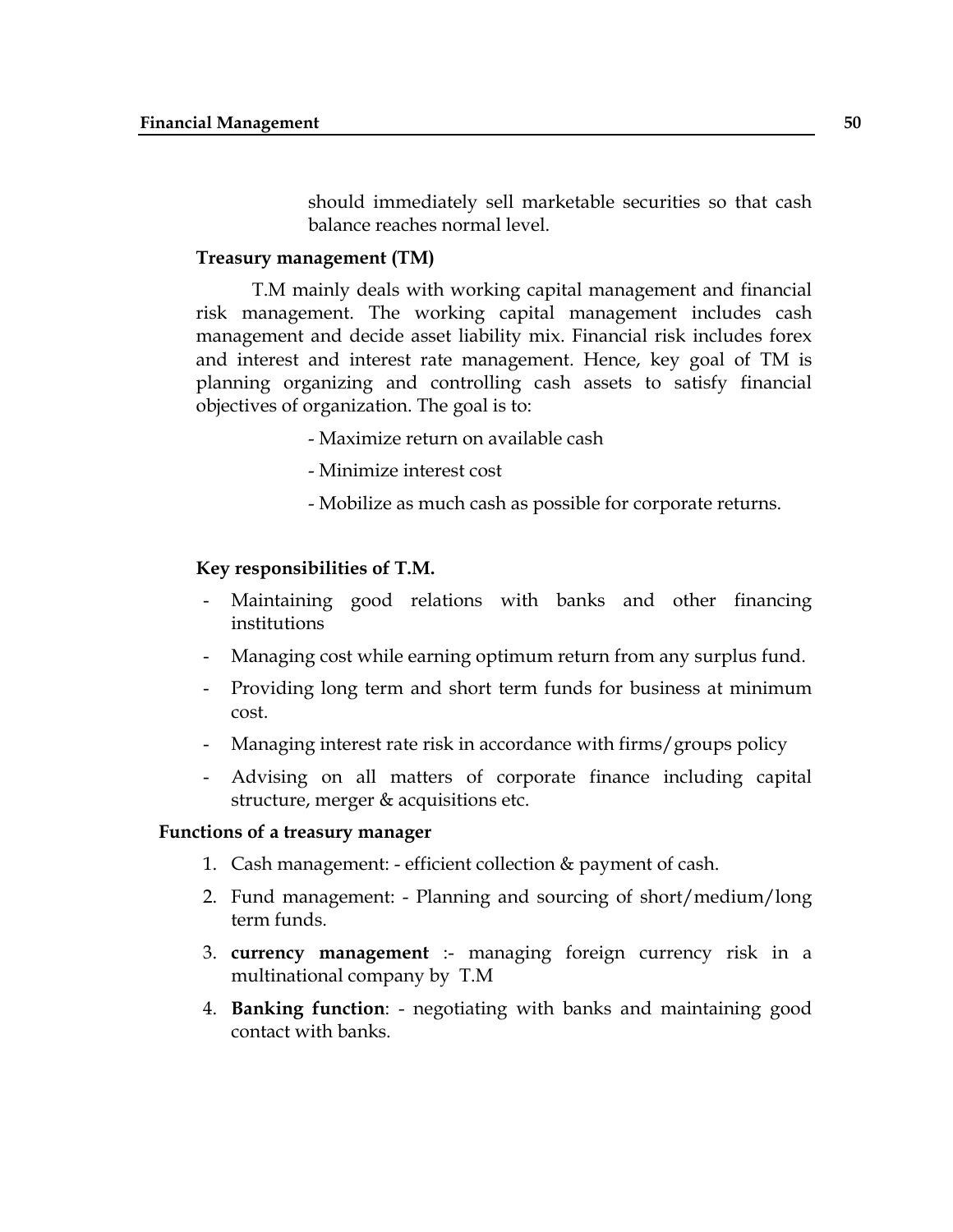should immediately sell marketable securities so that cash balance reaches normal level.

**Treasury management (TM)**

T.M mainly deals with working capital management and financial risk management. The working capital management includes cash management and decide asset liability mix. Financial risk includes forex and interest and interest rate management. Hence, key goal of TM is planning organizing and controlling cash assets to satisfy financial objectives of organization. The goal is to:

- Maximize return on available cash
- Minimize interest cost
- Mobilize as much cash as possible for corporate returns.

**Key responsibilities of T.M.**

- Maintaining good relations with banks and other financing institutions
- Managing cost while earning optimum return from any surplus fund.
- Providing long term and short term funds for business at minimum cost.
- Managing interest rate risk in accordance with firms/groups policy
- Advising on all matters of corporate finance including capital structure, merger & acquisitions etc.

**Functions of a treasury manager**

1. Cash management: - efficient collection & payment of cash.
2. Fund management: - Planning and sourcing of short/medium/long term funds.
3. **currency management** :- managing foreign currency risk in a multinational company by T.M
4. **Banking function**: - negotiating with banks and maintaining good contact with banks.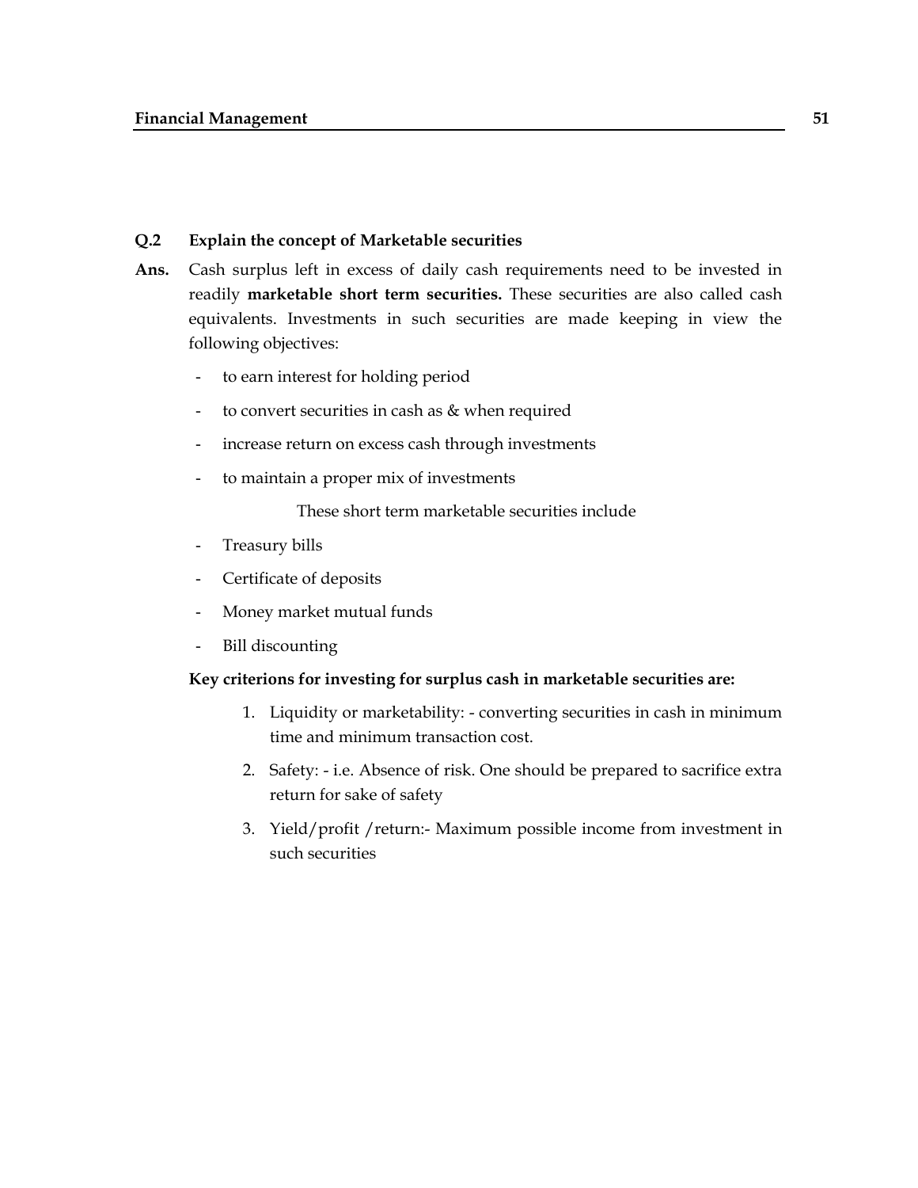**Q.2 Explain the concept of Marketable securities**

**Ans.** Cash surplus left in excess of daily cash requirements need to be invested in readily **marketable short term securities.** These securities are also called cash equivalents. Investments in such securities are made keeping in view the following objectives:

- to earn interest for holding period
- to convert securities in cash as & when required
- increase return on excess cash through investments
- to maintain a proper mix of investments

These short term marketable securities include

- Treasury bills
- Certificate of deposits
- Money market mutual funds
- Bill discounting

**Key criterions for investing for surplus cash in marketable securities are:**

1. Liquidity or marketability: - converting securities in cash in minimum time and minimum transaction cost.
2. Safety: - i.e. Absence of risk. One should be prepared to sacrifice extra return for sake of safety
3. Yield/profit /return:- Maximum possible income from investment in such securities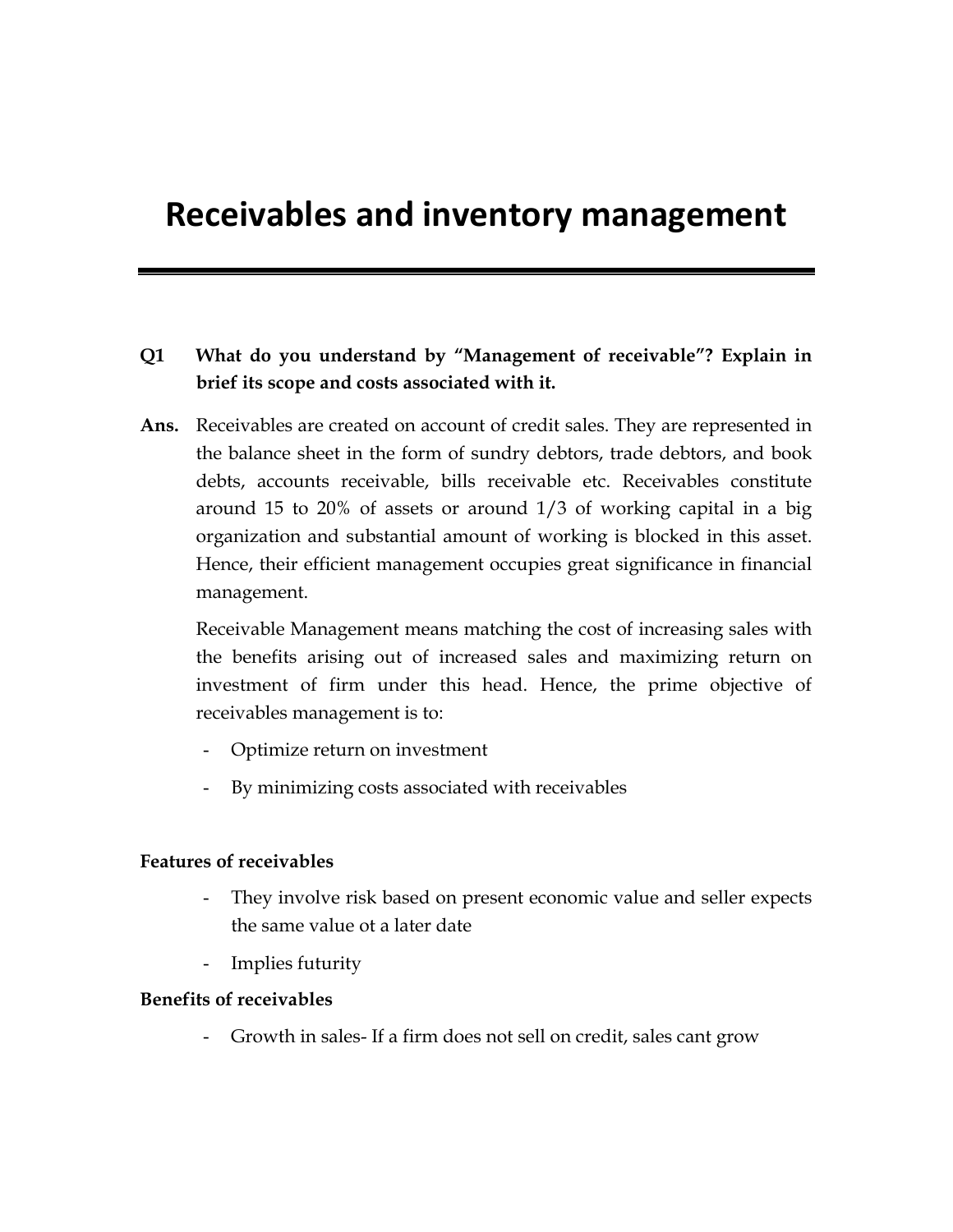# Receivables and inventory management

**Q1 What do you understand by "Management of receivable"? Explain in brief its scope and costs associated with it.**

**Ans.** Receivables are created on account of credit sales. They are represented in the balance sheet in the form of sundry debtors, trade debtors, and book debts, accounts receivable, bills receivable etc. Receivables constitute around 15 to 20% of assets or around 1/3 of working capital in a big organization and substantial amount of working is blocked in this asset. Hence, their efficient management occupies great significance in financial management.

Receivable Management means matching the cost of increasing sales with the benefits arising out of increased sales and maximizing return on investment of firm under this head. Hence, the prime objective of receivables management is to:

- Optimize return on investment
- By minimizing costs associated with receivables

**Features of receivables**

- They involve risk based on present economic value and seller expects the same value ot a later date
- Implies futurity

**Benefits of receivables**

- Growth in sales- If a firm does not sell on credit, sales cant grow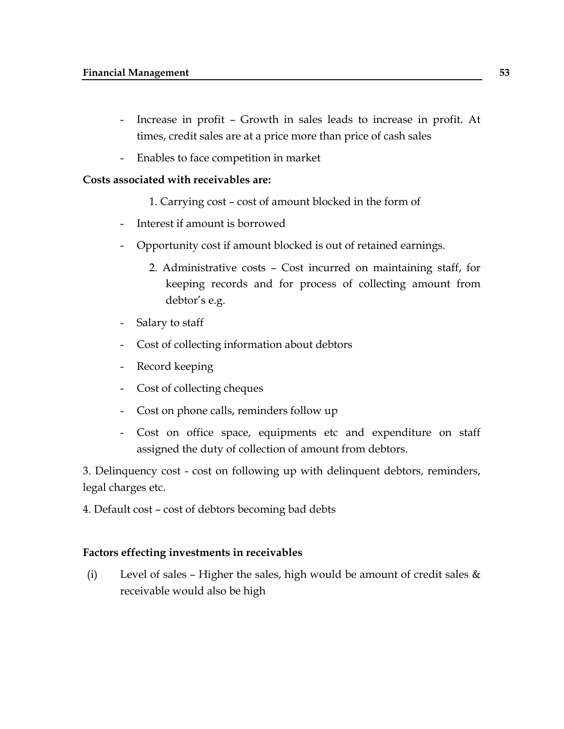- Increase in profit – Growth in sales leads to increase in profit. At times, credit sales are at a price more than price of cash sales
- Enables to face competition in market

**Costs associated with receivables are:**

1. Carrying cost – cost of amount blocked in the form of

- Interest if amount is borrowed
- Opportunity cost if amount blocked is out of retained earnings.

2. Administrative costs – Cost incurred on maintaining staff, for keeping records and for process of collecting amount from debtor's e.g.

- Salary to staff
- Cost of collecting information about debtors
- Record keeping
- Cost of collecting cheques
- Cost on phone calls, reminders follow up
- Cost on office space, equipments etc and expenditure on staff assigned the duty of collection of amount from debtors.

3. Delinquency cost - cost on following up with delinquent debtors, reminders, legal charges etc.

4. Default cost – cost of debtors becoming bad debts

**Factors effecting investments in receivables**

(i) Level of sales – Higher the sales, high would be amount of credit sales & receivable would also be high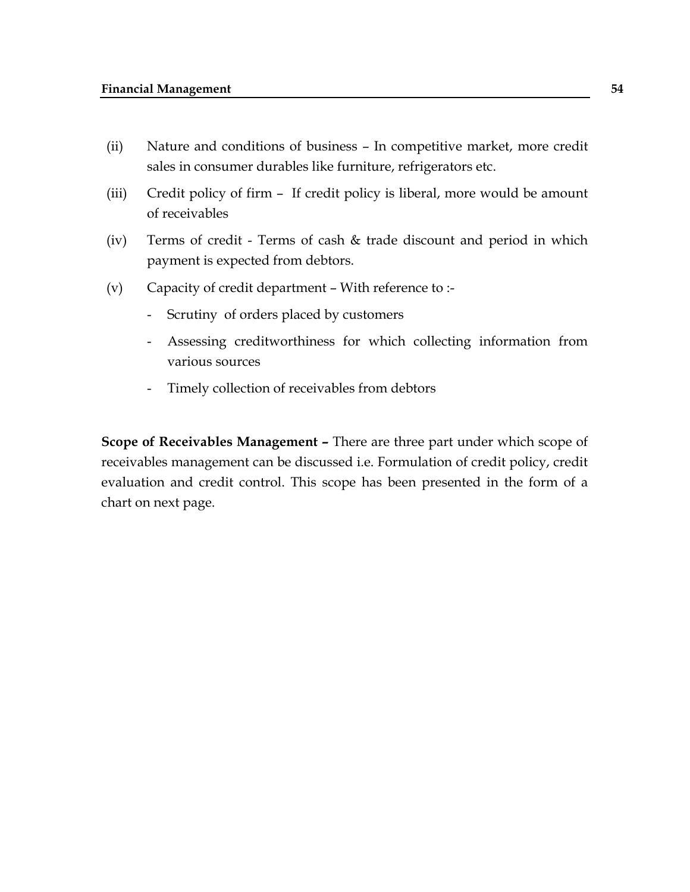(ii) Nature and conditions of business – In competitive market, more credit sales in consumer durables like furniture, refrigerators etc.

(iii) Credit policy of firm – If credit policy is liberal, more would be amount of receivables

(iv) Terms of credit - Terms of cash & trade discount and period in which payment is expected from debtors.

(v) Capacity of credit department – With reference to :-

- Scrutiny of orders placed by customers
- Assessing creditworthiness for which collecting information from various sources
- Timely collection of receivables from debtors

**Scope of Receivables Management –** There are three part under which scope of receivables management can be discussed i.e. Formulation of credit policy, credit evaluation and credit control. This scope has been presented in the form of a chart on next page.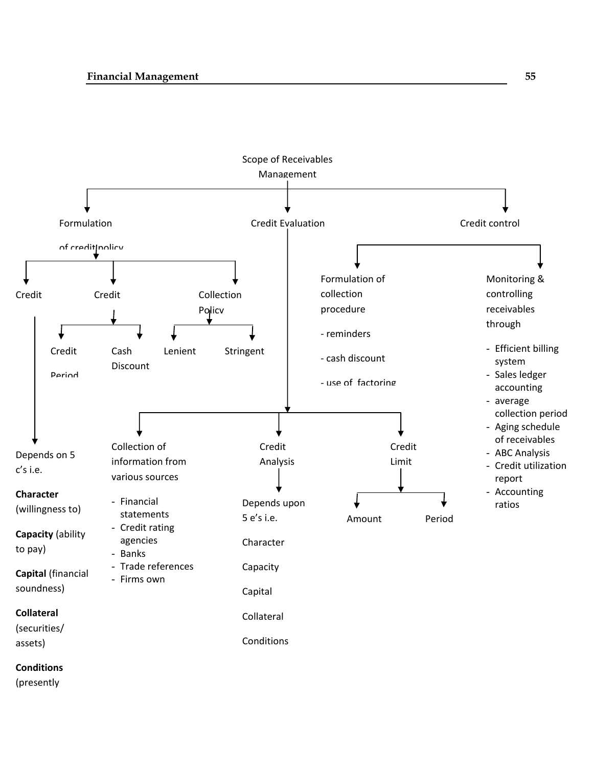# Scope of Receivables Management

- **Formulation of credit policy**
  - Credit
    - Depends on 5 c's i.e.
      - **Character** (willingness to)
      - **Capacity** (ability to pay)
      - **Capital** (financial soundness)
      - **Collateral** (securities/ assets)
      - **Conditions** (presently
  - Credit
    - Credit Period
    - Cash Discount
  - Collection Policy
    - Lenient
    - Stringent
- **Credit Evaluation**
  - Collection of information from various sources
    - Financial statements
    - Credit rating agencies
    - Banks
    - Trade references
    - Firms own
  - Credit Analysis
    - Depends upon 5 e's i.e.
      - Character
      - Capacity
      - Capital
      - Collateral
      - Conditions
  - Credit Limit
    - Amount
    - Period
- **Credit control**
  - Formulation of collection procedure
    - reminders
    - cash discount
    - use of factoring
  - Monitoring & controlling receivables through
    - Efficient billing system
    - Sales ledger accounting
    - average collection period
    - Aging schedule of receivables
    - ABC Analysis
    - Credit utilization report
    - Accounting ratios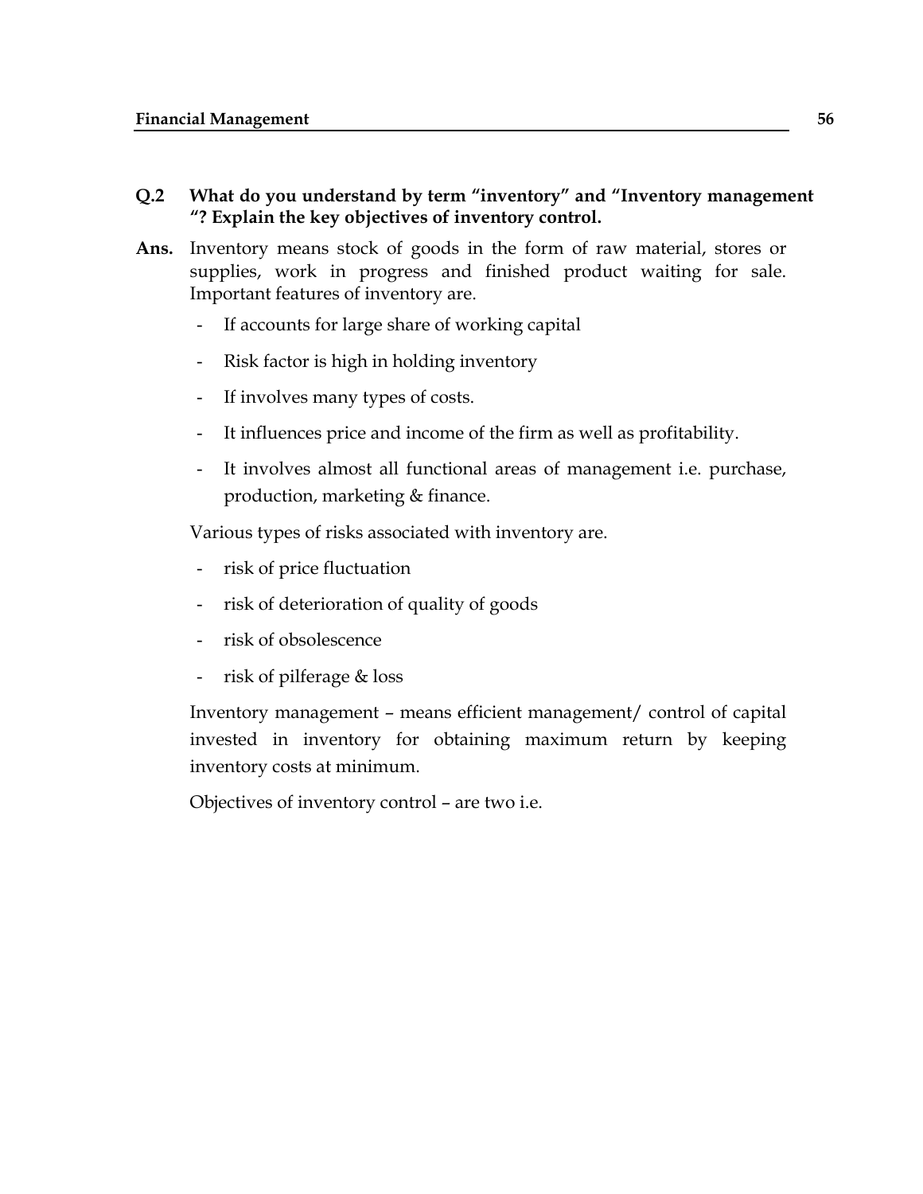**Q.2 What do you understand by term "inventory" and "Inventory management "? Explain the key objectives of inventory control.**

**Ans.** Inventory means stock of goods in the form of raw material, stores or supplies, work in progress and finished product waiting for sale. Important features of inventory are.

- If accounts for large share of working capital
- Risk factor is high in holding inventory
- If involves many types of costs.
- It influences price and income of the firm as well as profitability.
- It involves almost all functional areas of management i.e. purchase, production, marketing & finance.

Various types of risks associated with inventory are.

- risk of price fluctuation
- risk of deterioration of quality of goods
- risk of obsolescence
- risk of pilferage & loss

Inventory management – means efficient management/ control of capital invested in inventory for obtaining maximum return by keeping inventory costs at minimum.

Objectives of inventory control – are two i.e.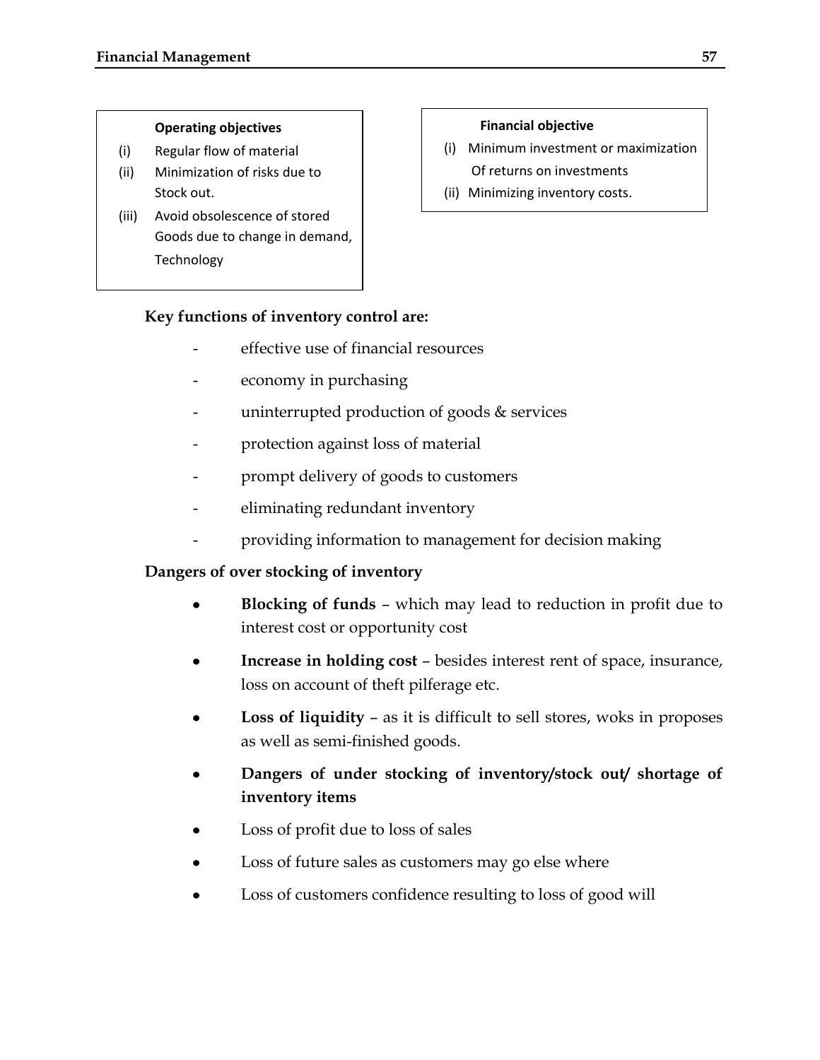**Operating objectives**

(i) Regular flow of material
(ii) Minimization of risks due to Stock out.
(iii) Avoid obsolescence of stored Goods due to change in demand, Technology

**Financial objective**

(i) Minimum investment or maximization Of returns on investments
(ii) Minimizing inventory costs.

**Key functions of inventory control are:**

- effective use of financial resources
- economy in purchasing
- uninterrupted production of goods & services
- protection against loss of material
- prompt delivery of goods to customers
- eliminating redundant inventory
- providing information to management for decision making

**Dangers of over stocking of inventory**

- **Blocking of funds** – which may lead to reduction in profit due to interest cost or opportunity cost
- **Increase in holding cost** – besides interest rent of space, insurance, loss on account of theft pilferage etc.
- **Loss of liquidity** – as it is difficult to sell stores, woks in proposes as well as semi-finished goods.
- **Dangers of under stocking of inventory/stock out/ shortage of inventory items**
- Loss of profit due to loss of sales
- Loss of future sales as customers may go else where
- Loss of customers confidence resulting to loss of good will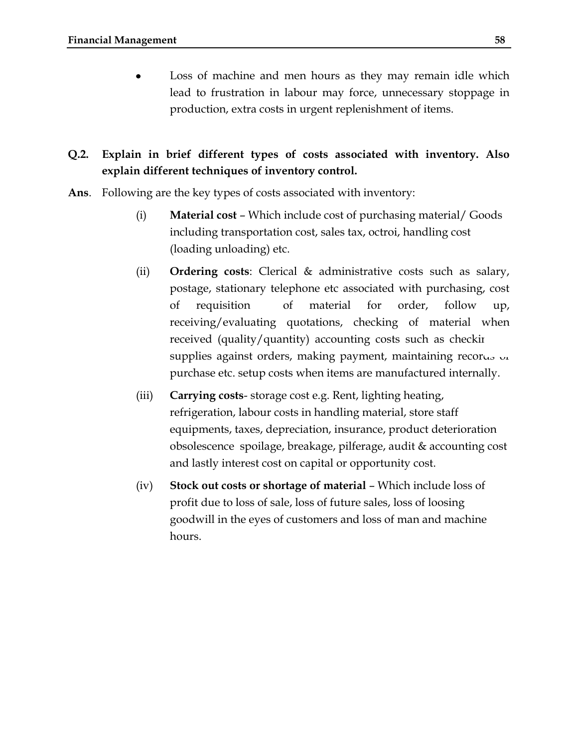- Loss of machine and men hours as they may remain idle which lead to frustration in labour may force, unnecessary stoppage in production, extra costs in urgent replenishment of items.

**Q.2. Explain in brief different types of costs associated with inventory. Also explain different techniques of inventory control.**

**Ans**. Following are the key types of costs associated with inventory:

(i) **Material cost** – Which include cost of purchasing material/ Goods including transportation cost, sales tax, octroi, handling cost (loading unloading) etc.

(ii) **Ordering costs**: Clerical & administrative costs such as salary, postage, stationary telephone etc associated with purchasing, cost of requisition of material for order, follow up, receiving/evaluating quotations, checking of material when received (quality/quantity) accounting costs such as checking supplies against orders, making payment, maintaining records of purchase etc. setup costs when items are manufactured internally.

(iii) **Carrying costs**- storage cost e.g. Rent, lighting heating, refrigeration, labour costs in handling material, store staff equipments, taxes, depreciation, insurance, product deterioration obsolescence spoilage, breakage, pilferage, audit & accounting cost and lastly interest cost on capital or opportunity cost.

(iv) **Stock out costs or shortage of material** – Which include loss of profit due to loss of sale, loss of future sales, loss of loosing goodwill in the eyes of customers and loss of man and machine hours.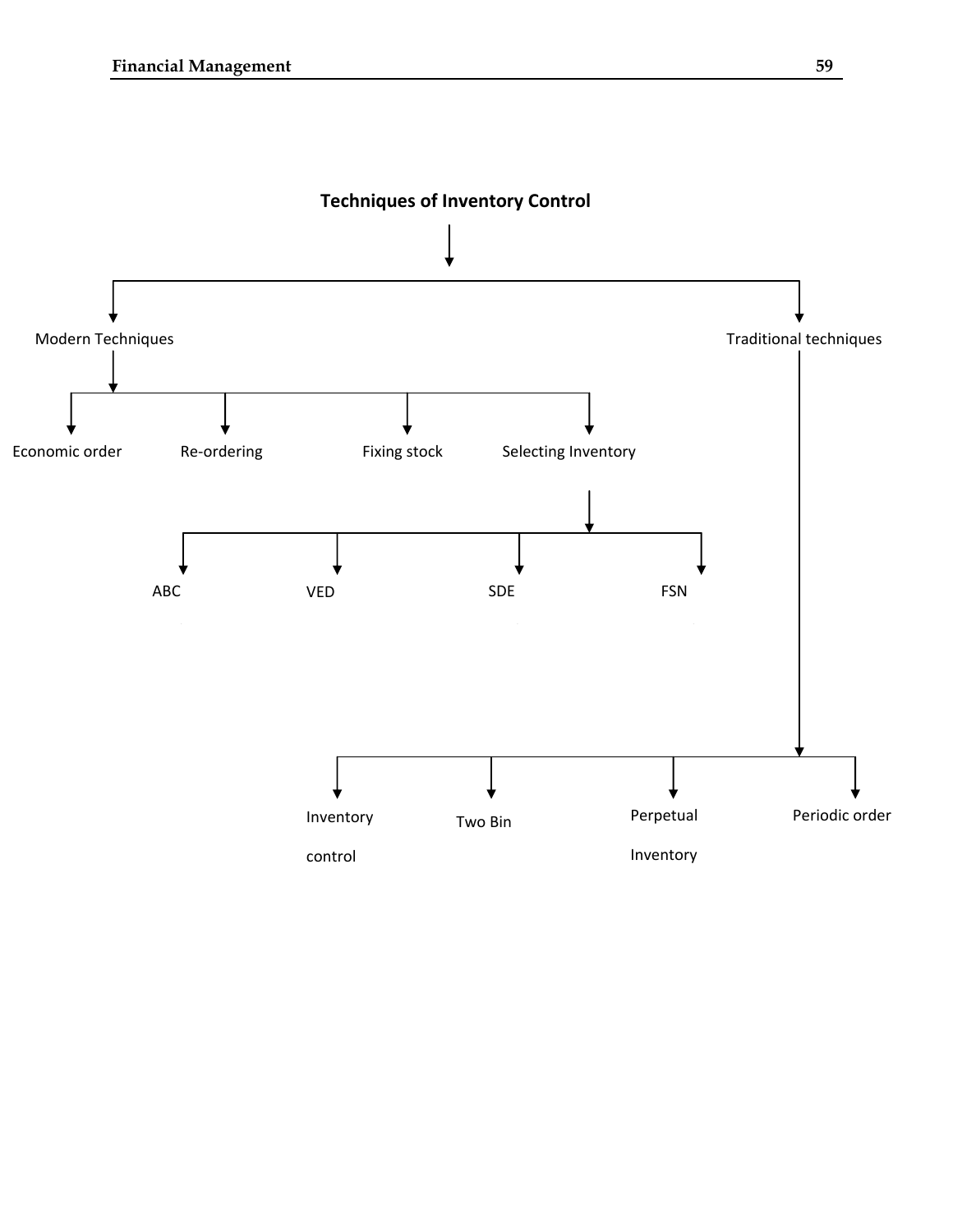**Techniques of Inventory Control**

- Modern Techniques
  - Economic order
  - Re-ordering
  - Fixing stock
  - Selecting Inventory
    - ABC
    - VED
    - SDE
    - FSN
- Traditional techniques
  - Inventory control
  - Two Bin
  - Perpetual Inventory
  - Periodic order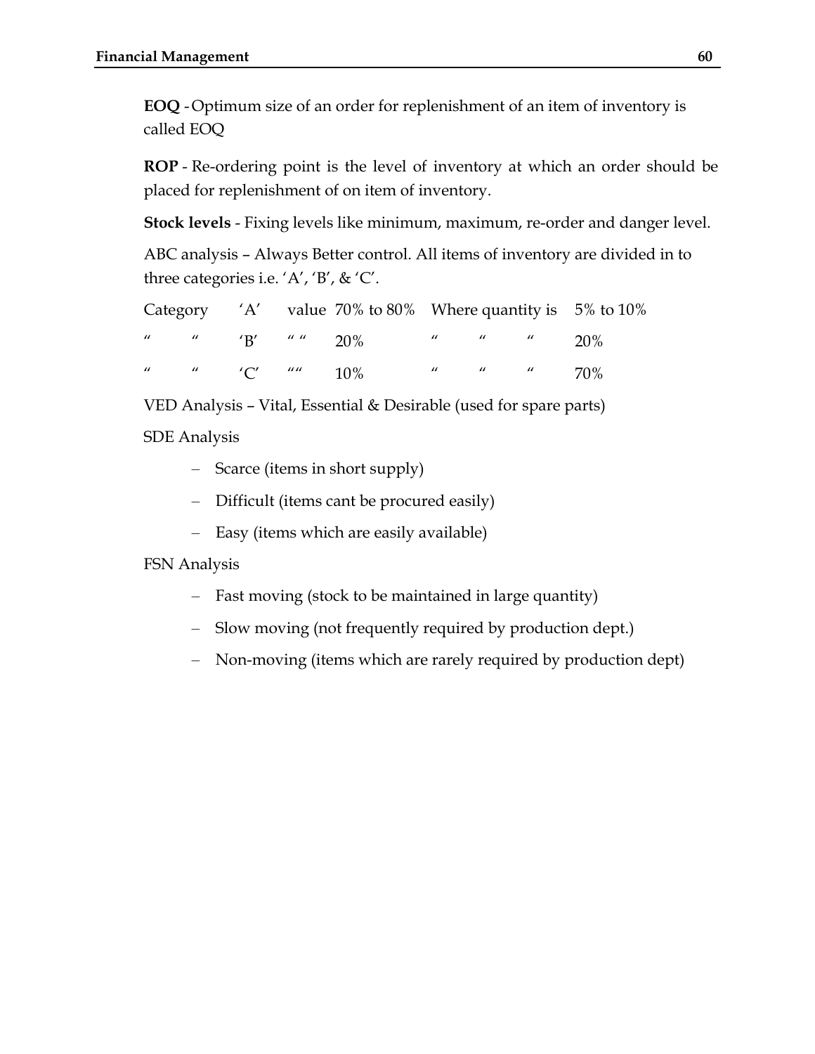**EOQ** - Optimum size of an order for replenishment of an item of inventory is called EOQ

**ROP** - Re-ordering point is the level of inventory at which an order should be placed for replenishment of on item of inventory.

**Stock levels** - Fixing levels like minimum, maximum, re-order and danger level.

ABC analysis – Always Better control. All items of inventory are divided in to three categories i.e. 'A', 'B', & 'C'.

| Category | | | | | | |
|---|---|---|---|---|---|---|
| Category | 'A' | value | 70% to 80% | Where quantity is | | 5% to 10% |
| " " | 'B' | " " | 20% | " " | " | 20% |
| " " | 'C' | "" | 10% | " " | " | 70% |

VED Analysis – Vital, Essential & Desirable (used for spare parts)

SDE Analysis

- Scarce (items in short supply)
- Difficult (items cant be procured easily)
- Easy (items which are easily available)

FSN Analysis

- Fast moving (stock to be maintained in large quantity)
- Slow moving (not frequently required by production dept.)
- Non-moving (items which are rarely required by production dept)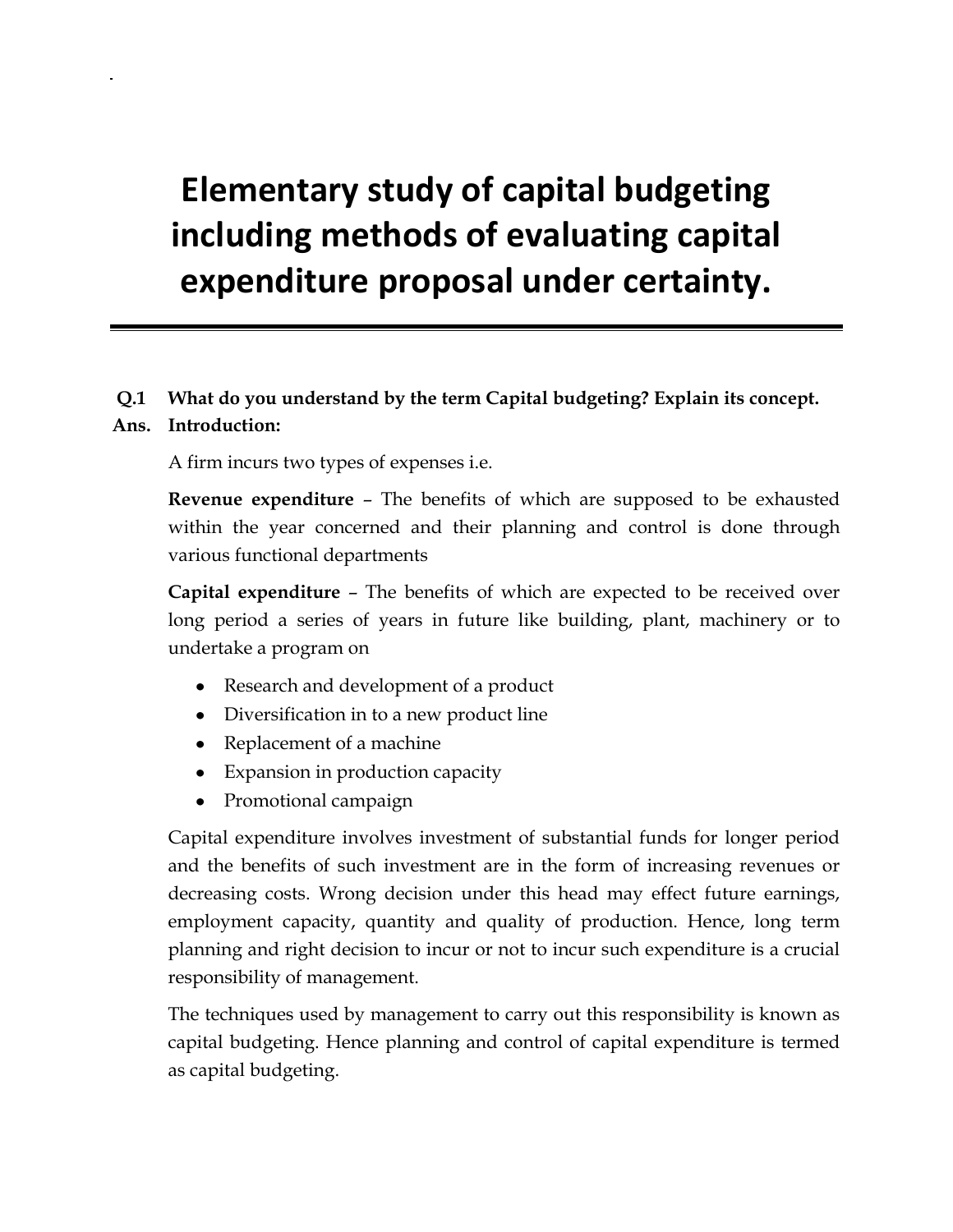# Elementary study of capital budgeting including methods of evaluating capital expenditure proposal under certainty.

**Q.1 What do you understand by the term Capital budgeting? Explain its concept.**

**Ans. Introduction:**

A firm incurs two types of expenses i.e.

**Revenue expenditure** – The benefits of which are supposed to be exhausted within the year concerned and their planning and control is done through various functional departments

**Capital expenditure** – The benefits of which are expected to be received over long period a series of years in future like building, plant, machinery or to undertake a program on

- Research and development of a product
- Diversification in to a new product line
- Replacement of a machine
- Expansion in production capacity
- Promotional campaign

Capital expenditure involves investment of substantial funds for longer period and the benefits of such investment are in the form of increasing revenues or decreasing costs. Wrong decision under this head may effect future earnings, employment capacity, quantity and quality of production. Hence, long term planning and right decision to incur or not to incur such expenditure is a crucial responsibility of management.

The techniques used by management to carry out this responsibility is known as capital budgeting. Hence planning and control of capital expenditure is termed as capital budgeting.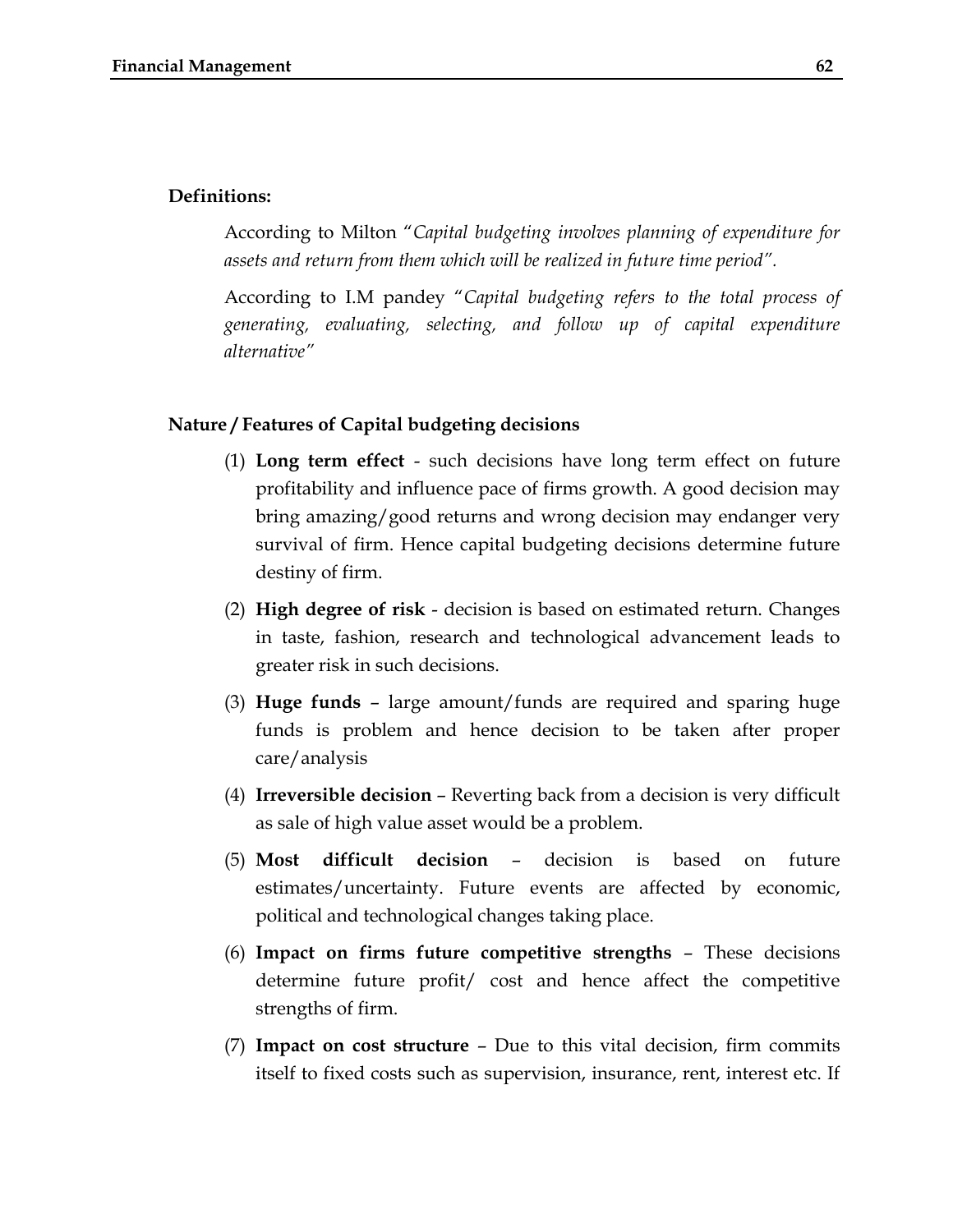**Definitions:**

According to Milton "*Capital budgeting involves planning of expenditure for assets and return from them which will be realized in future time period".*

According to I.M pandey "*Capital budgeting refers to the total process of generating, evaluating, selecting, and follow up of capital expenditure alternative*"

**Nature / Features of Capital budgeting decisions**

(1) **Long term effect** - such decisions have long term effect on future profitability and influence pace of firms growth. A good decision may bring amazing/good returns and wrong decision may endanger very survival of firm. Hence capital budgeting decisions determine future destiny of firm.

(2) **High degree of risk** - decision is based on estimated return. Changes in taste, fashion, research and technological advancement leads to greater risk in such decisions.

(3) **Huge funds** – large amount/funds are required and sparing huge funds is problem and hence decision to be taken after proper care/analysis

(4) **Irreversible decision** – Reverting back from a decision is very difficult as sale of high value asset would be a problem.

(5) **Most difficult decision** – decision is based on future estimates/uncertainty. Future events are affected by economic, political and technological changes taking place.

(6) **Impact on firms future competitive strengths** – These decisions determine future profit/ cost and hence affect the competitive strengths of firm.

(7) **Impact on cost structure** – Due to this vital decision, firm commits itself to fixed costs such as supervision, insurance, rent, interest etc. If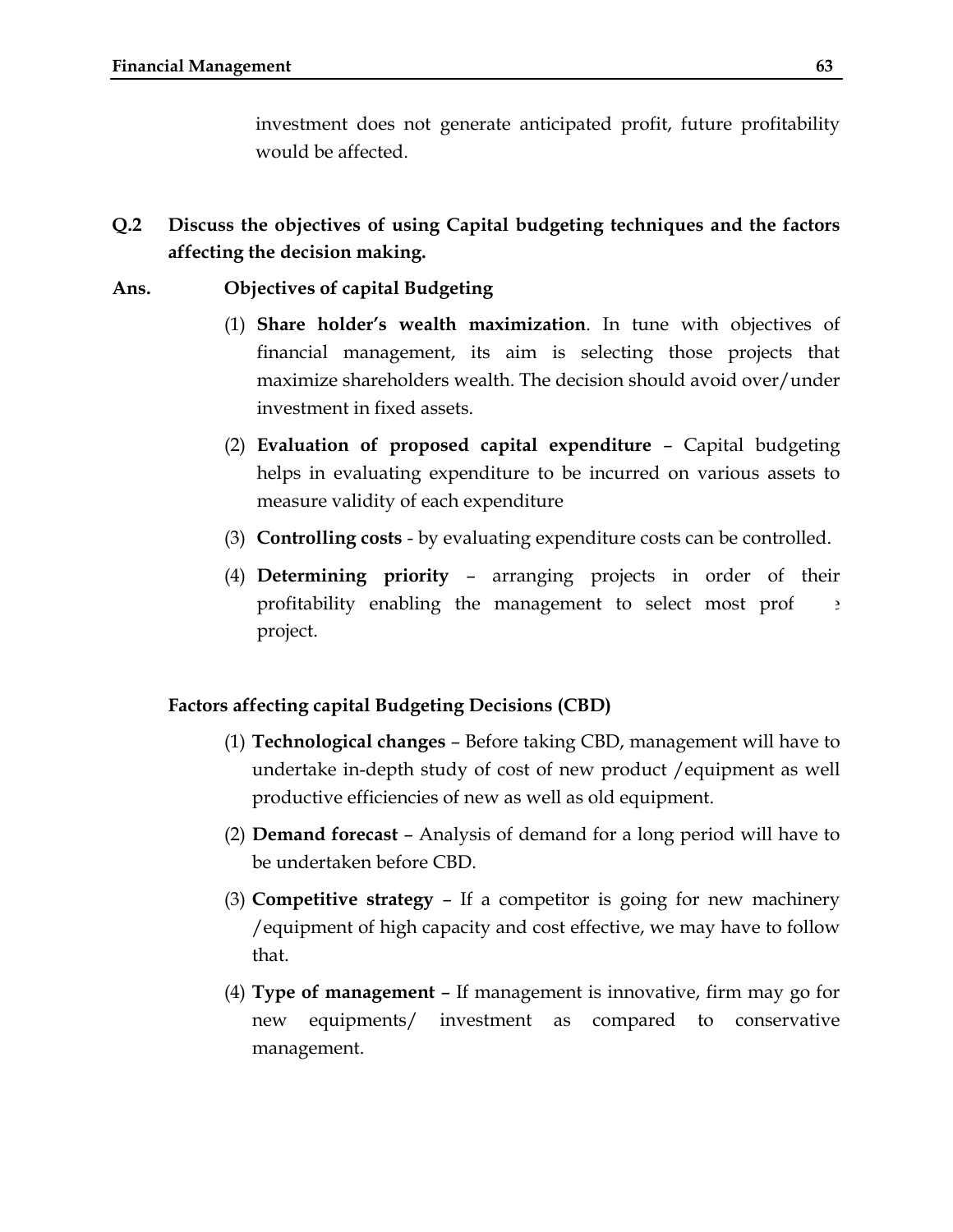investment does not generate anticipated profit, future profitability would be affected.

**Q.2 Discuss the objectives of using Capital budgeting techniques and the factors affecting the decision making.**

**Ans. Objectives of capital Budgeting**

(1) **Share holder's wealth maximization**. In tune with objectives of financial management, its aim is selecting those projects that maximize shareholders wealth. The decision should avoid over/under investment in fixed assets.

(2) **Evaluation of proposed capital expenditure** – Capital budgeting helps in evaluating expenditure to be incurred on various assets to measure validity of each expenditure

(3) **Controlling costs** - by evaluating expenditure costs can be controlled.

(4) **Determining priority** – arranging projects in order of their profitability enabling the management to select most prof e project.

**Factors affecting capital Budgeting Decisions (CBD)**

(1) **Technological changes** – Before taking CBD, management will have to undertake in-depth study of cost of new product /equipment as well productive efficiencies of new as well as old equipment.

(2) **Demand forecast** – Analysis of demand for a long period will have to be undertaken before CBD.

(3) **Competitive strategy** – If a competitor is going for new machinery /equipment of high capacity and cost effective, we may have to follow that.

(4) **Type of management** – If management is innovative, firm may go for new equipments/ investment as compared to conservative management.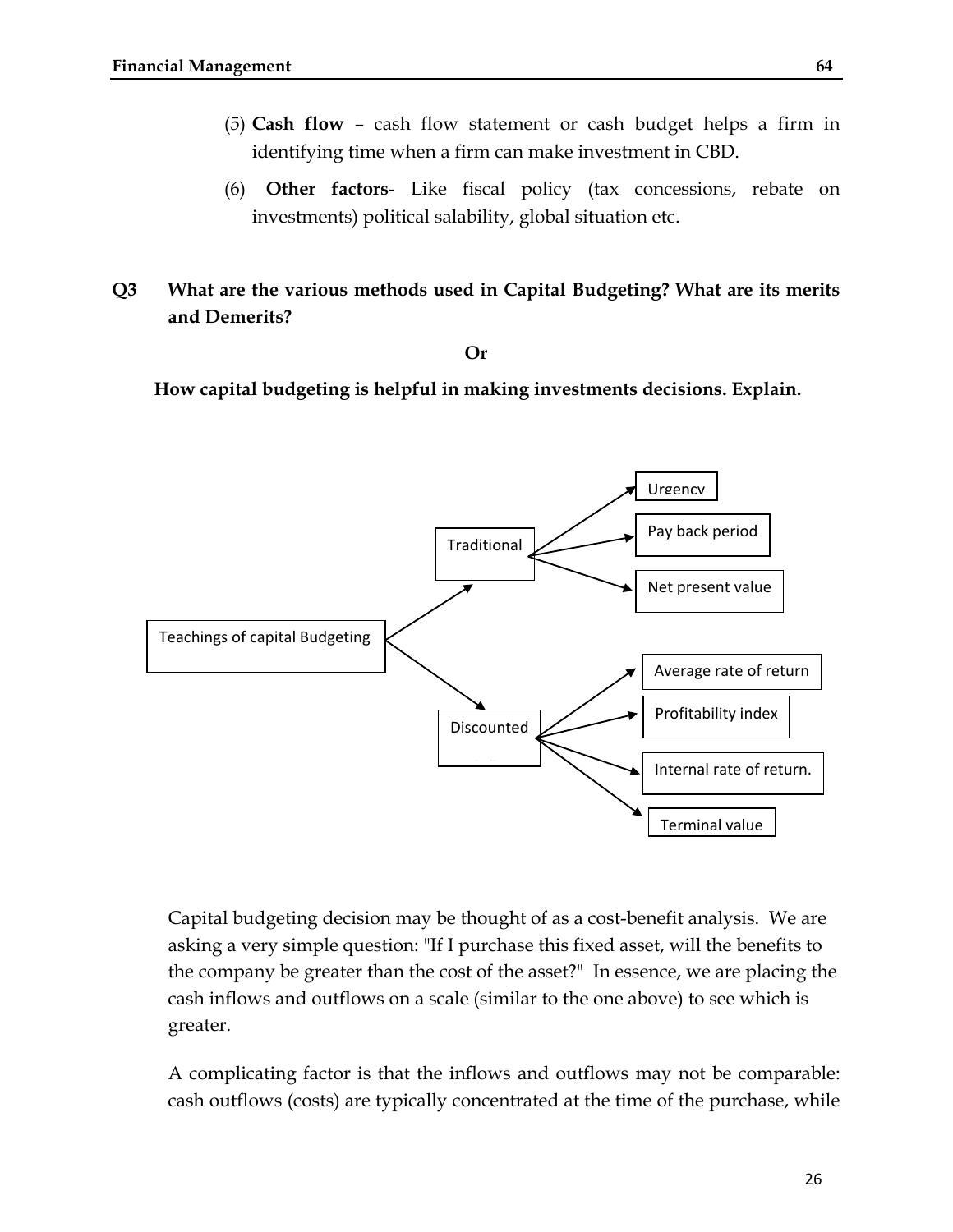(5) **Cash flow** – cash flow statement or cash budget helps a firm in identifying time when a firm can make investment in CBD.

(6) **Other factors**- Like fiscal policy (tax concessions, rebate on investments) political salability, global situation etc.

**Q3 What are the various methods used in Capital Budgeting? What are its merits and Demerits?**

**Or**

**How capital budgeting is helpful in making investments decisions. Explain.**

- Teachings of capital Budgeting
  - Traditional
    - Urgency
    - Pay back period
    - Net present value
  - Discounted
    - Average rate of return
    - Profitability index
    - Internal rate of return.
    - Terminal value

Capital budgeting decision may be thought of as a cost-benefit analysis. We are asking a very simple question: "If I purchase this fixed asset, will the benefits to the company be greater than the cost of the asset?" In essence, we are placing the cash inflows and outflows on a scale (similar to the one above) to see which is greater.

A complicating factor is that the inflows and outflows may not be comparable: cash outflows (costs) are typically concentrated at the time of the purchase, while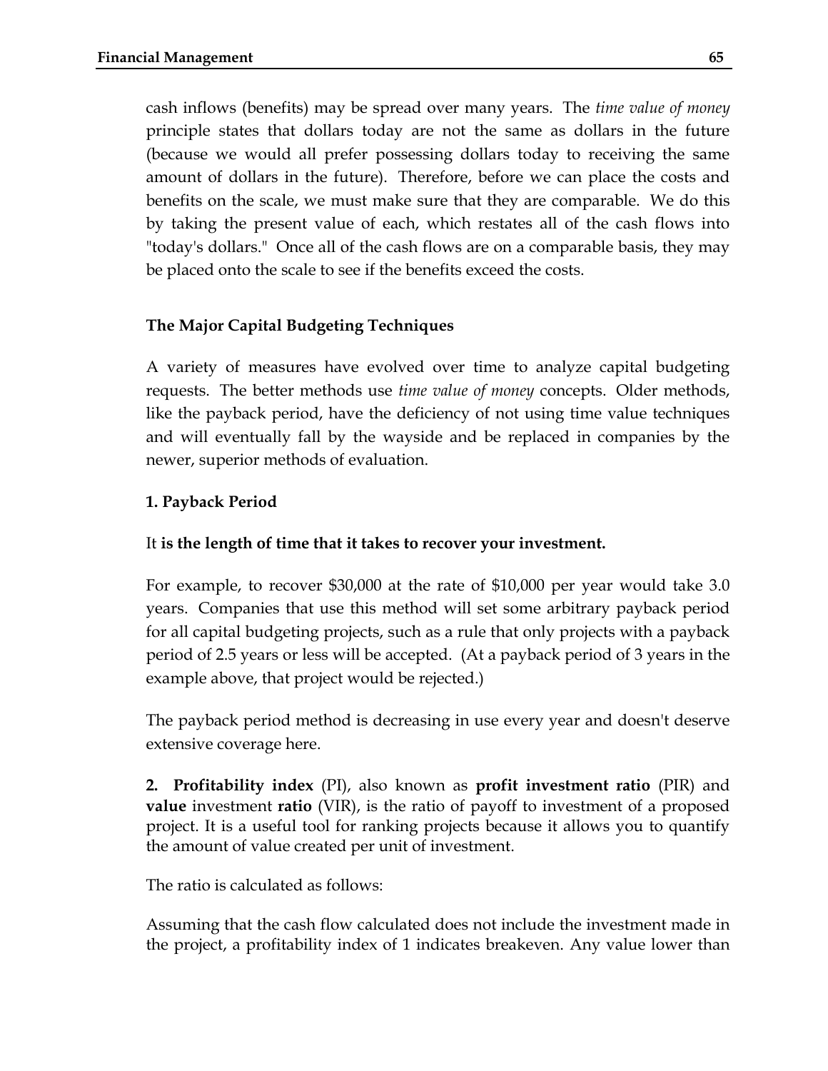cash inflows (benefits) may be spread over many years. The *time value of money* principle states that dollars today are not the same as dollars in the future (because we would all prefer possessing dollars today to receiving the same amount of dollars in the future). Therefore, before we can place the costs and benefits on the scale, we must make sure that they are comparable. We do this by taking the present value of each, which restates all of the cash flows into "today's dollars." Once all of the cash flows are on a comparable basis, they may be placed onto the scale to see if the benefits exceed the costs.

### The Major Capital Budgeting Techniques

A variety of measures have evolved over time to analyze capital budgeting requests. The better methods use *time value of money* concepts. Older methods, like the payback period, have the deficiency of not using time value techniques and will eventually fall by the wayside and be replaced in companies by the newer, superior methods of evaluation.

#### 1. Payback Period

It **is the length of time that it takes to recover your investment.**

For example, to recover $30,000 at the rate of $10,000 per year would take 3.0 years. Companies that use this method will set some arbitrary payback period for all capital budgeting projects, such as a rule that only projects with a payback period of 2.5 years or less will be accepted. (At a payback period of 3 years in the example above, that project would be rejected.)

The payback period method is decreasing in use every year and doesn't deserve extensive coverage here.

**2. Profitability index** (PI), also known as **profit investment ratio** (PIR) and **value** investment **ratio** (VIR), is the ratio of payoff to investment of a proposed project. It is a useful tool for ranking projects because it allows you to quantify the amount of value created per unit of investment.

The ratio is calculated as follows:

Assuming that the cash flow calculated does not include the investment made in the project, a profitability index of 1 indicates breakeven. Any value lower than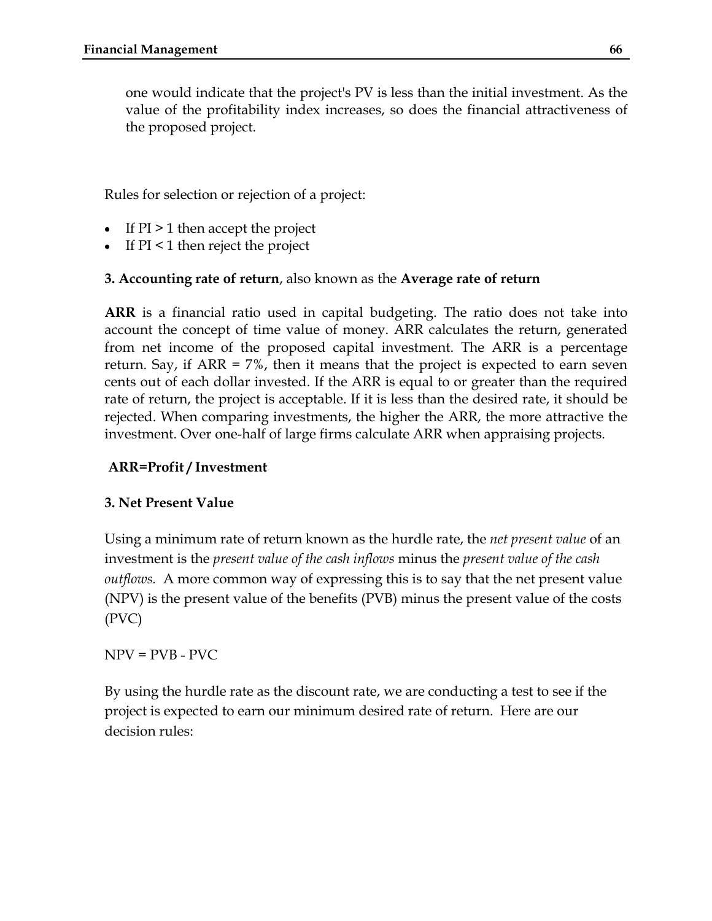one would indicate that the project's PV is less than the initial investment. As the value of the profitability index increases, so does the financial attractiveness of the proposed project.

Rules for selection or rejection of a project:

- If PI > 1 then accept the project
- If PI < 1 then reject the project

**3. Accounting rate of return**, also known as the **Average rate of return**

**ARR** is a financial ratio used in capital budgeting. The ratio does not take into account the concept of time value of money. ARR calculates the return, generated from net income of the proposed capital investment. The ARR is a percentage return. Say, if ARR = 7%, then it means that the project is expected to earn seven cents out of each dollar invested. If the ARR is equal to or greater than the required rate of return, the project is acceptable. If it is less than the desired rate, it should be rejected. When comparing investments, the higher the ARR, the more attractive the investment. Over one-half of large firms calculate ARR when appraising projects.

**ARR=Profit / Investment**

**3. Net Present Value**

Using a minimum rate of return known as the hurdle rate, the *net present value* of an investment is the *present value of the cash inflows* minus the *present value of the cash outflows.* A more common way of expressing this is to say that the net present value (NPV) is the present value of the benefits (PVB) minus the present value of the costs (PVC)

NPV = PVB - PVC

By using the hurdle rate as the discount rate, we are conducting a test to see if the project is expected to earn our minimum desired rate of return. Here are our decision rules: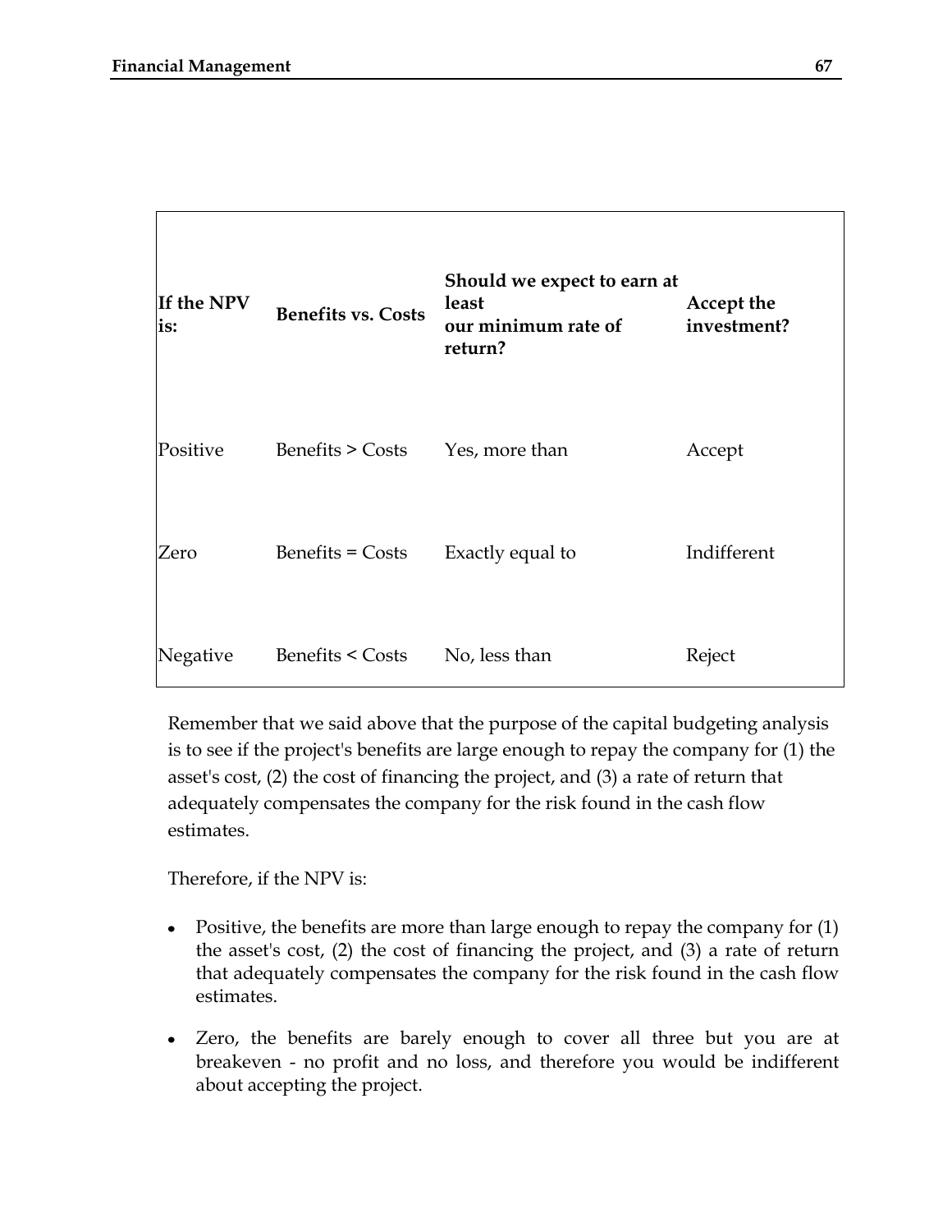| If the NPV is: | Benefits vs. Costs | Should we expect to earn at least our minimum rate of return? | Accept the investment? |
|---|---|---|---|
| Positive | Benefits > Costs | Yes, more than | Accept |
| Zero | Benefits = Costs | Exactly equal to | Indifferent |
| Negative | Benefits < Costs | No, less than | Reject |

Remember that we said above that the purpose of the capital budgeting analysis is to see if the project's benefits are large enough to repay the company for (1) the asset's cost, (2) the cost of financing the project, and (3) a rate of return that adequately compensates the company for the risk found in the cash flow estimates.

Therefore, if the NPV is:

- Positive, the benefits are more than large enough to repay the company for (1) the asset's cost, (2) the cost of financing the project, and (3) a rate of return that adequately compensates the company for the risk found in the cash flow estimates.
- Zero, the benefits are barely enough to cover all three but you are at breakeven - no profit and no loss, and therefore you would be indifferent about accepting the project.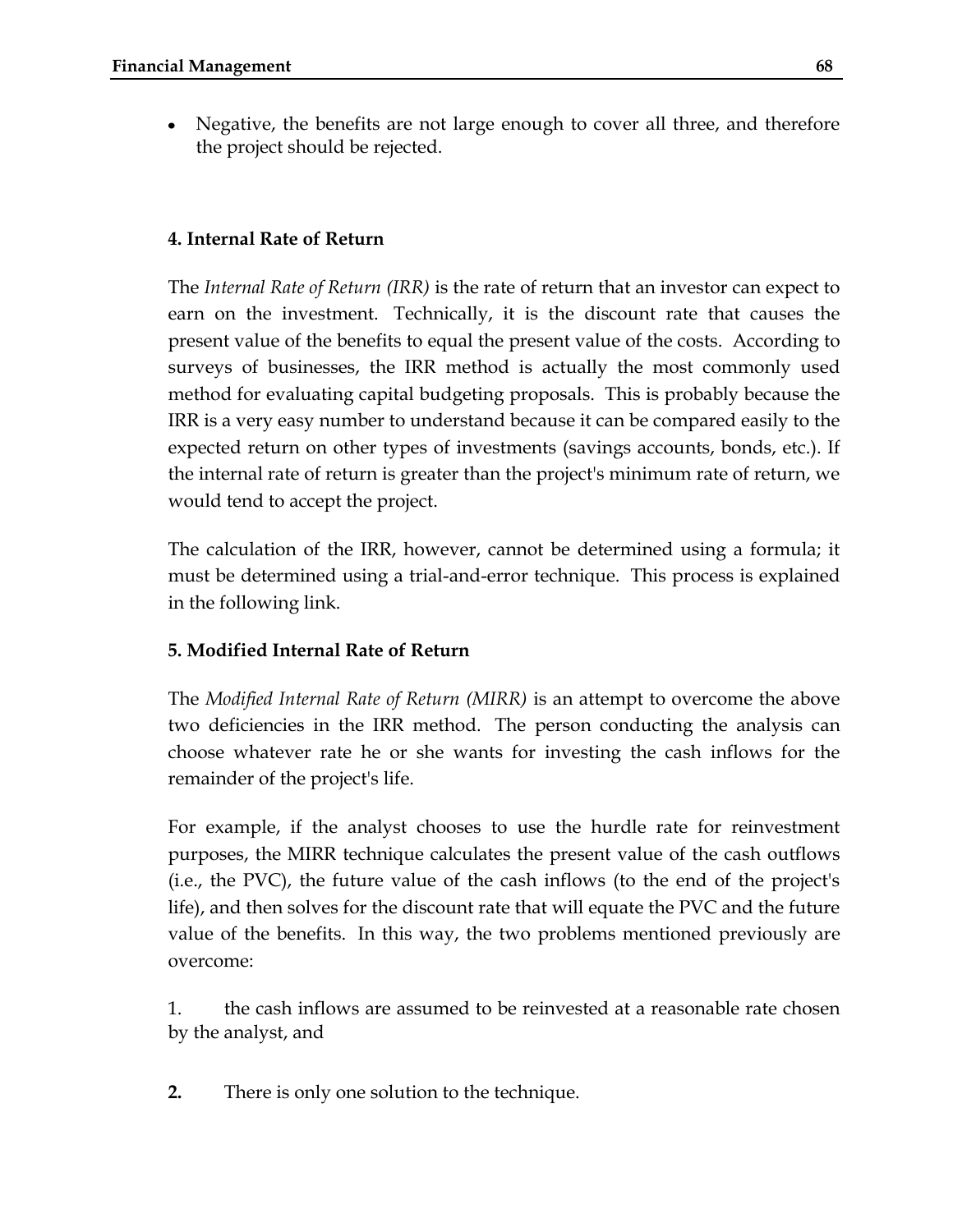- Negative, the benefits are not large enough to cover all three, and therefore the project should be rejected.

### 4. Internal Rate of Return

The *Internal Rate of Return (IRR)* is the rate of return that an investor can expect to earn on the investment. Technically, it is the discount rate that causes the present value of the benefits to equal the present value of the costs. According to surveys of businesses, the IRR method is actually the most commonly used method for evaluating capital budgeting proposals. This is probably because the IRR is a very easy number to understand because it can be compared easily to the expected return on other types of investments (savings accounts, bonds, etc.). If the internal rate of return is greater than the project's minimum rate of return, we would tend to accept the project.

The calculation of the IRR, however, cannot be determined using a formula; it must be determined using a trial-and-error technique. This process is explained in the following link.

### 5. Modified Internal Rate of Return

The *Modified Internal Rate of Return (MIRR)* is an attempt to overcome the above two deficiencies in the IRR method. The person conducting the analysis can choose whatever rate he or she wants for investing the cash inflows for the remainder of the project's life.

For example, if the analyst chooses to use the hurdle rate for reinvestment purposes, the MIRR technique calculates the present value of the cash outflows (i.e., the PVC), the future value of the cash inflows (to the end of the project's life), and then solves for the discount rate that will equate the PVC and the future value of the benefits. In this way, the two problems mentioned previously are overcome:

1. the cash inflows are assumed to be reinvested at a reasonable rate chosen by the analyst, and

2. There is only one solution to the technique.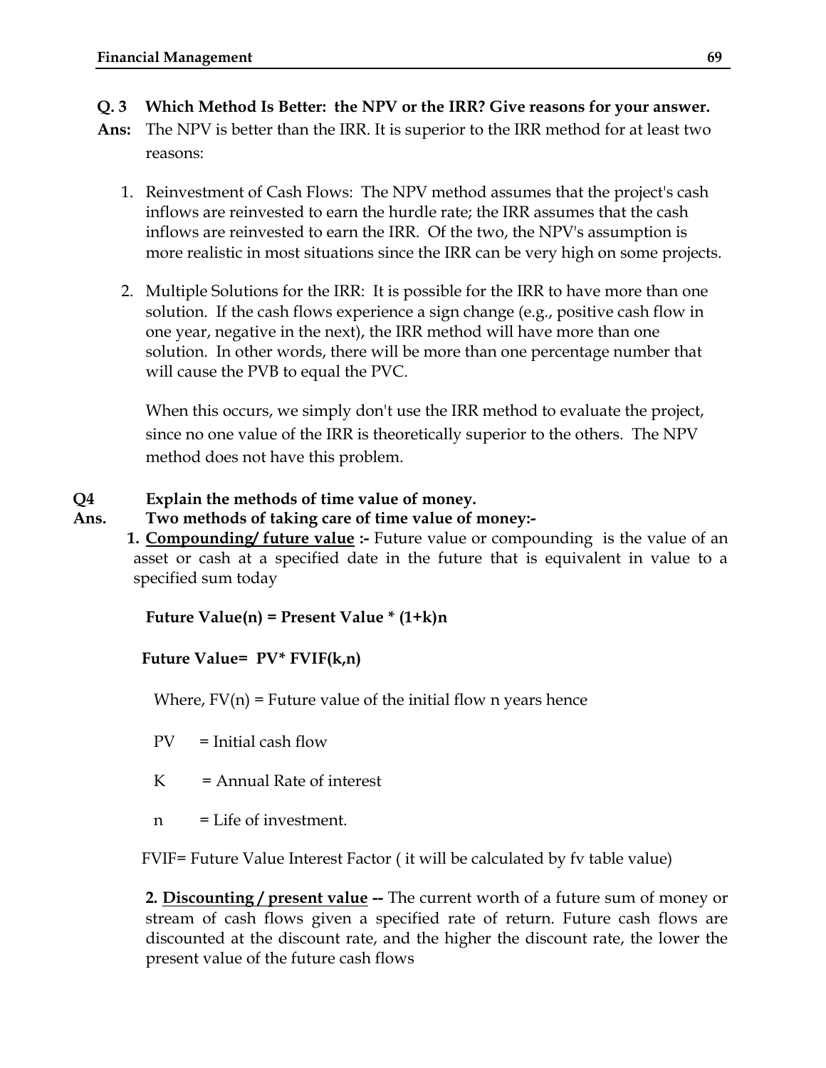**Q. 3 Which Method Is Better: the NPV or the IRR? Give reasons for your answer.**

**Ans:** The NPV is better than the IRR. It is superior to the IRR method for at least two reasons:

1. Reinvestment of Cash Flows: The NPV method assumes that the project's cash inflows are reinvested to earn the hurdle rate; the IRR assumes that the cash inflows are reinvested to earn the IRR. Of the two, the NPV's assumption is more realistic in most situations since the IRR can be very high on some projects.

2. Multiple Solutions for the IRR: It is possible for the IRR to have more than one solution. If the cash flows experience a sign change (e.g., positive cash flow in one year, negative in the next), the IRR method will have more than one solution. In other words, there will be more than one percentage number that will cause the PVB to equal the PVC.

   When this occurs, we simply don't use the IRR method to evaluate the project, since no one value of the IRR is theoretically superior to the others. The NPV method does not have this problem.

**Q4 Explain the methods of time value of money.**

**Ans. Two methods of taking care of time value of money:-**

**1. <u>Compounding/ future value</u> :-** Future value or compounding is the value of an asset or cash at a specified date in the future that is equivalent in value to a specified sum today

**Future Value(n) = Present Value * (1+k)n**

**Future Value= PV* FVIF(k,n)**

Where, FV(n) = Future value of the initial flow n years hence

PV = Initial cash flow

K = Annual Rate of interest

n = Life of investment.

FVIF= Future Value Interest Factor ( it will be calculated by fv table value)

**2. <u>Discounting / present value</u> --** The current worth of a future sum of money or stream of cash flows given a specified rate of return. Future cash flows are discounted at the discount rate, and the higher the discount rate, the lower the present value of the future cash flows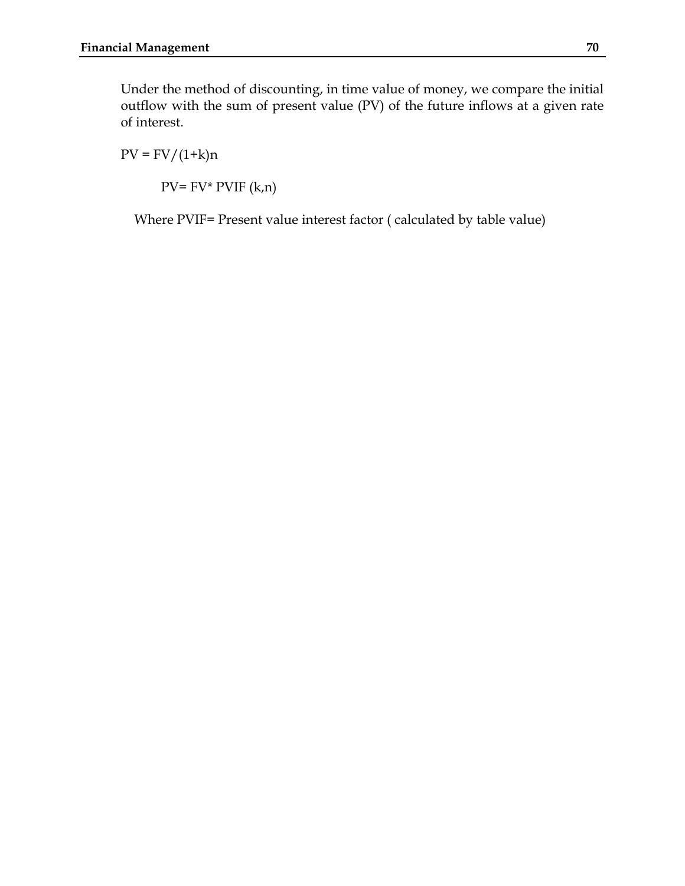Under the method of discounting, in time value of money, we compare the initial outflow with the sum of present value (PV) of the future inflows at a given rate of interest.

$$PV = FV/(1+k)^n$$

$$PV = FV * PVIF(k,n)$$

Where PVIF= Present value interest factor ( calculated by table value)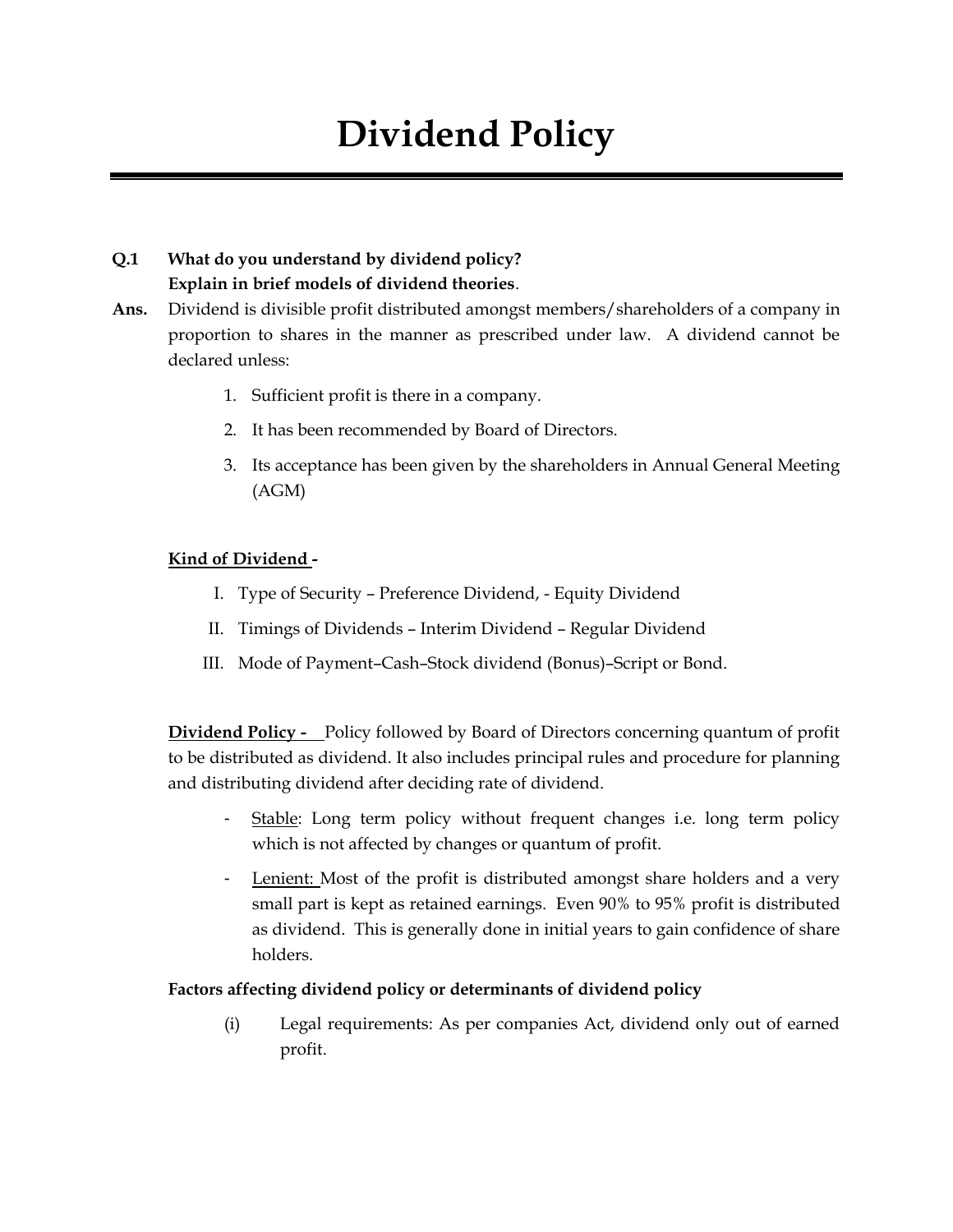# Dividend Policy

**Q.1 What do you understand by dividend policy?**
**Explain in brief models of dividend theories.**

**Ans.** Dividend is divisible profit distributed amongst members/shareholders of a company in proportion to shares in the manner as prescribed under law. A dividend cannot be declared unless:

1. Sufficient profit is there in a company.
2. It has been recommended by Board of Directors.
3. Its acceptance has been given by the shareholders in Annual General Meeting (AGM)

**<u>Kind of Dividend</u> -**

I. Type of Security – Preference Dividend, - Equity Dividend
II. Timings of Dividends – Interim Dividend – Regular Dividend
III. Mode of Payment–Cash–Stock dividend (Bonus)–Script or Bond.

**<u>Dividend Policy -</u>** Policy followed by Board of Directors concerning quantum of profit to be distributed as dividend. It also includes principal rules and procedure for planning and distributing dividend after deciding rate of dividend.

- <u>Stable</u>: Long term policy without frequent changes i.e. long term policy which is not affected by changes or quantum of profit.
- <u>Lenient:</u> Most of the profit is distributed amongst share holders and a very small part is kept as retained earnings. Even 90% to 95% profit is distributed as dividend. This is generally done in initial years to gain confidence of share holders.

**Factors affecting dividend policy or determinants of dividend policy**

(i) Legal requirements: As per companies Act, dividend only out of earned profit.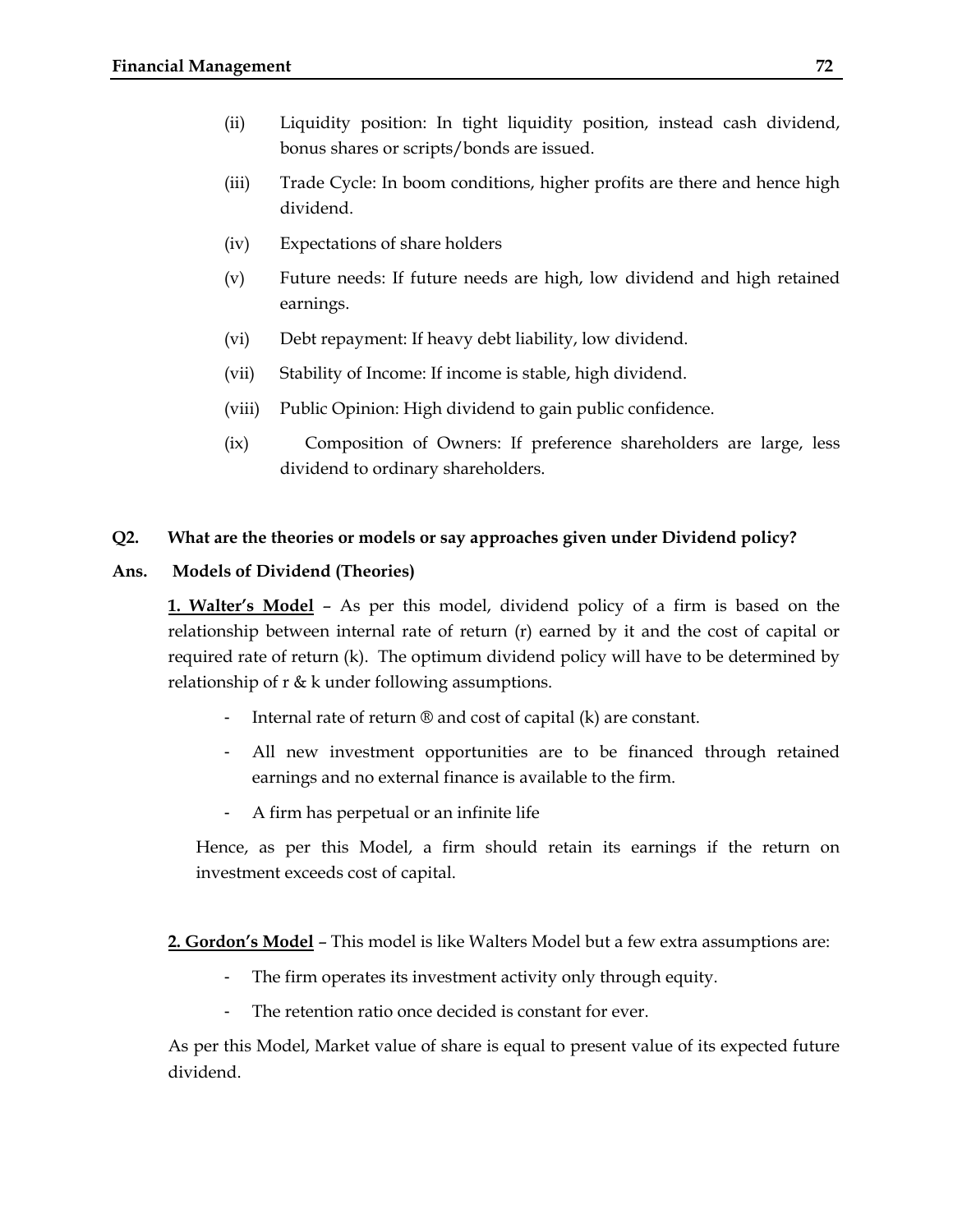(ii) Liquidity position: In tight liquidity position, instead cash dividend, bonus shares or scripts/bonds are issued.

(iii) Trade Cycle: In boom conditions, higher profits are there and hence high dividend.

(iv) Expectations of share holders

(v) Future needs: If future needs are high, low dividend and high retained earnings.

(vi) Debt repayment: If heavy debt liability, low dividend.

(vii) Stability of Income: If income is stable, high dividend.

(viii) Public Opinion: High dividend to gain public confidence.

(ix) Composition of Owners: If preference shareholders are large, less dividend to ordinary shareholders.

**Q2. What are the theories or models or say approaches given under Dividend policy?**

**Ans. Models of Dividend (Theories)**

**1. Walter's Model** – As per this model, dividend policy of a firm is based on the relationship between internal rate of return (r) earned by it and the cost of capital or required rate of return (k). The optimum dividend policy will have to be determined by relationship of r & k under following assumptions.

- Internal rate of return ® and cost of capital (k) are constant.
- All new investment opportunities are to be financed through retained earnings and no external finance is available to the firm.
- A firm has perpetual or an infinite life

Hence, as per this Model, a firm should retain its earnings if the return on investment exceeds cost of capital.

**2. Gordon's Model** – This model is like Walters Model but a few extra assumptions are:

- The firm operates its investment activity only through equity.
- The retention ratio once decided is constant for ever.

As per this Model, Market value of share is equal to present value of its expected future dividend.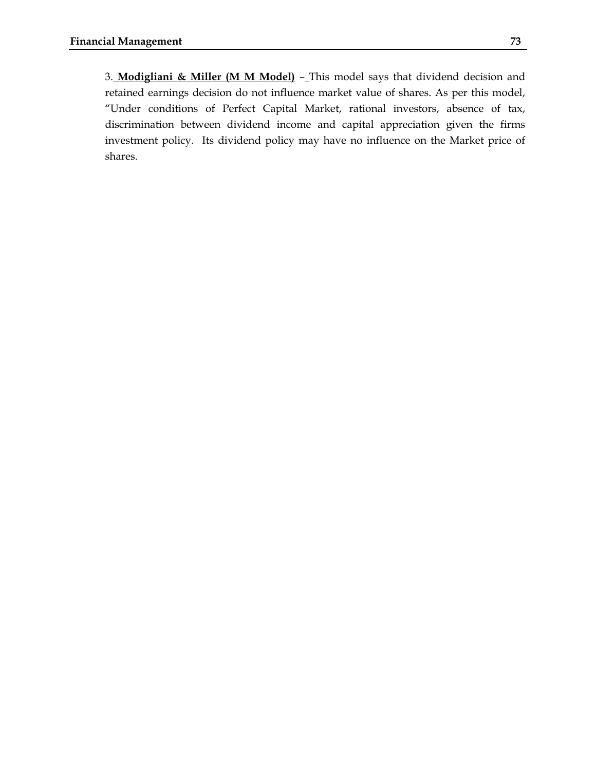3. **Modigliani & Miller (M M Model)** – This model says that dividend decision and retained earnings decision do not influence market value of shares. As per this model, "Under conditions of Perfect Capital Market, rational investors, absence of tax, discrimination between dividend income and capital appreciation given the firms investment policy. Its dividend policy may have no influence on the Market price of shares.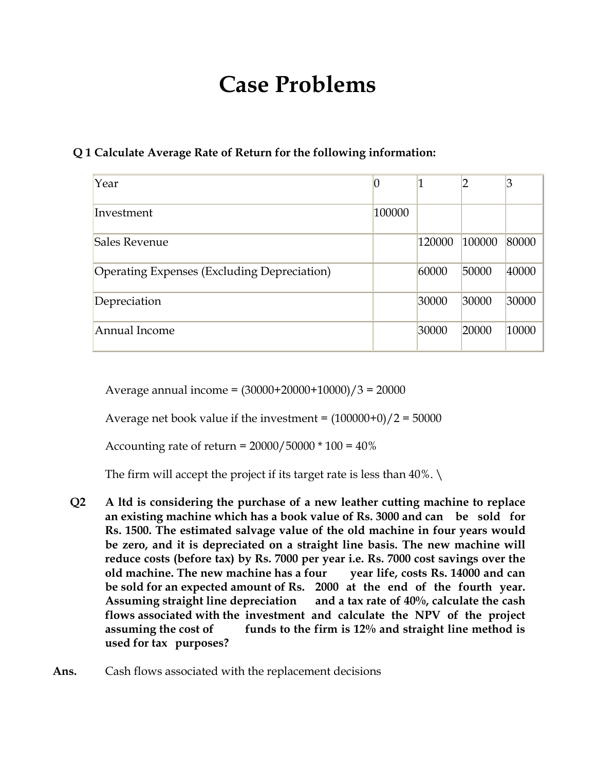# Case Problems

**Q 1 Calculate Average Rate of Return for the following information:**

| Year | 0 | 1 | 2 | 3 |
|---|---|---|---|---|
| Investment | 100000 | | | |
| Sales Revenue | | 120000 | 100000 | 80000 |
| Operating Expenses (Excluding Depreciation) | | 60000 | 50000 | 40000 |
| Depreciation | | 30000 | 30000 | 30000 |
| Annual Income | | 30000 | 20000 | 10000 |

Average annual income = (30000+20000+10000)/3 = 20000

Average net book value if the investment = (100000+0)/2 = 50000

Accounting rate of return = 20000/50000 * 100 = 40%

The firm will accept the project if its target rate is less than 40%. \

**Q2** **A ltd is considering the purchase of a new leather cutting machine to replace an existing machine which has a book value of Rs. 3000 and can be sold for Rs. 1500. The estimated salvage value of the old machine in four years would be zero, and it is depreciated on a straight line basis. The new machine will reduce costs (before tax) by Rs. 7000 per year i.e. Rs. 7000 cost savings over the old machine. The new machine has a four year life, costs Rs. 14000 and can be sold for an expected amount of Rs. 2000 at the end of the fourth year. Assuming straight line depreciation and a tax rate of 40%, calculate the cash flows associated with the investment and calculate the NPV of the project assuming the cost of funds to the firm is 12% and straight line method is used for tax purposes?**

**Ans.** Cash flows associated with the replacement decisions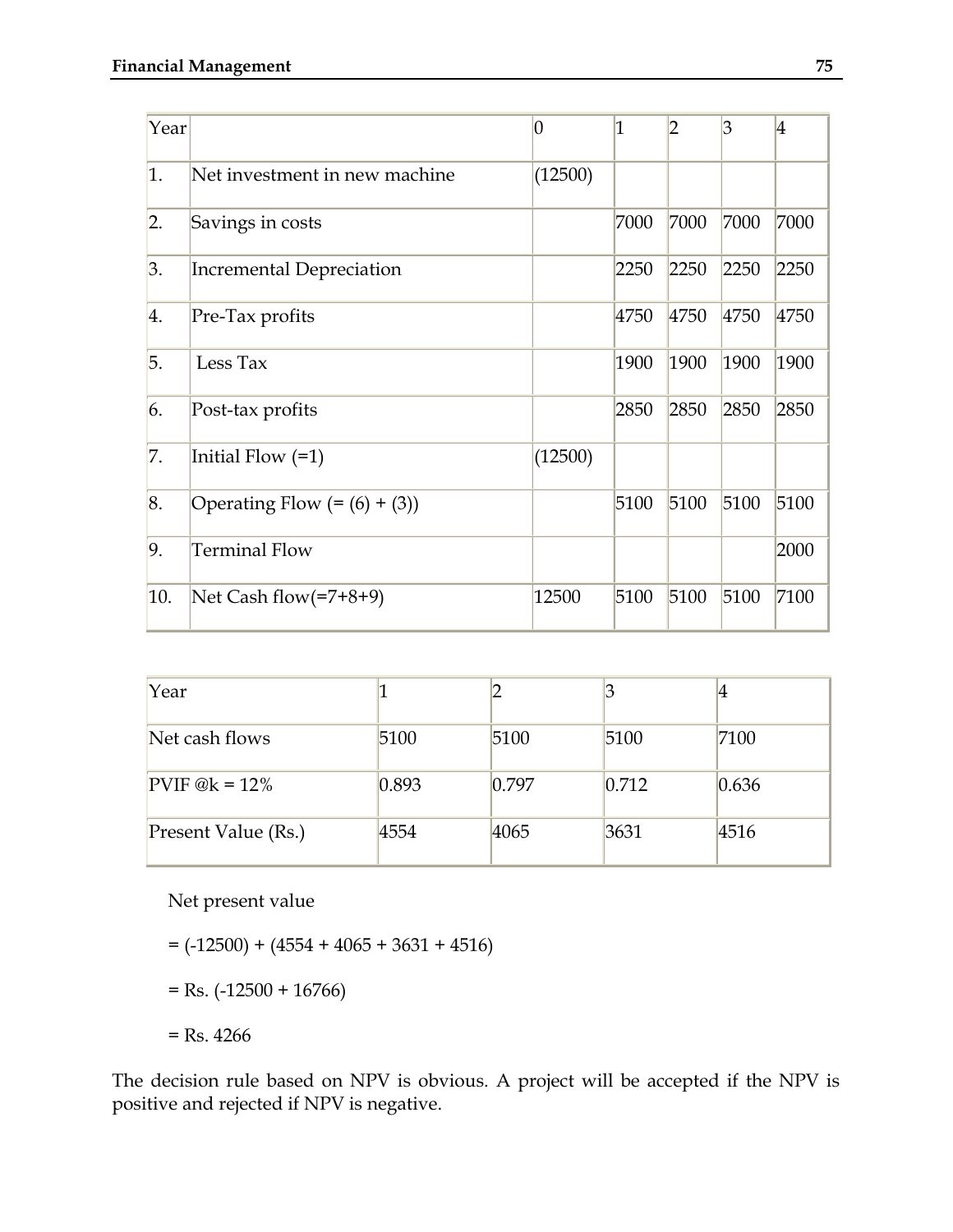| Year | | 0 | 1 | 2 | 3 | 4 |
|---|---|---|---|---|---|---|
| 1. | Net investment in new machine | (12500) | | | | |
| 2. | Savings in costs | | 7000 | 7000 | 7000 | 7000 |
| 3. | Incremental Depreciation | | 2250 | 2250 | 2250 | 2250 |
| 4. | Pre-Tax profits | | 4750 | 4750 | 4750 | 4750 |
| 5. | Less Tax | | 1900 | 1900 | 1900 | 1900 |
| 6. | Post-tax profits | | 2850 | 2850 | 2850 | 2850 |
| 7. | Initial Flow (=1) | (12500) | | | | |
| 8. | Operating Flow (= (6) + (3)) | | 5100 | 5100 | 5100 | 5100 |
| 9. | Terminal Flow | | | | | 2000 |
| 10. | Net Cash flow(=7+8+9) | 12500 | 5100 | 5100 | 5100 | 7100 |

| Year | 1 | 2 | 3 | 4 |
|---|---|---|---|---|
| Net cash flows | 5100 | 5100 | 5100 | 7100 |
| PVIF @k = 12% | 0.893 | 0.797 | 0.712 | 0.636 |
| Present Value (Rs.) | 4554 | 4065 | 3631 | 4516 |

Net present value

= (-12500) + (4554 + 4065 + 3631 + 4516)

= Rs. (-12500 + 16766)

= Rs. 4266

The decision rule based on NPV is obvious. A project will be accepted if the NPV is positive and rejected if NPV is negative.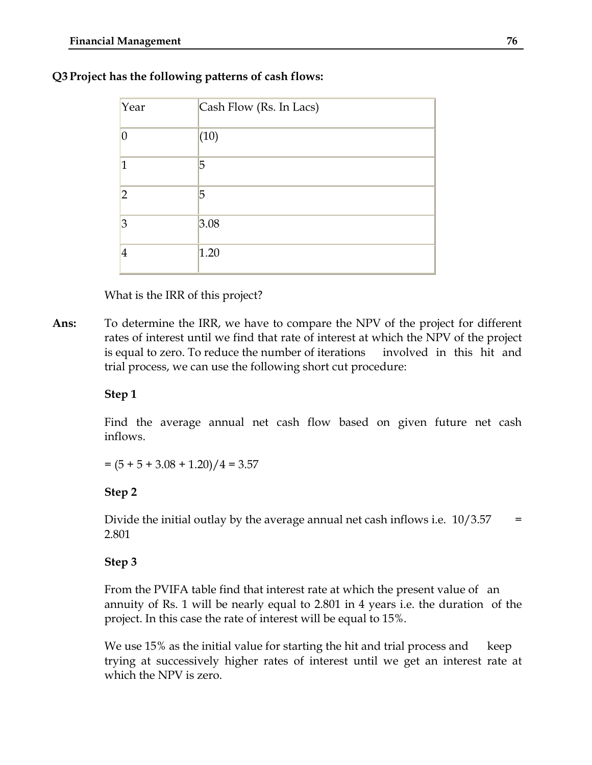**Q3 Project has the following patterns of cash flows:**

| Year | Cash Flow (Rs. In Lacs) |
|---|---|
| 0 | (10) |
| 1 | 5 |
| 2 | 5 |
| 3 | 3.08 |
| 4 | 1.20 |

What is the IRR of this project?

**Ans:** To determine the IRR, we have to compare the NPV of the project for different rates of interest until we find that rate of interest at which the NPV of the project is equal to zero. To reduce the number of iterations involved in this hit and trial process, we can use the following short cut procedure:

**Step 1**

Find the average annual net cash flow based on given future net cash inflows.

= (5 + 5 + 3.08 + 1.20)/4 = 3.57

**Step 2**

Divide the initial outlay by the average annual net cash inflows i.e. 10/3.57 = 2.801

**Step 3**

From the PVIFA table find that interest rate at which the present value of an annuity of Rs. 1 will be nearly equal to 2.801 in 4 years i.e. the duration of the project. In this case the rate of interest will be equal to 15%.

We use 15% as the initial value for starting the hit and trial process and keep trying at successively higher rates of interest until we get an interest rate at which the NPV is zero.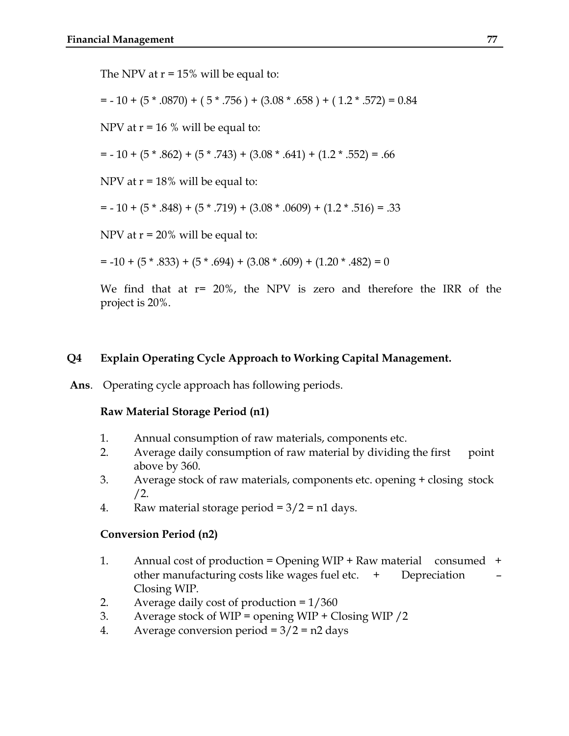The NPV at r = 15% will be equal to:

$$= - 10 + (5 * .0870) + ( 5 * .756 ) + (3.08 * .658 ) + ( 1.2 * .572) = 0.84$$

NPV at r = 16 % will be equal to:

$$= - 10 + (5 * .862) + (5 * .743) + (3.08 * .641) + (1.2 * .552) = .66$$

NPV at r = 18% will be equal to:

$$= - 10 + (5 * .848) + (5 * .719) + (3.08 * .0609) + (1.2 * .516) = .33$$

NPV at r = 20% will be equal to:

$$= -10 + (5 * .833) + (5 * .694) + (3.08 * .609) + (1.20 * .482) = 0$$

We find that at r= 20%, the NPV is zero and therefore the IRR of the project is 20%.

**Q4 Explain Operating Cycle Approach to Working Capital Management.**

**Ans**. Operating cycle approach has following periods.

**Raw Material Storage Period (n1)**

1. Annual consumption of raw materials, components etc.
2. Average daily consumption of raw material by dividing the first point above by 360.
3. Average stock of raw materials, components etc. opening + closing stock /2.
4. Raw material storage period = 3/2 = n1 days.

**Conversion Period (n2)**

1. Annual cost of production = Opening WIP + Raw material consumed + other manufacturing costs like wages fuel etc. + Depreciation – Closing WIP.
2. Average daily cost of production = 1/360
3. Average stock of WIP = opening WIP + Closing WIP /2
4. Average conversion period = 3/2 = n2 days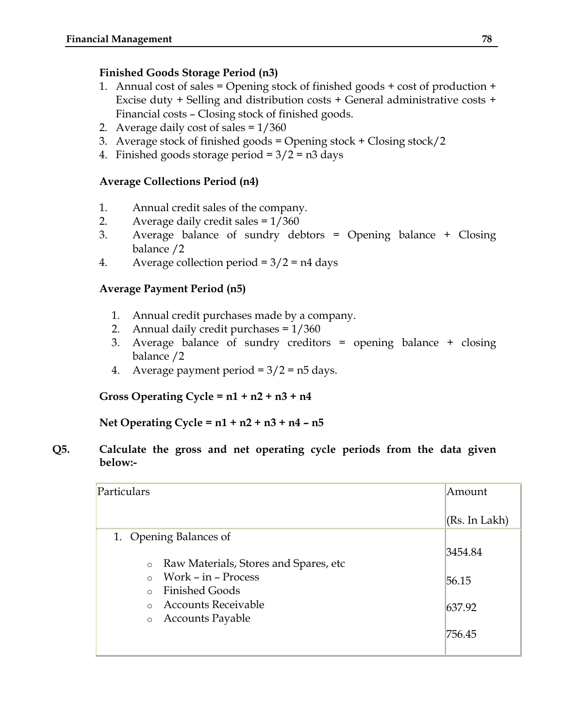**Finished Goods Storage Period (n3)**

1. Annual cost of sales = Opening stock of finished goods + cost of production + Excise duty + Selling and distribution costs + General administrative costs + Financial costs – Closing stock of finished goods.
2. Average daily cost of sales = 1/360
3. Average stock of finished goods = Opening stock + Closing stock/2
4. Finished goods storage period = 3/2 = n3 days

**Average Collections Period (n4)**

1. Annual credit sales of the company.
2. Average daily credit sales = 1/360
3. Average balance of sundry debtors = Opening balance + Closing balance /2
4. Average collection period = 3/2 = n4 days

**Average Payment Period (n5)**

1. Annual credit purchases made by a company.
2. Annual daily credit purchases = 1/360
3. Average balance of sundry creditors = opening balance + closing balance /2
4. Average payment period = 3/2 = n5 days.

**Gross Operating Cycle = n1 + n2 + n3 + n4**

**Net Operating Cycle = n1 + n2 + n3 + n4 – n5**

**Q5. Calculate the gross and net operating cycle periods from the data given below:-**

| Particulars | Amount (Rs. In Lakh) |
|---|---|
| 1. Opening Balances of | |
| ○ Raw Materials, Stores and Spares, etc | 3454.84 |
| ○ Work – in – Process | 56.15 |
| ○ Finished Goods | 637.92 |
| ○ Accounts Receivable | 756.45 |
| ○ Accounts Payable | |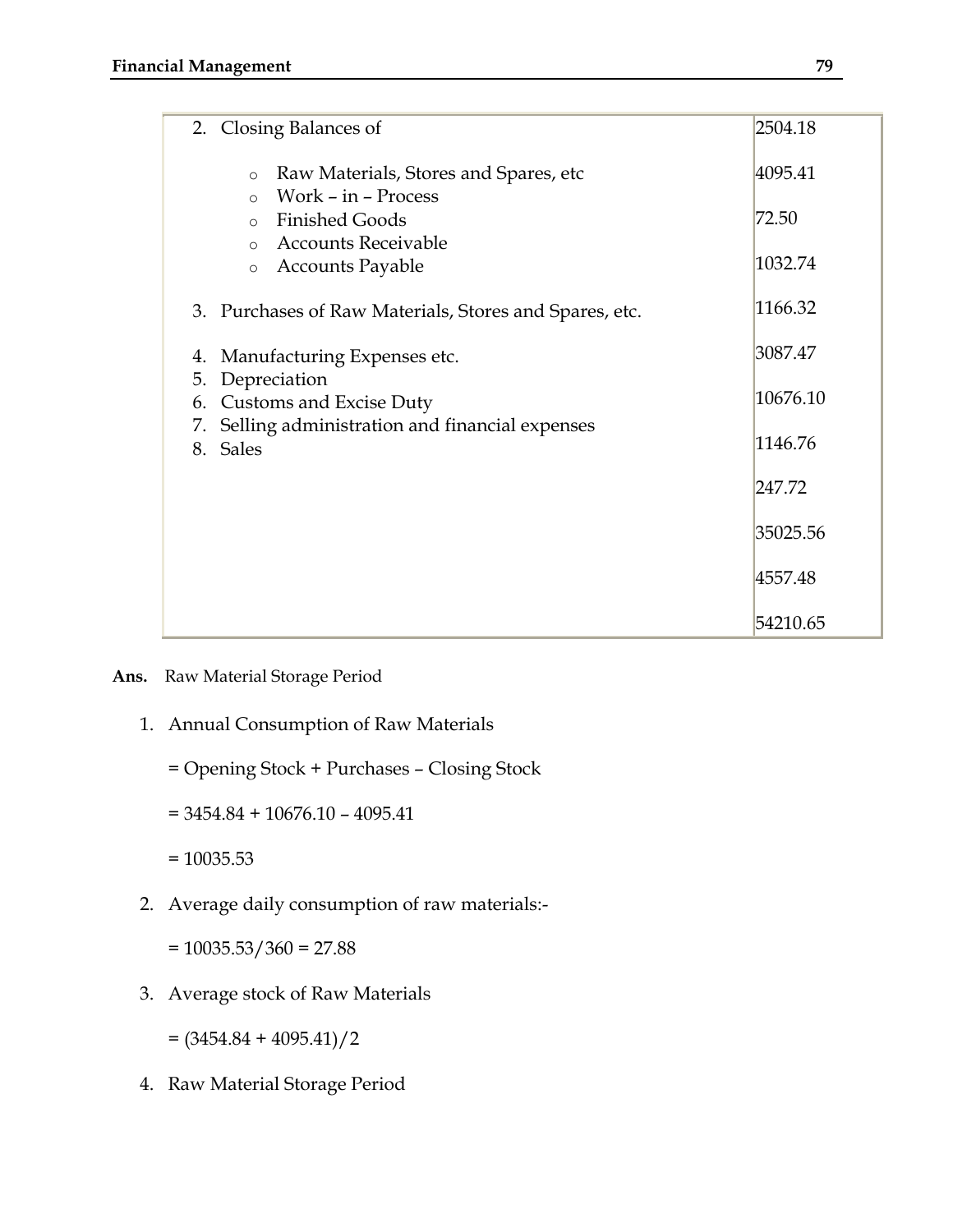| | |
|---|---|
| 2. Closing Balances of<br>  ○ Raw Materials, Stores and Spares, etc<br>  ○ Work – in – Process<br>  ○ Finished Goods<br>  ○ Accounts Receivable<br>  ○ Accounts Payable<br>3. Purchases of Raw Materials, Stores and Spares, etc.<br>4. Manufacturing Expenses etc.<br>5. Depreciation<br>6. Customs and Excise Duty<br>7. Selling administration and financial expenses<br>8. Sales | 2504.18<br>4095.41<br>72.50<br>1032.74<br>1166.32<br>3087.47<br>10676.10<br>1146.76<br>247.72<br>35025.56<br>4557.48<br>54210.65 |

**Ans.** Raw Material Storage Period

1. Annual Consumption of Raw Materials

   = Opening Stock + Purchases – Closing Stock

   = 3454.84 + 10676.10 – 4095.41

   = 10035.53

2. Average daily consumption of raw materials:-

   = 10035.53/360 = 27.88

3. Average stock of Raw Materials

   = (3454.84 + 4095.41)/2

4. Raw Material Storage Period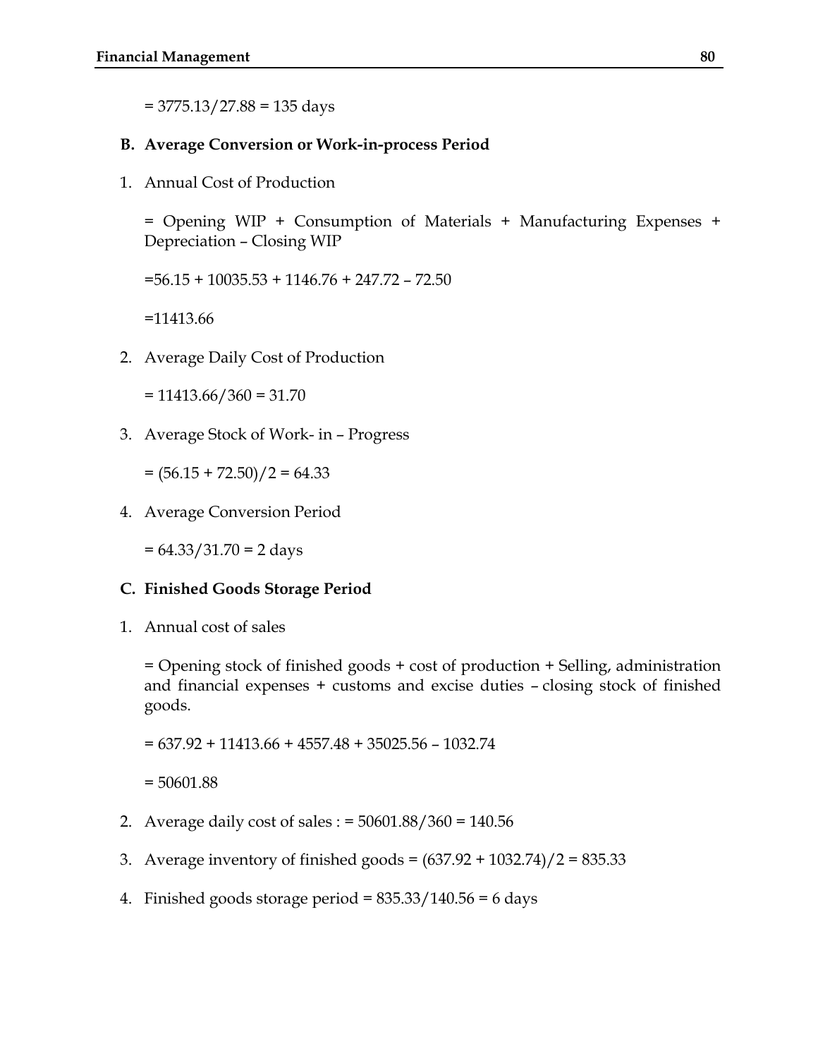= 3775.13/27.88 = 135 days

**B. Average Conversion or Work-in-process Period**

1. Annual Cost of Production

   = Opening WIP + Consumption of Materials + Manufacturing Expenses + Depreciation – Closing WIP

   =56.15 + 10035.53 + 1146.76 + 247.72 – 72.50

   =11413.66

2. Average Daily Cost of Production

   = 11413.66/360 = 31.70

3. Average Stock of Work- in – Progress

   = (56.15 + 72.50)/2 = 64.33

4. Average Conversion Period

   = 64.33/31.70 = 2 days

**C. Finished Goods Storage Period**

1. Annual cost of sales

   = Opening stock of finished goods + cost of production + Selling, administration and financial expenses + customs and excise duties – closing stock of finished goods.

   = 637.92 + 11413.66 + 4557.48 + 35025.56 – 1032.74

   = 50601.88

2. Average daily cost of sales : = 50601.88/360 = 140.56

3. Average inventory of finished goods = (637.92 + 1032.74)/2 = 835.33

4. Finished goods storage period = 835.33/140.56 = 6 days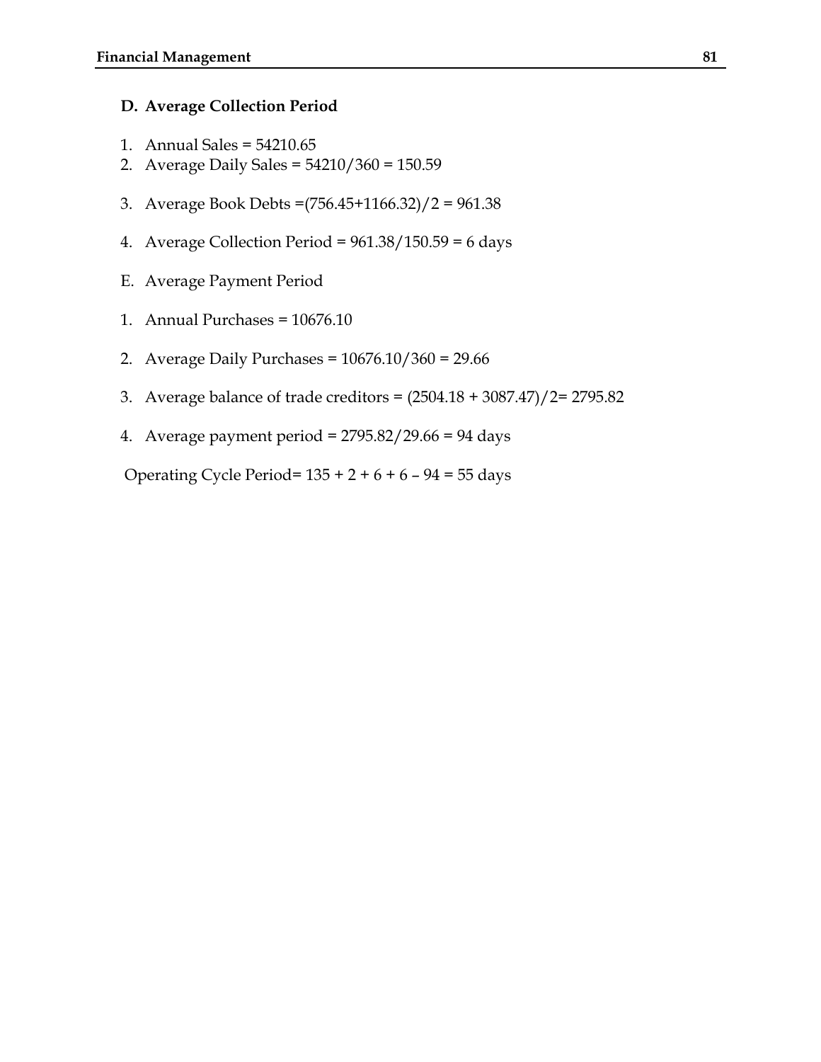### D. Average Collection Period

1. Annual Sales = 54210.65
2. Average Daily Sales = 54210/360 = 150.59
3. Average Book Debts =(756.45+1166.32)/2 = 961.38
4. Average Collection Period = 961.38/150.59 = 6 days

E. Average Payment Period

1. Annual Purchases = 10676.10
2. Average Daily Purchases = 10676.10/360 = 29.66
3. Average balance of trade creditors = (2504.18 + 3087.47)/2= 2795.82
4. Average payment period = 2795.82/29.66 = 94 days

Operating Cycle Period= 135 + 2 + 6 + 6 – 94 = 55 days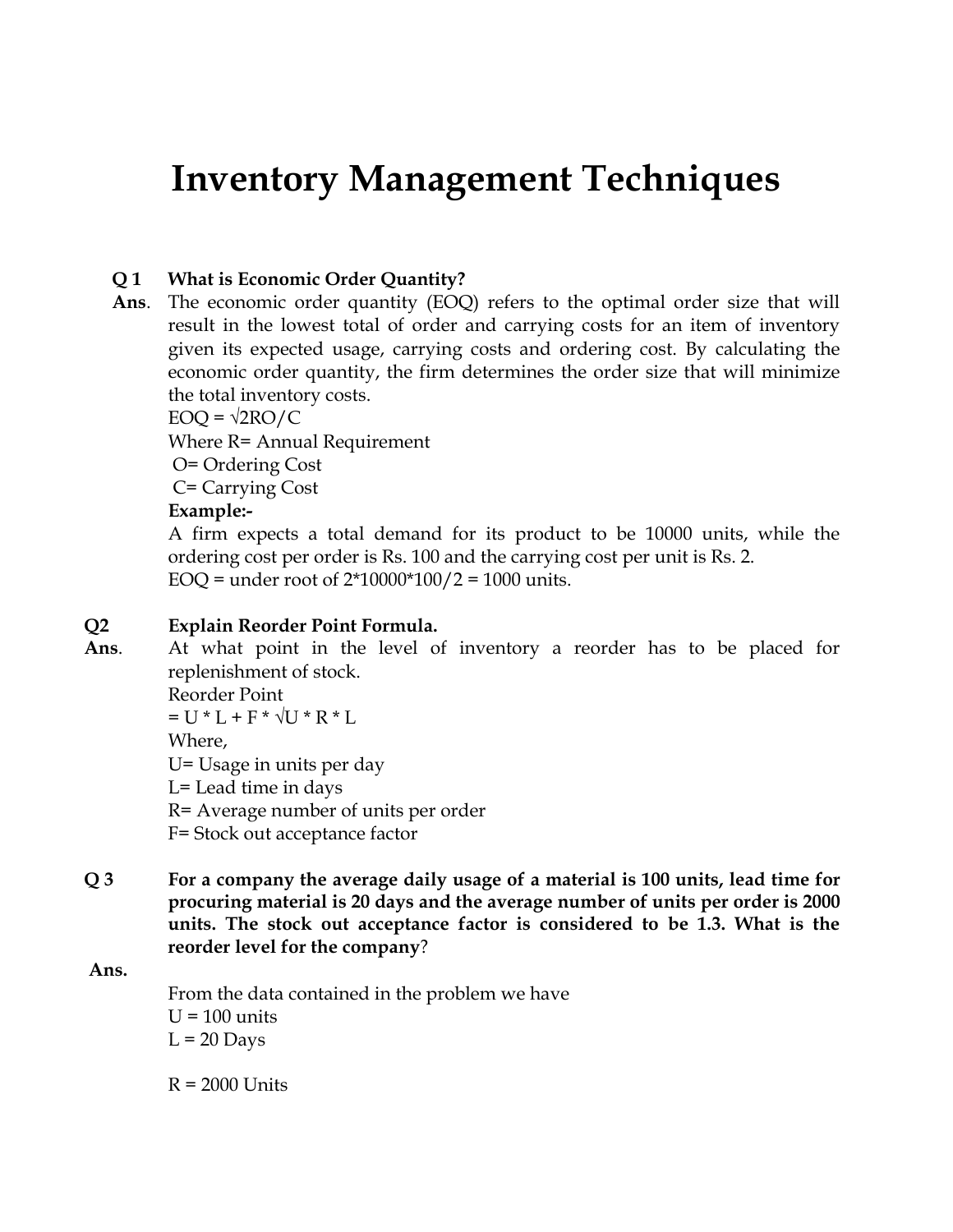# Inventory Management Techniques

**Q 1 What is Economic Order Quantity?**

**Ans**. The economic order quantity (EOQ) refers to the optimal order size that will result in the lowest total of order and carrying costs for an item of inventory given its expected usage, carrying costs and ordering cost. By calculating the economic order quantity, the firm determines the order size that will minimize the total inventory costs.

EOQ = $\sqrt{2RO/C}$

Where R= Annual Requirement

O= Ordering Cost

C= Carrying Cost

**Example:-**

A firm expects a total demand for its product to be 10000 units, while the ordering cost per order is Rs. 100 and the carrying cost per unit is Rs. 2.

EOQ = under root of 2*10000*100/2 = 1000 units.

**Q2 Explain Reorder Point Formula.**

**Ans**. At what point in the level of inventory a reorder has to be placed for replenishment of stock.

Reorder Point

= $U * L + F * \sqrt{U * R * L}$

Where,

U= Usage in units per day

L= Lead time in days

R= Average number of units per order

F= Stock out acceptance factor

**Q 3 For a company the average daily usage of a material is 100 units, lead time for procuring material is 20 days and the average number of units per order is 2000 units. The stock out acceptance factor is considered to be 1.3. What is the reorder level for the company?**

**Ans.**

From the data contained in the problem we have

U = 100 units

L = 20 Days

R = 2000 Units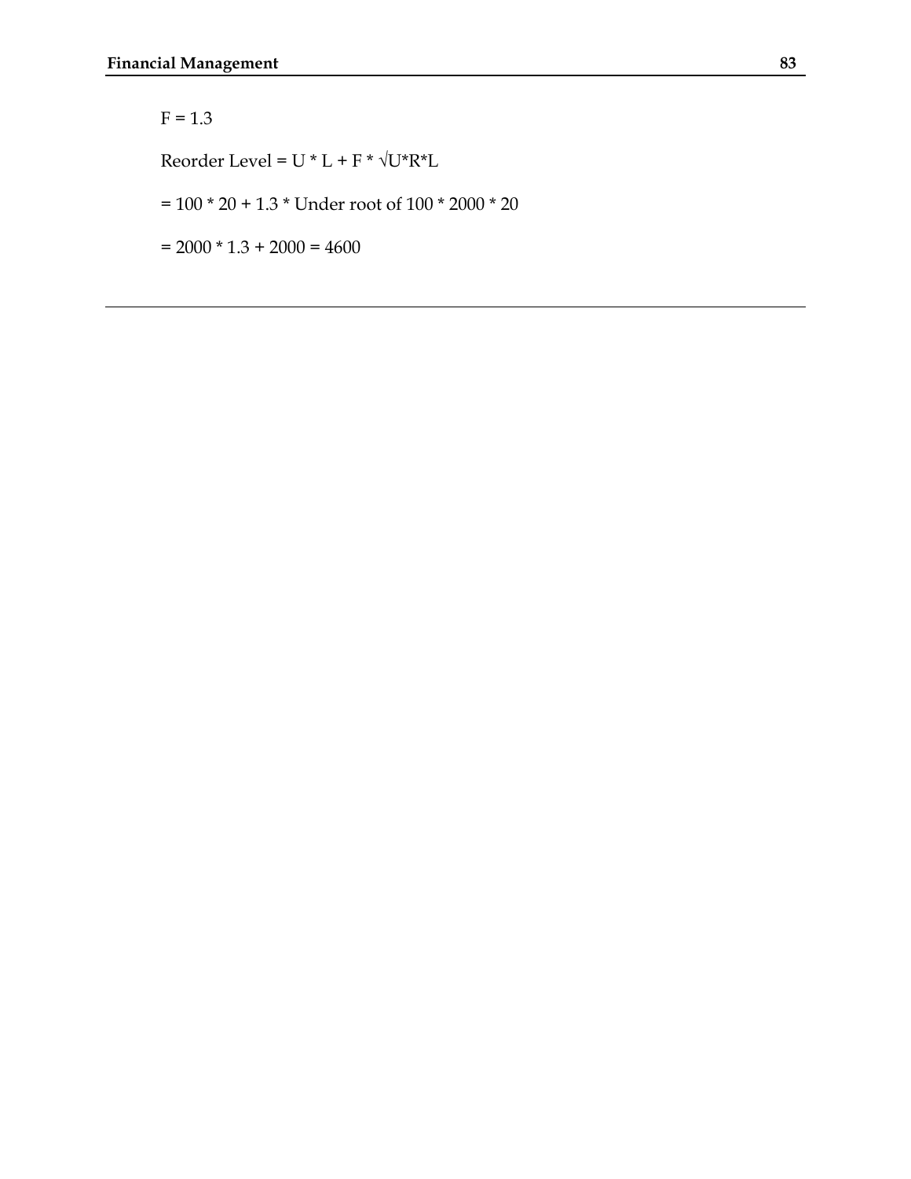$F = 1.3$

Reorder Level = $U * L + F * \sqrt{U*R*L}$

= 100 * 20 + 1.3 * Under root of 100 * 2000 * 20

= 2000 * 1.3 + 2000 = 4600

---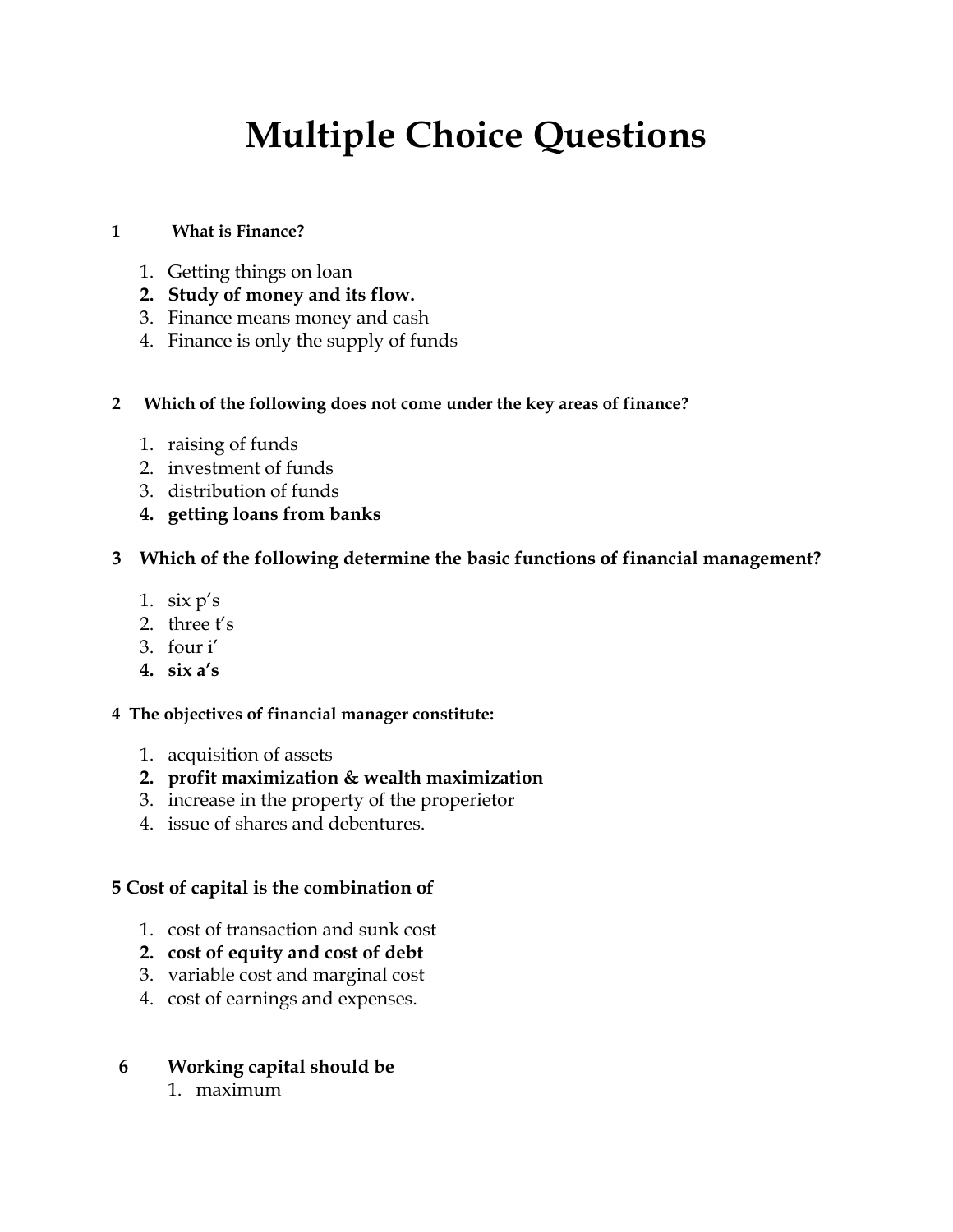# Multiple Choice Questions

**1 What is Finance?**

1. Getting things on loan
2. **Study of money and its flow.**
3. Finance means money and cash
4. Finance is only the supply of funds

**2 Which of the following does not come under the key areas of finance?**

1. raising of funds
2. investment of funds
3. distribution of funds
4. **getting loans from banks**

**3 Which of the following determine the basic functions of financial management?**

1. six p's
2. three t's
3. four i'
4. **six a's**

**4 The objectives of financial manager constitute:**

1. acquisition of assets
2. **profit maximization & wealth maximization**
3. increase in the property of the properietor
4. issue of shares and debentures.

**5 Cost of capital is the combination of**

1. cost of transaction and sunk cost
2. **cost of equity and cost of debt**
3. variable cost and marginal cost
4. cost of earnings and expenses.

**6 Working capital should be**

1. maximum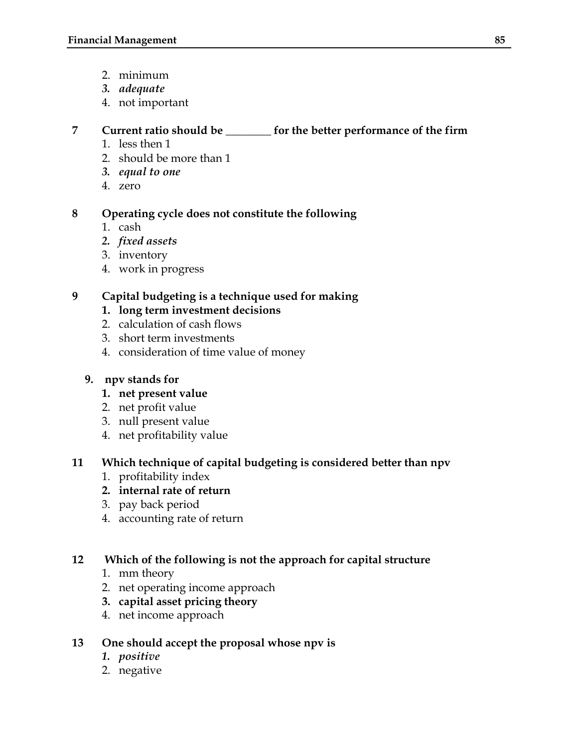2. minimum
3. ***adequate***
4. not important

**7 Current ratio should be ________ for the better performance of the firm**

1. less then 1
2. should be more than 1
3. ***equal to one***
4. zero

**8 Operating cycle does not constitute the following**

1. cash
2. ***fixed assets***
3. inventory
4. work in progress

**9 Capital budgeting is a technique used for making**

1. **long term investment decisions**
2. calculation of cash flows
3. short term investments
4. consideration of time value of money

**9. npv stands for**

1. **net present value**
2. net profit value
3. null present value
4. net profitability value

**11 Which technique of capital budgeting is considered better than npv**

1. profitability index
2. **internal rate of return**
3. pay back period
4. accounting rate of return

**12 Which of the following is not the approach for capital structure**

1. mm theory
2. net operating income approach
3. **capital asset pricing theory**
4. net income approach

**13 One should accept the proposal whose npv is**

1. ***positive***
2. negative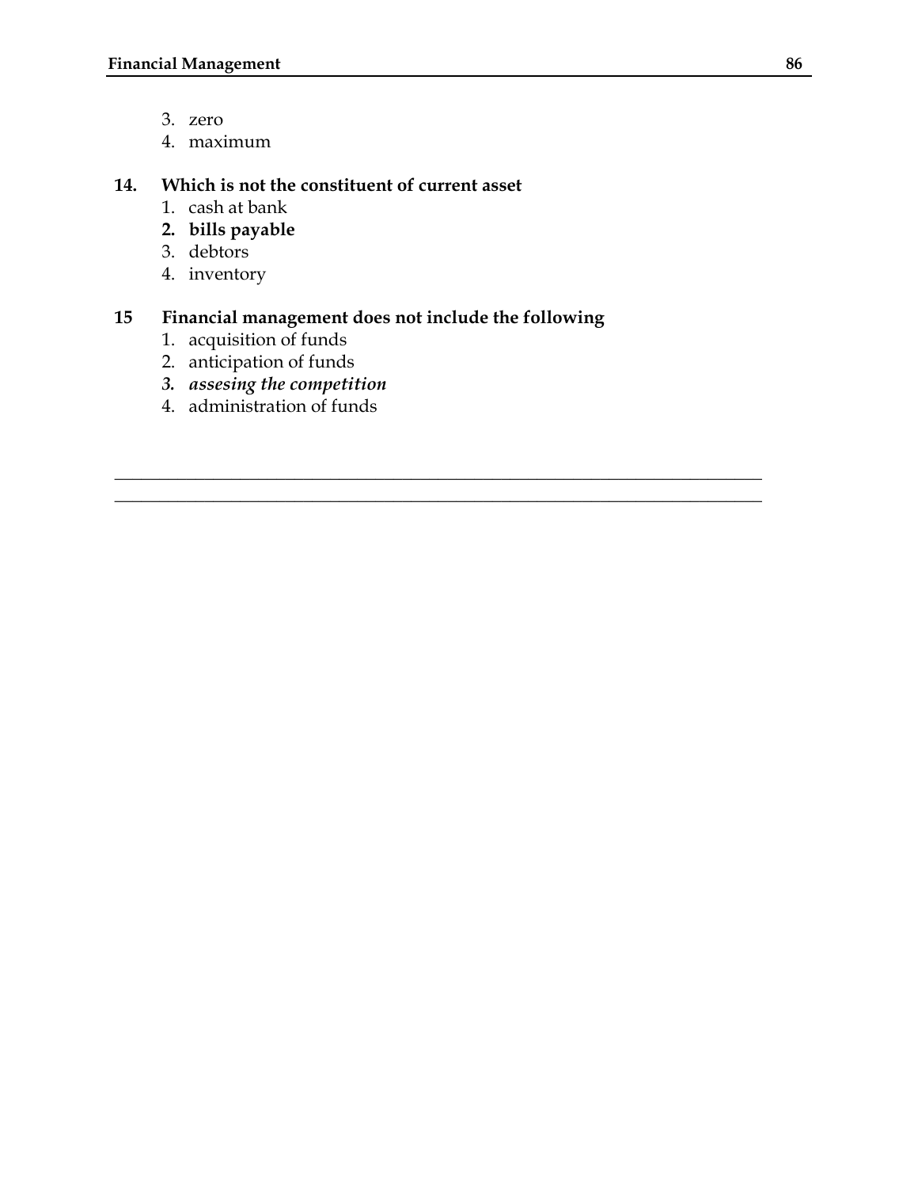3. zero
4. maximum

**14. Which is not the constituent of current asset**

1. cash at bank
2. **bills payable**
3. debtors
4. inventory

**15 Financial management does not include the following**

1. acquisition of funds
2. anticipation of funds
3. ***assesing the competition***
4. administration of funds

---

---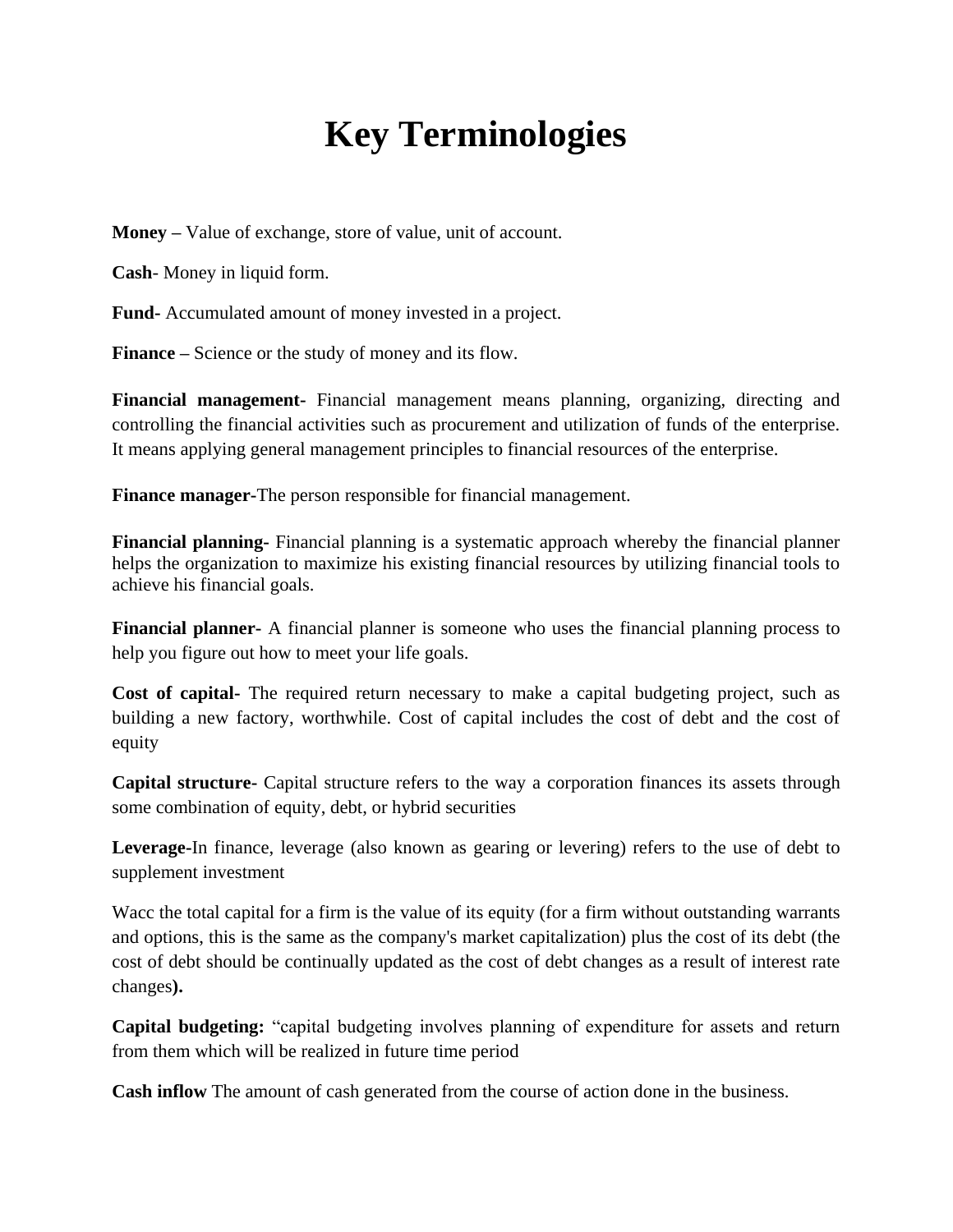# Key Terminologies

**Money –** Value of exchange, store of value, unit of account.

**Cash**- Money in liquid form.

**Fund-** Accumulated amount of money invested in a project.

**Finance –** Science or the study of money and its flow.

**Financial management-** Financial management means planning, organizing, directing and controlling the financial activities such as procurement and utilization of funds of the enterprise. It means applying general management principles to financial resources of the enterprise.

**Finance manager-**The person responsible for financial management.

**Financial planning-** Financial planning is a systematic approach whereby the financial planner helps the organization to maximize his existing financial resources by utilizing financial tools to achieve his financial goals.

**Financial planner-** A financial planner is someone who uses the financial planning process to help you figure out how to meet your life goals.

**Cost of capital-** The required return necessary to make a capital budgeting project, such as building a new factory, worthwhile. Cost of capital includes the cost of debt and the cost of equity

**Capital structure-** Capital structure refers to the way a corporation finances its assets through some combination of equity, debt, or hybrid securities

**Leverage-**In finance, leverage (also known as gearing or levering) refers to the use of debt to supplement investment

Wacc the total capital for a firm is the value of its equity (for a firm without outstanding warrants and options, this is the same as the company's market capitalization) plus the cost of its debt (the cost of debt should be continually updated as the cost of debt changes as a result of interest rate changes**).**

**Capital budgeting:** "capital budgeting involves planning of expenditure for assets and return from them which will be realized in future time period

**Cash inflow** The amount of cash generated from the course of action done in the business.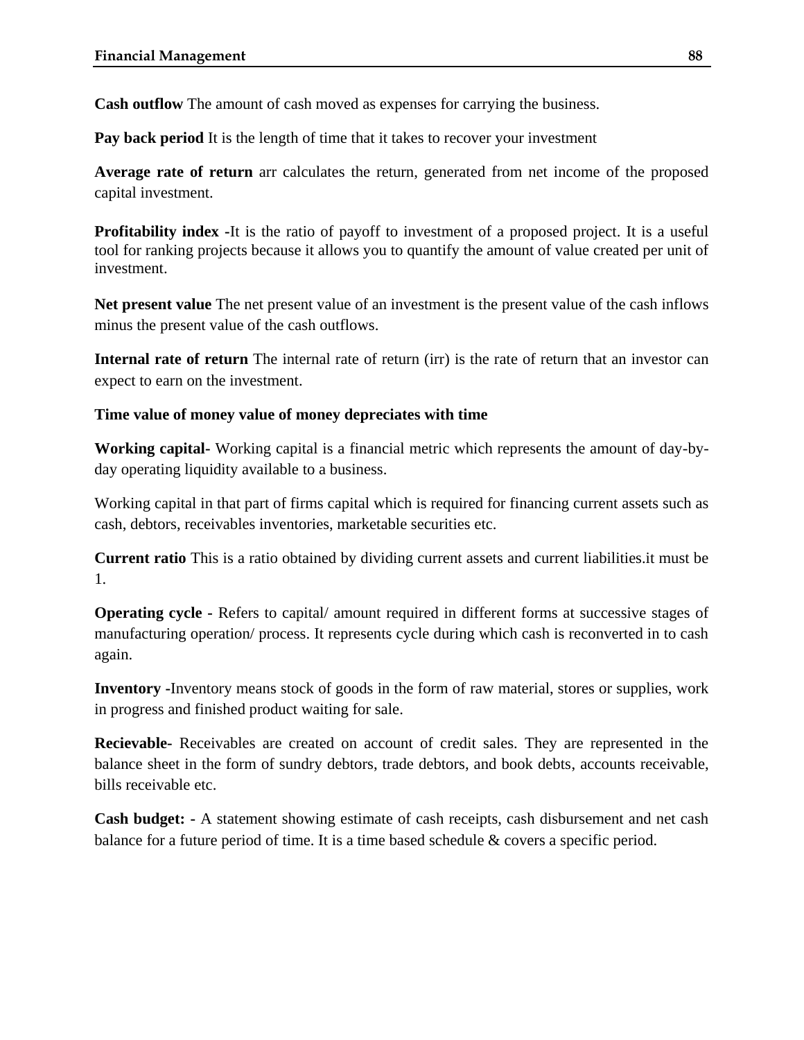**Cash outflow** The amount of cash moved as expenses for carrying the business.

**Pay back period** It is the length of time that it takes to recover your investment

**Average rate of return** arr calculates the return, generated from net income of the proposed capital investment.

**Profitability index -**It is the ratio of payoff to investment of a proposed project. It is a useful tool for ranking projects because it allows you to quantify the amount of value created per unit of investment.

**Net present value** The net present value of an investment is the present value of the cash inflows minus the present value of the cash outflows.

**Internal rate of return** The internal rate of return (irr) is the rate of return that an investor can expect to earn on the investment.

**Time value of money value of money depreciates with time**

**Working capital-** Working capital is a financial metric which represents the amount of day-by-day operating liquidity available to a business.

Working capital in that part of firms capital which is required for financing current assets such as cash, debtors, receivables inventories, marketable securities etc.

**Current ratio** This is a ratio obtained by dividing current assets and current liabilities.it must be 1.

**Operating cycle -** Refers to capital/ amount required in different forms at successive stages of manufacturing operation/ process. It represents cycle during which cash is reconverted in to cash again.

**Inventory -**Inventory means stock of goods in the form of raw material, stores or supplies, work in progress and finished product waiting for sale.

**Recievable-** Receivables are created on account of credit sales. They are represented in the balance sheet in the form of sundry debtors, trade debtors, and book debts, accounts receivable, bills receivable etc.

**Cash budget: -** A statement showing estimate of cash receipts, cash disbursement and net cash balance for a future period of time. It is a time based schedule & covers a specific period.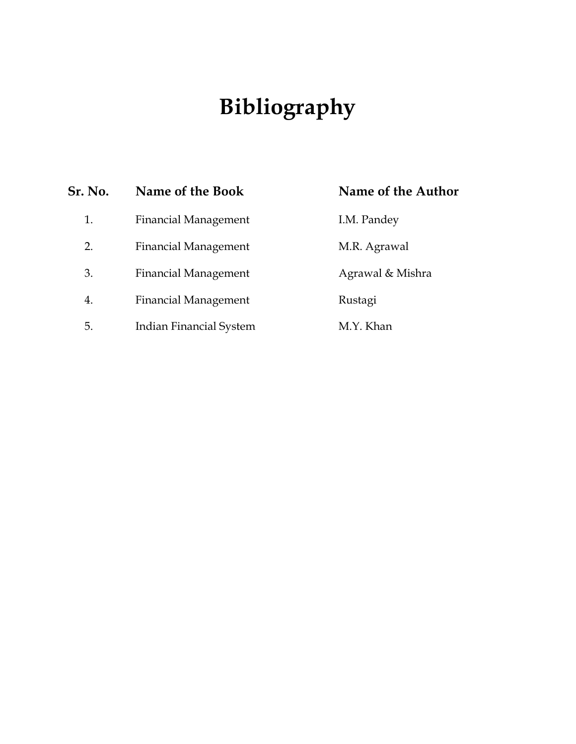# Bibliography

| Sr. No. | Name of the Book | Name of the Author |
| --- | --- | --- |
| 1. | Financial Management | I.M. Pandey |
| 2. | Financial Management | M.R. Agrawal |
| 3. | Financial Management | Agrawal & Mishra |
| 4. | Financial Management | Rustagi |
| 5. | Indian Financial System | M.Y. Khan |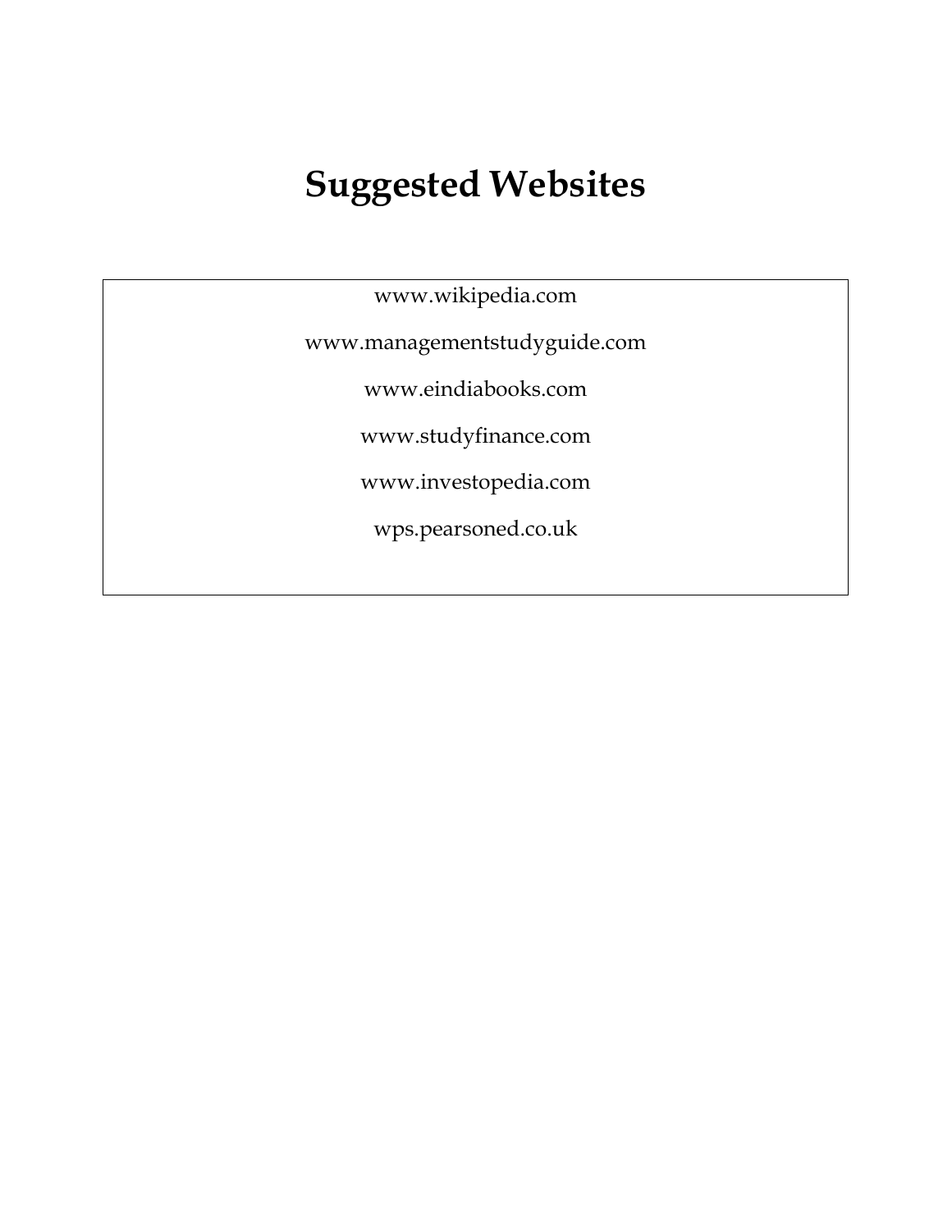# Suggested Websites

www.wikipedia.com

www.managementstudyguide.com

www.eindiabooks.com

www.studyfinance.com

www.investopedia.com

wps.pearsoned.co.uk